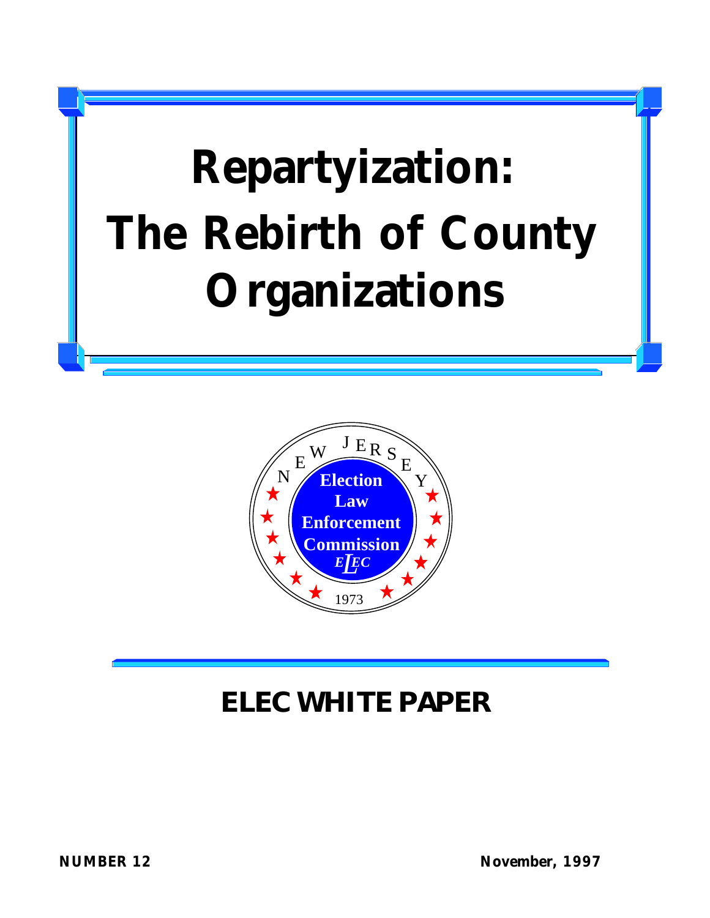# Repartyization: The Rebirth of County Organizations

NEW JERSEY

Election Law Enforcement Commission

ELEC

1973

## ELEC WHITE PAPER

**NUMBER 12**

**November, 1997**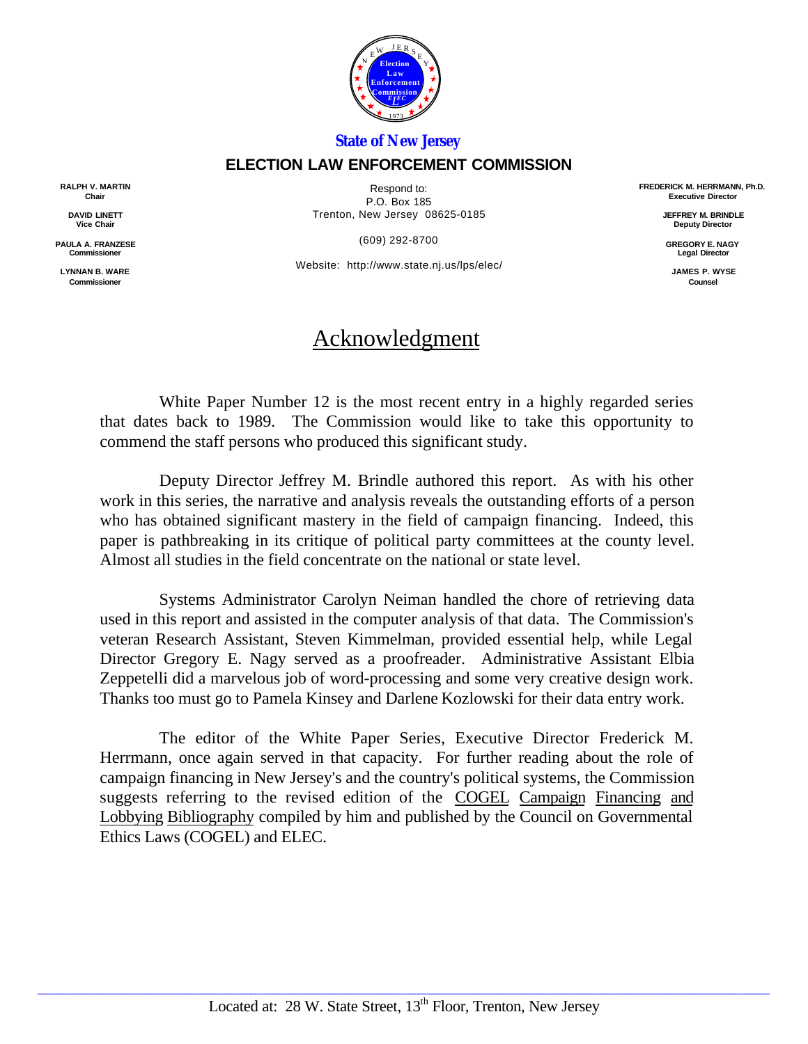**State of New Jersey**

**ELECTION LAW ENFORCEMENT COMMISSION**

**RALPH V. MARTIN**
**Chair**

**DAVID LINETT**
**Vice Chair**

**PAULA A. FRANZESE**
**Commissioner**

**LYNNAN B. WARE**
**Commissioner**

Respond to:
P.O. Box 185
Trenton, New Jersey 08625-0185

(609) 292-8700

Website: http://www.state.nj.us/lps/elec/

**FREDERICK M. HERRMANN, Ph.D.**
**Executive Director**

**JEFFREY M. BRINDLE**
**Deputy Director**

**GREGORY E. NAGY**
**Legal Director**

**JAMES P. WYSE**
**Counsel**

# Acknowledgment

White Paper Number 12 is the most recent entry in a highly regarded series that dates back to 1989. The Commission would like to take this opportunity to commend the staff persons who produced this significant study.

Deputy Director Jeffrey M. Brindle authored this report. As with his other work in this series, the narrative and analysis reveals the outstanding efforts of a person who has obtained significant mastery in the field of campaign financing. Indeed, this paper is pathbreaking in its critique of political party committees at the county level. Almost all studies in the field concentrate on the national or state level.

Systems Administrator Carolyn Neiman handled the chore of retrieving data used in this report and assisted in the computer analysis of that data. The Commission's veteran Research Assistant, Steven Kimmelman, provided essential help, while Legal Director Gregory E. Nagy served as a proofreader. Administrative Assistant Elbia Zeppetelli did a marvelous job of word-processing and some very creative design work. Thanks too must go to Pamela Kinsey and Darlene Kozlowski for their data entry work.

The editor of the White Paper Series, Executive Director Frederick M. Herrmann, once again served in that capacity. For further reading about the role of campaign financing in New Jersey's and the country's political systems, the Commission suggests referring to the revised edition of the COGEL Campaign Financing and Lobbying Bibliography compiled by him and published by the Council on Governmental Ethics Laws (COGEL) and ELEC.

Located at: 28 W. State Street, 13th Floor, Trenton, New Jersey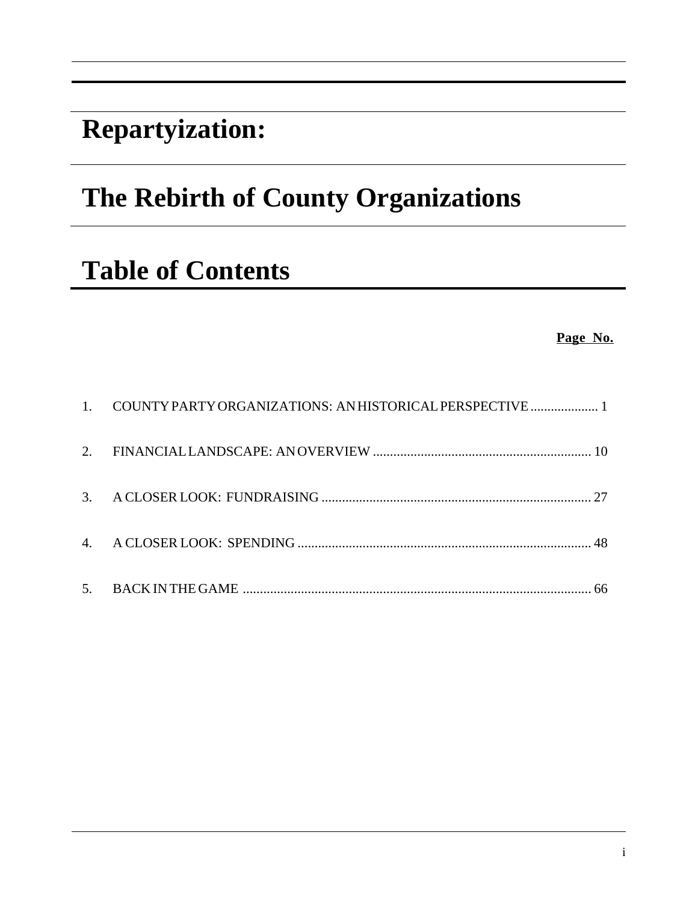# Repartyization:

# The Rebirth of County Organizations

## Table of Contents

**Page No.**

1. COUNTY PARTY ORGANIZATIONS: AN HISTORICAL PERSPECTIVE .................... 1
2. FINANCIAL LANDSCAPE: AN OVERVIEW ................................................................ 10
3. A CLOSER LOOK: FUNDRAISING ............................................................................... 27
4. A CLOSER LOOK: SPENDING ...................................................................................... 48
5. BACK IN THE GAME ...................................................................................................... 66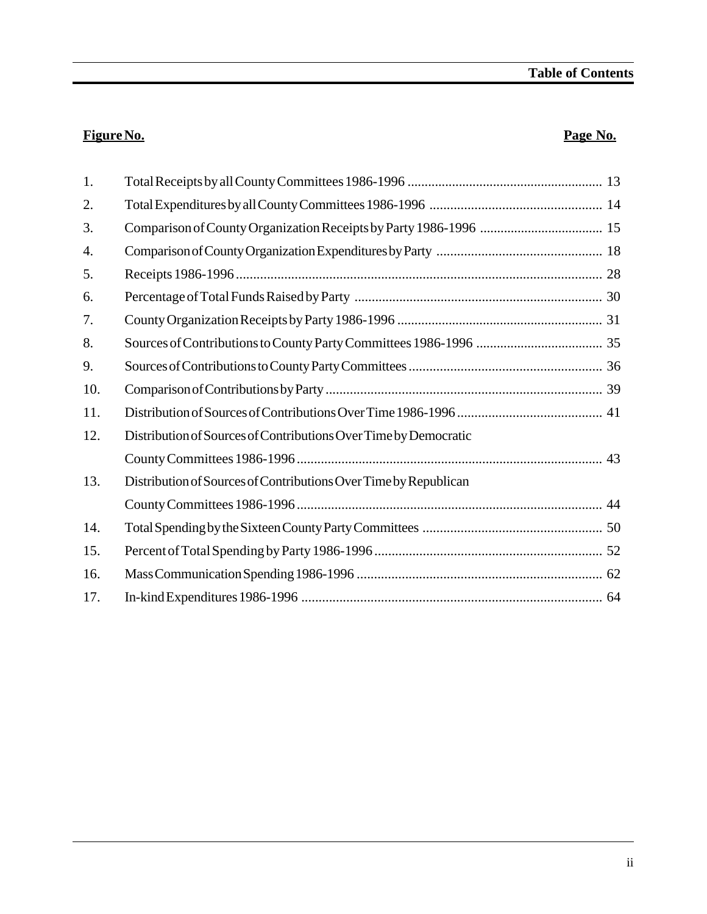## Table of Contents

| Figure No. | | Page No. |
|---|---|---|
| 1. | Total Receipts by all County Committees 1986-1996 | 13 |
| 2. | Total Expenditures by all County Committees 1986-1996 | 14 |
| 3. | Comparison of County Organization Receipts by Party 1986-1996 | 15 |
| 4. | Comparison of County Organization Expenditures by Party | 18 |
| 5. | Receipts 1986-1996 | 28 |
| 6. | Percentage of Total Funds Raised by Party | 30 |
| 7. | County Organization Receipts by Party 1986-1996 | 31 |
| 8. | Sources of Contributions to County Party Committees 1986-1996 | 35 |
| 9. | Sources of Contributions to County Party Committees | 36 |
| 10. | Comparison of Contributions by Party | 39 |
| 11. | Distribution of Sources of Contributions Over Time 1986-1996 | 41 |
| 12. | Distribution of Sources of Contributions Over Time by Democratic County Committees 1986-1996 | 43 |
| 13. | Distribution of Sources of Contributions Over Time by Republican County Committees 1986-1996 | 44 |
| 14. | Total Spending by the Sixteen County Party Committees | 50 |
| 15. | Percent of Total Spending by Party 1986-1996 | 52 |
| 16. | Mass Communication Spending 1986-1996 | 62 |
| 17. | In-kind Expenditures 1986-1996 | 64 |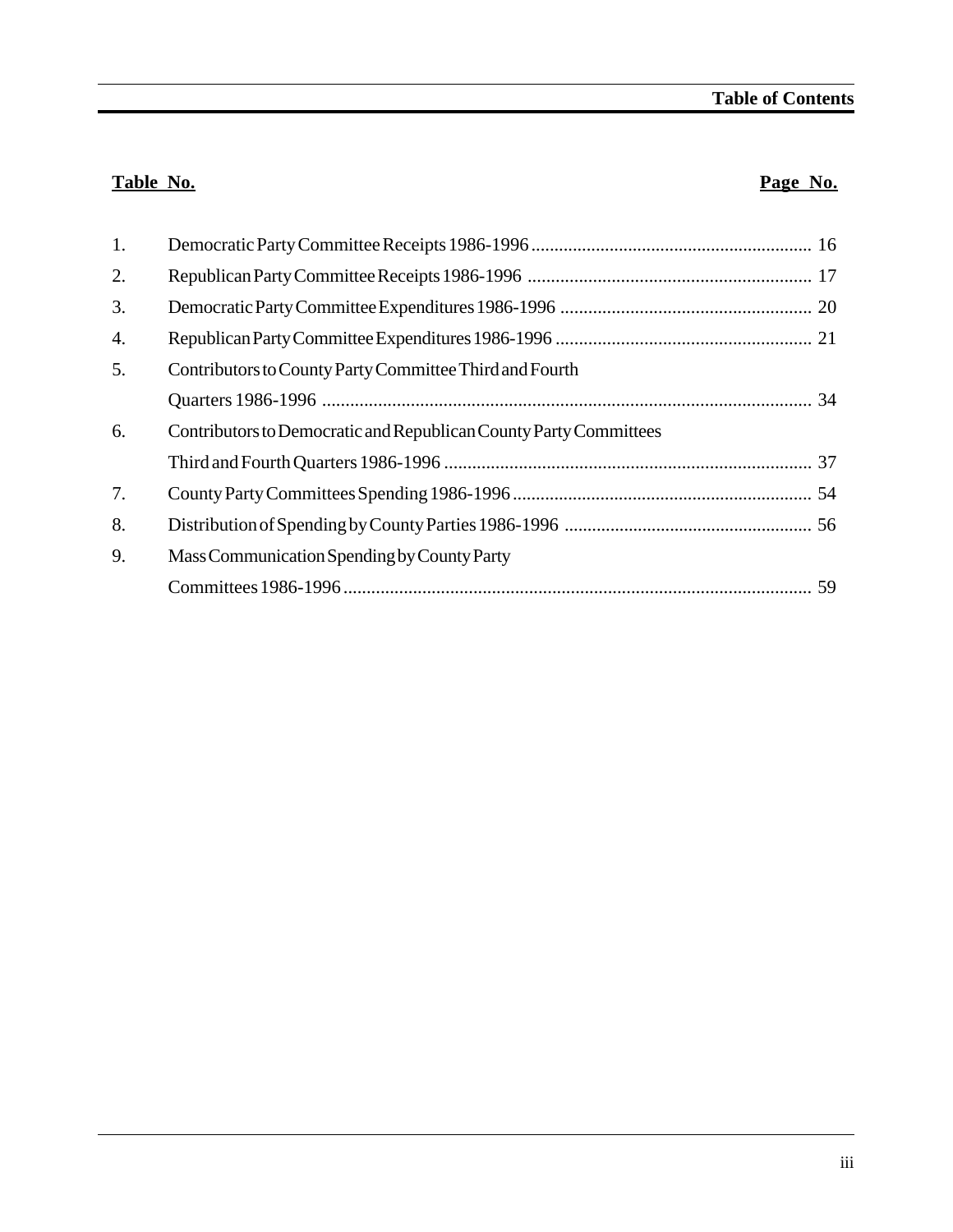## Table of Contents

| Table No. | | Page No. |
|---|---|---|
| 1. | Democratic Party Committee Receipts 1986-1996 | 16 |
| 2. | Republican Party Committee Receipts 1986-1996 | 17 |
| 3. | Democratic Party Committee Expenditures 1986-1996 | 20 |
| 4. | Republican Party Committee Expenditures 1986-1996 | 21 |
| 5. | Contributors to County Party Committee Third and Fourth Quarters 1986-1996 | 34 |
| 6. | Contributors to Democratic and Republican County Party Committees Third and Fourth Quarters 1986-1996 | 37 |
| 7. | County Party Committees Spending 1986-1996 | 54 |
| 8. | Distribution of Spending by County Parties 1986-1996 | 56 |
| 9. | Mass Communication Spending by County Party Committees 1986-1996 | 59 |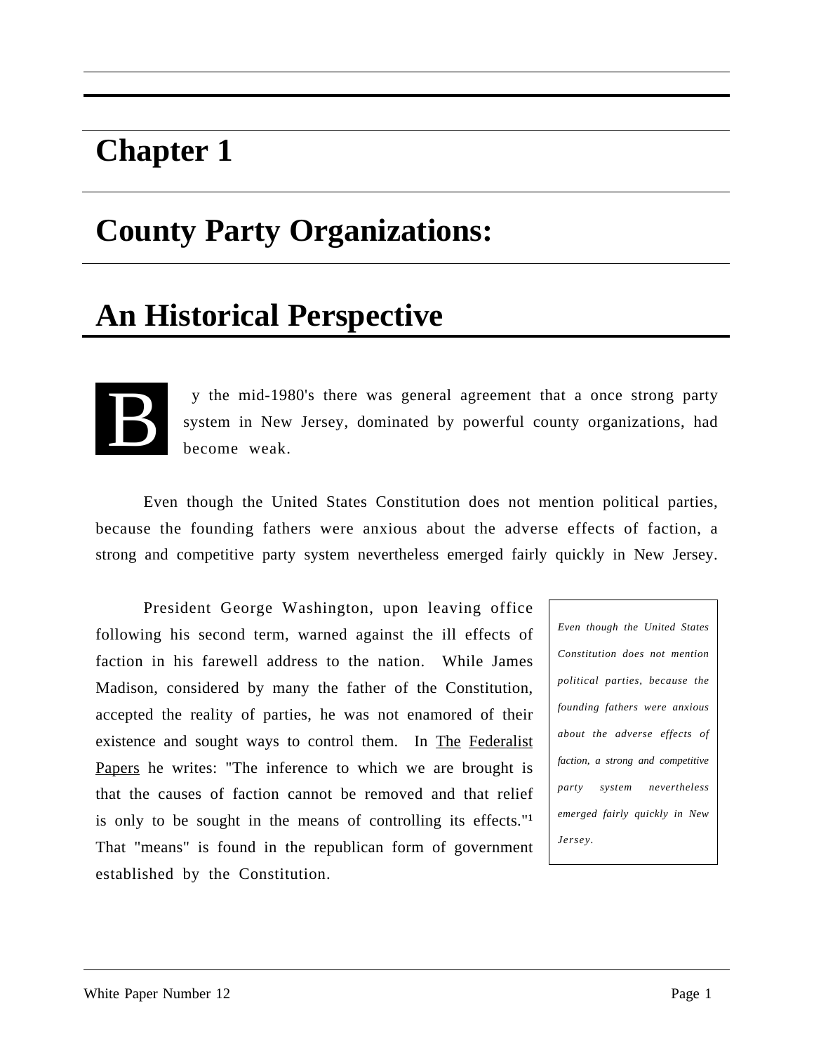# Chapter 1

# County Party Organizations:

# An Historical Perspective

By the mid-1980's there was general agreement that a once strong party system in New Jersey, dominated by powerful county organizations, had become weak.

Even though the United States Constitution does not mention political parties, because the founding fathers were anxious about the adverse effects of faction, a strong and competitive party system nevertheless emerged fairly quickly in New Jersey.

> *Even though the United States Constitution does not mention political parties, because the founding fathers were anxious about the adverse effects of faction, a strong and competitive party system nevertheless emerged fairly quickly in New Jersey.*

President George Washington, upon leaving office following his second term, warned against the ill effects of faction in his farewell address to the nation. While James Madison, considered by many the father of the Constitution, accepted the reality of parties, he was not enamored of their existence and sought ways to control them. In The Federalist Papers he writes: "The inference to which we are brought is that the causes of faction cannot be removed and that relief is only to be sought in the means of controlling its effects."[1] That "means" is found in the republican form of government established by the Constitution.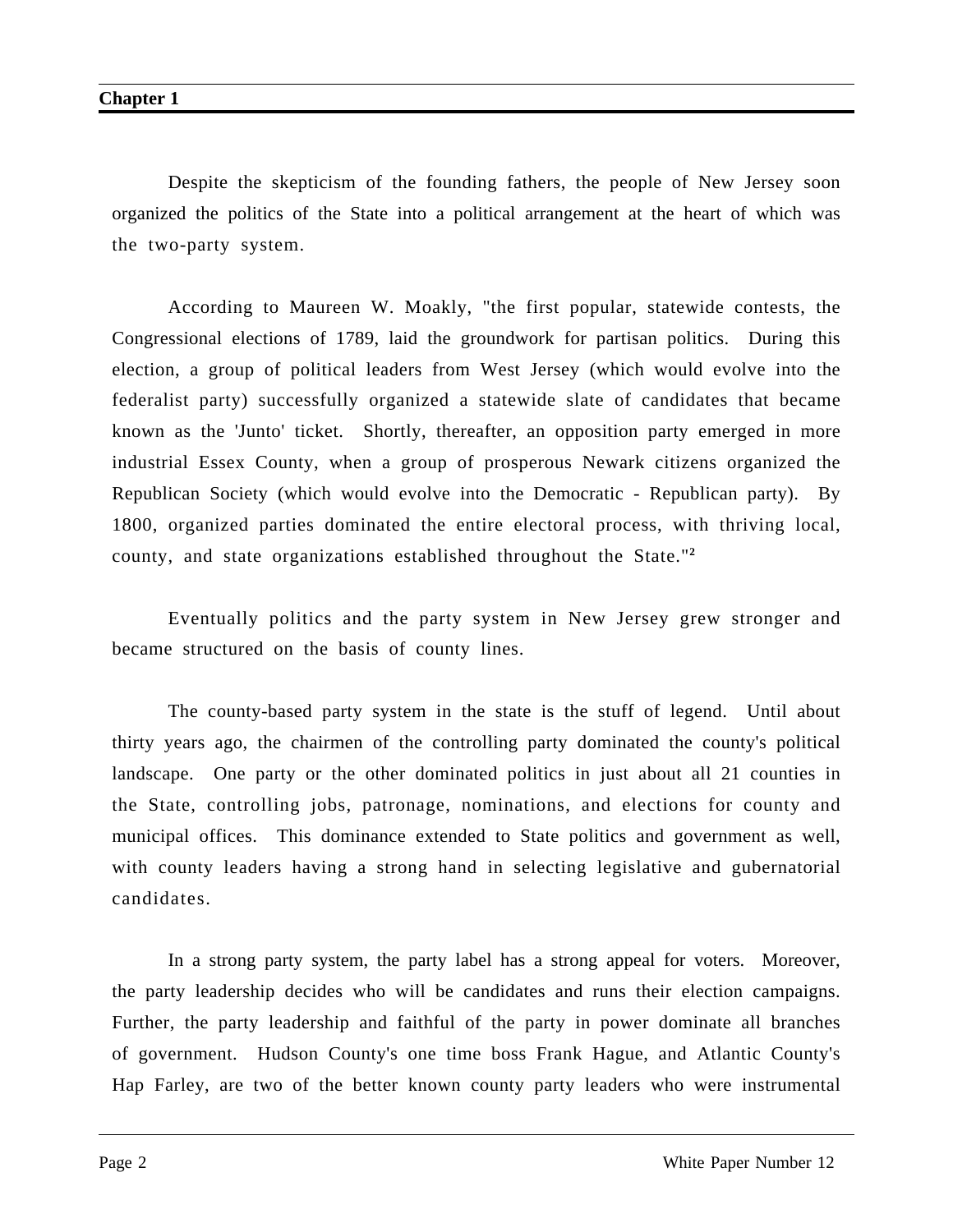Despite the skepticism of the founding fathers, the people of New Jersey soon organized the politics of the State into a political arrangement at the heart of which was the two-party system.

According to Maureen W. Moakly, "the first popular, statewide contests, the Congressional elections of 1789, laid the groundwork for partisan politics. During this election, a group of political leaders from West Jersey (which would evolve into the federalist party) successfully organized a statewide slate of candidates that became known as the 'Junto' ticket. Shortly, thereafter, an opposition party emerged in more industrial Essex County, when a group of prosperous Newark citizens organized the Republican Society (which would evolve into the Democratic - Republican party). By 1800, organized parties dominated the entire electoral process, with thriving local, county, and state organizations established throughout the State."[2]

Eventually politics and the party system in New Jersey grew stronger and became structured on the basis of county lines.

The county-based party system in the state is the stuff of legend. Until about thirty years ago, the chairmen of the controlling party dominated the county's political landscape. One party or the other dominated politics in just about all 21 counties in the State, controlling jobs, patronage, nominations, and elections for county and municipal offices. This dominance extended to State politics and government as well, with county leaders having a strong hand in selecting legislative and gubernatorial candidates.

In a strong party system, the party label has a strong appeal for voters. Moreover, the party leadership decides who will be candidates and runs their election campaigns. Further, the party leadership and faithful of the party in power dominate all branches of government. Hudson County's one time boss Frank Hague, and Atlantic County's Hap Farley, are two of the better known county party leaders who were instrumental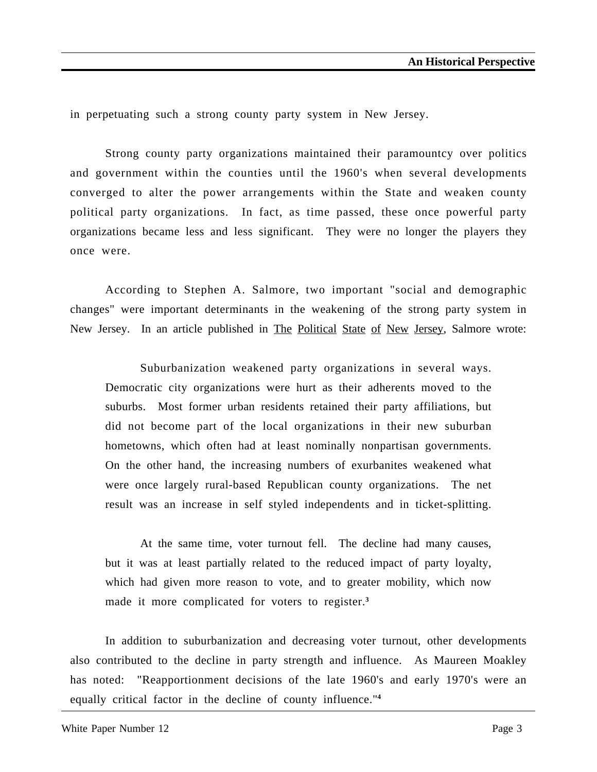in perpetuating such a strong county party system in New Jersey.

Strong county party organizations maintained their paramountcy over politics and government within the counties until the 1960's when several developments converged to alter the power arrangements within the State and weaken county political party organizations. In fact, as time passed, these once powerful party organizations became less and less significant. They were no longer the players they once were.

According to Stephen A. Salmore, two important "social and demographic changes" were important determinants in the weakening of the strong party system in New Jersey. In an article published in The Political State of New Jersey, Salmore wrote:

> Suburbanization weakened party organizations in several ways. Democratic city organizations were hurt as their adherents moved to the suburbs. Most former urban residents retained their party affiliations, but did not become part of the local organizations in their new suburban hometowns, which often had at least nominally nonpartisan governments. On the other hand, the increasing numbers of exurbanites weakened what were once largely rural-based Republican county organizations. The net result was an increase in self styled independents and in ticket-splitting.
>
> At the same time, voter turnout fell. The decline had many causes, but it was at least partially related to the reduced impact of party loyalty, which had given more reason to vote, and to greater mobility, which now made it more complicated for voters to register.[3]

In addition to suburbanization and decreasing voter turnout, other developments also contributed to the decline in party strength and influence. As Maureen Moakley has noted: "Reapportionment decisions of the late 1960's and early 1970's were an equally critical factor in the decline of county influence."[4]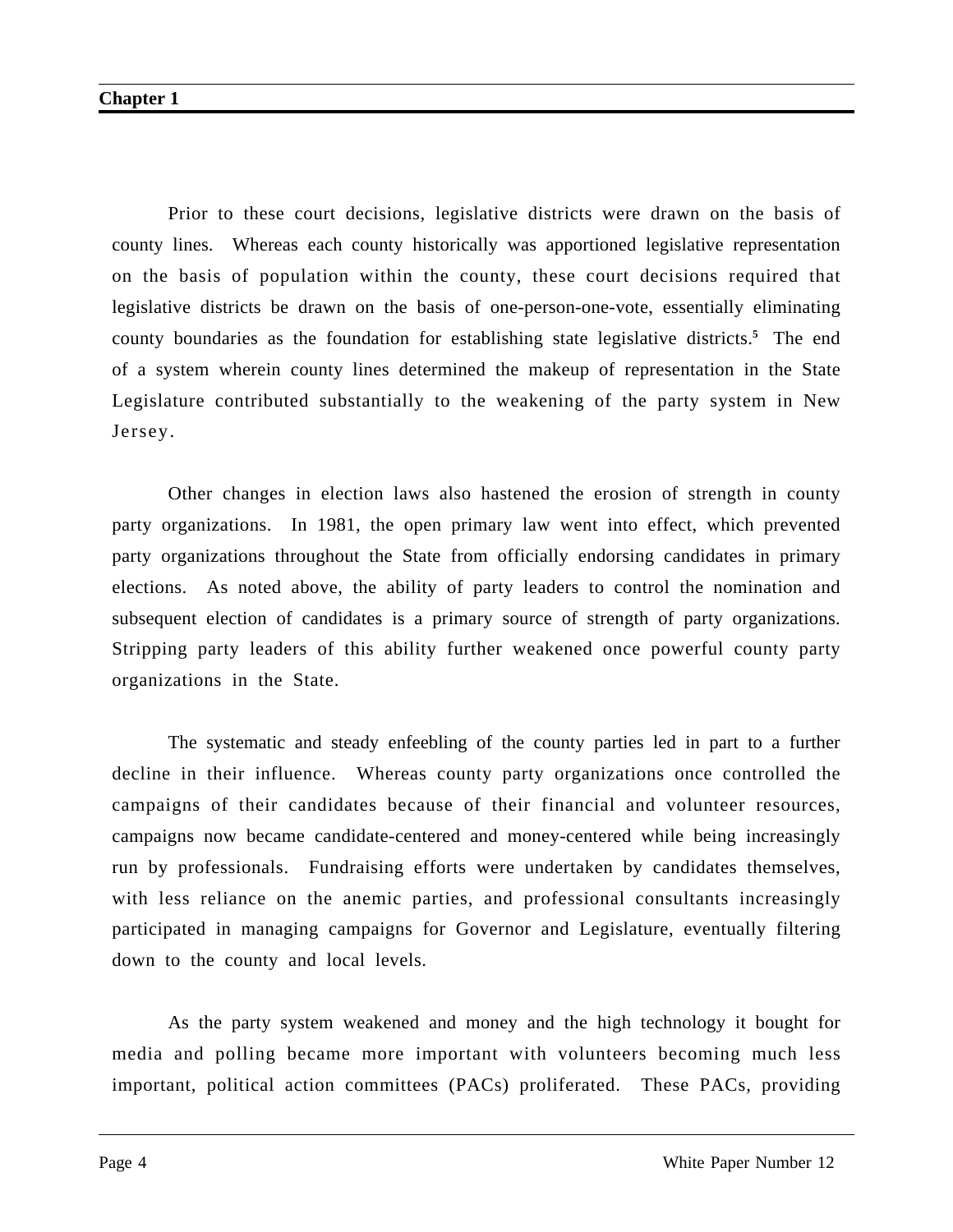Prior to these court decisions, legislative districts were drawn on the basis of county lines. Whereas each county historically was apportioned legislative representation on the basis of population within the county, these court decisions required that legislative districts be drawn on the basis of one-person-one-vote, essentially eliminating county boundaries as the foundation for establishing state legislative districts.[5] The end of a system wherein county lines determined the makeup of representation in the State Legislature contributed substantially to the weakening of the party system in New Jersey.

Other changes in election laws also hastened the erosion of strength in county party organizations. In 1981, the open primary law went into effect, which prevented party organizations throughout the State from officially endorsing candidates in primary elections. As noted above, the ability of party leaders to control the nomination and subsequent election of candidates is a primary source of strength of party organizations. Stripping party leaders of this ability further weakened once powerful county party organizations in the State.

The systematic and steady enfeebling of the county parties led in part to a further decline in their influence. Whereas county party organizations once controlled the campaigns of their candidates because of their financial and volunteer resources, campaigns now became candidate-centered and money-centered while being increasingly run by professionals. Fundraising efforts were undertaken by candidates themselves, with less reliance on the anemic parties, and professional consultants increasingly participated in managing campaigns for Governor and Legislature, eventually filtering down to the county and local levels.

As the party system weakened and money and the high technology it bought for media and polling became more important with volunteers becoming much less important, political action committees (PACs) proliferated. These PACs, providing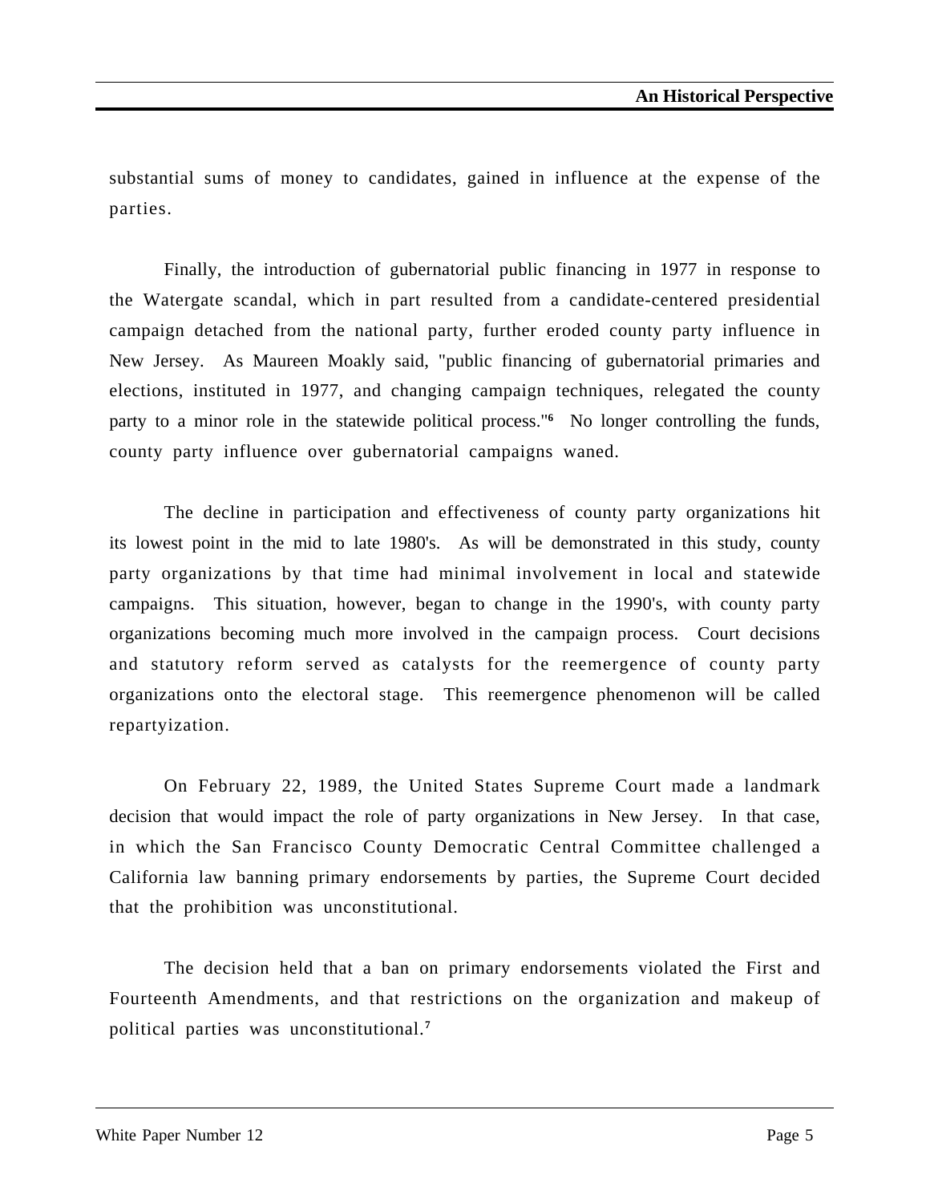substantial sums of money to candidates, gained in influence at the expense of the parties.

Finally, the introduction of gubernatorial public financing in 1977 in response to the Watergate scandal, which in part resulted from a candidate-centered presidential campaign detached from the national party, further eroded county party influence in New Jersey. As Maureen Moakly said, "public financing of gubernatorial primaries and elections, instituted in 1977, and changing campaign techniques, relegated the county party to a minor role in the statewide political process."[6] No longer controlling the funds, county party influence over gubernatorial campaigns waned.

The decline in participation and effectiveness of county party organizations hit its lowest point in the mid to late 1980's. As will be demonstrated in this study, county party organizations by that time had minimal involvement in local and statewide campaigns. This situation, however, began to change in the 1990's, with county party organizations becoming much more involved in the campaign process. Court decisions and statutory reform served as catalysts for the reemergence of county party organizations onto the electoral stage. This reemergence phenomenon will be called repartyization.

On February 22, 1989, the United States Supreme Court made a landmark decision that would impact the role of party organizations in New Jersey. In that case, in which the San Francisco County Democratic Central Committee challenged a California law banning primary endorsements by parties, the Supreme Court decided that the prohibition was unconstitutional.

The decision held that a ban on primary endorsements violated the First and Fourteenth Amendments, and that restrictions on the organization and makeup of political parties was unconstitutional.[7]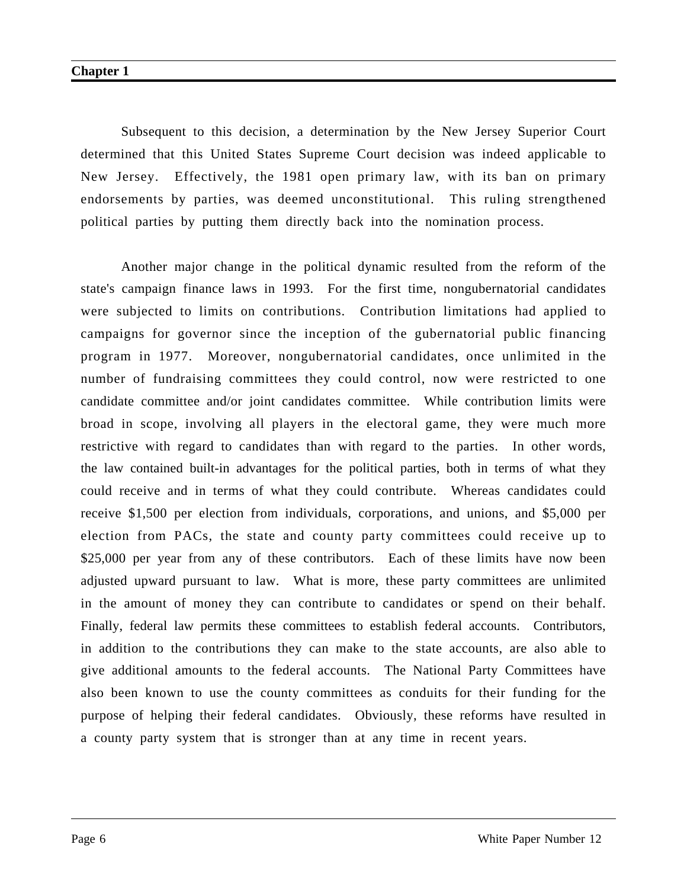Subsequent to this decision, a determination by the New Jersey Superior Court determined that this United States Supreme Court decision was indeed applicable to New Jersey. Effectively, the 1981 open primary law, with its ban on primary endorsements by parties, was deemed unconstitutional. This ruling strengthened political parties by putting them directly back into the nomination process.

Another major change in the political dynamic resulted from the reform of the state's campaign finance laws in 1993. For the first time, nongubernatorial candidates were subjected to limits on contributions. Contribution limitations had applied to campaigns for governor since the inception of the gubernatorial public financing program in 1977. Moreover, nongubernatorial candidates, once unlimited in the number of fundraising committees they could control, now were restricted to one candidate committee and/or joint candidates committee. While contribution limits were broad in scope, involving all players in the electoral game, they were much more restrictive with regard to candidates than with regard to the parties. In other words, the law contained built-in advantages for the political parties, both in terms of what they could receive and in terms of what they could contribute. Whereas candidates could receive $1,500 per election from individuals, corporations, and unions, and $5,000 per election from PACs, the state and county party committees could receive up to $25,000 per year from any of these contributors. Each of these limits have now been adjusted upward pursuant to law. What is more, these party committees are unlimited in the amount of money they can contribute to candidates or spend on their behalf. Finally, federal law permits these committees to establish federal accounts. Contributors, in addition to the contributions they can make to the state accounts, are also able to give additional amounts to the federal accounts. The National Party Committees have also been known to use the county committees as conduits for their funding for the purpose of helping their federal candidates. Obviously, these reforms have resulted in a county party system that is stronger than at any time in recent years.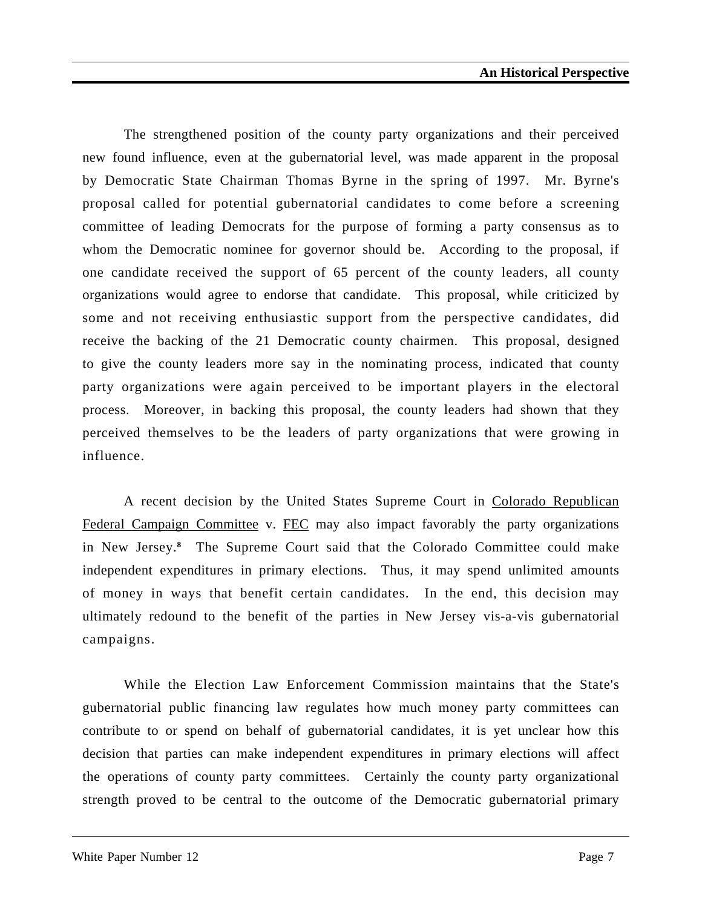The strengthened position of the county party organizations and their perceived new found influence, even at the gubernatorial level, was made apparent in the proposal by Democratic State Chairman Thomas Byrne in the spring of 1997. Mr. Byrne's proposal called for potential gubernatorial candidates to come before a screening committee of leading Democrats for the purpose of forming a party consensus as to whom the Democratic nominee for governor should be. According to the proposal, if one candidate received the support of 65 percent of the county leaders, all county organizations would agree to endorse that candidate. This proposal, while criticized by some and not receiving enthusiastic support from the perspective candidates, did receive the backing of the 21 Democratic county chairmen. This proposal, designed to give the county leaders more say in the nominating process, indicated that county party organizations were again perceived to be important players in the electoral process. Moreover, in backing this proposal, the county leaders had shown that they perceived themselves to be the leaders of party organizations that were growing in influence.

A recent decision by the United States Supreme Court in Colorado Republican Federal Campaign Committee v. FEC may also impact favorably the party organizations in New Jersey.[8] The Supreme Court said that the Colorado Committee could make independent expenditures in primary elections. Thus, it may spend unlimited amounts of money in ways that benefit certain candidates. In the end, this decision may ultimately redound to the benefit of the parties in New Jersey vis-a-vis gubernatorial campaigns.

While the Election Law Enforcement Commission maintains that the State's gubernatorial public financing law regulates how much money party committees can contribute to or spend on behalf of gubernatorial candidates, it is yet unclear how this decision that parties can make independent expenditures in primary elections will affect the operations of county party committees. Certainly the county party organizational strength proved to be central to the outcome of the Democratic gubernatorial primary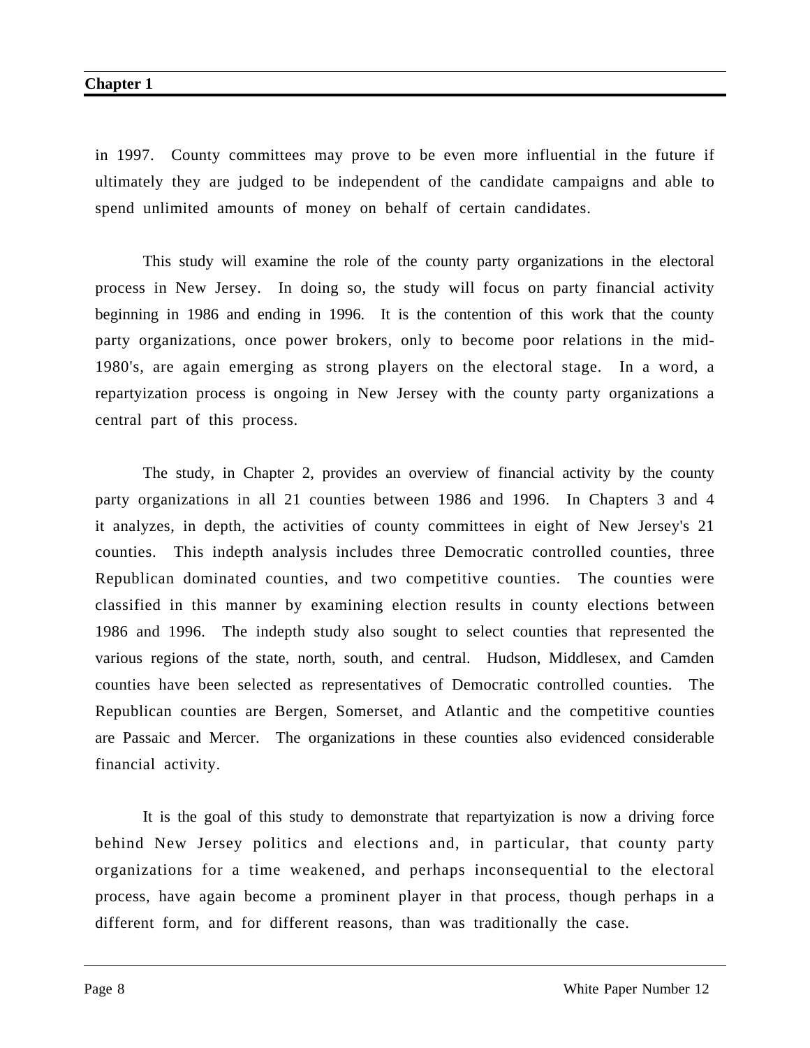in 1997. County committees may prove to be even more influential in the future if ultimately they are judged to be independent of the candidate campaigns and able to spend unlimited amounts of money on behalf of certain candidates.

This study will examine the role of the county party organizations in the electoral process in New Jersey. In doing so, the study will focus on party financial activity beginning in 1986 and ending in 1996. It is the contention of this work that the county party organizations, once power brokers, only to become poor relations in the mid-1980's, are again emerging as strong players on the electoral stage. In a word, a repartyization process is ongoing in New Jersey with the county party organizations a central part of this process.

The study, in Chapter 2, provides an overview of financial activity by the county party organizations in all 21 counties between 1986 and 1996. In Chapters 3 and 4 it analyzes, in depth, the activities of county committees in eight of New Jersey's 21 counties. This indepth analysis includes three Democratic controlled counties, three Republican dominated counties, and two competitive counties. The counties were classified in this manner by examining election results in county elections between 1986 and 1996. The indepth study also sought to select counties that represented the various regions of the state, north, south, and central. Hudson, Middlesex, and Camden counties have been selected as representatives of Democratic controlled counties. The Republican counties are Bergen, Somerset, and Atlantic and the competitive counties are Passaic and Mercer. The organizations in these counties also evidenced considerable financial activity.

It is the goal of this study to demonstrate that repartyization is now a driving force behind New Jersey politics and elections and, in particular, that county party organizations for a time weakened, and perhaps inconsequential to the electoral process, have again become a prominent player in that process, though perhaps in a different form, and for different reasons, than was traditionally the case.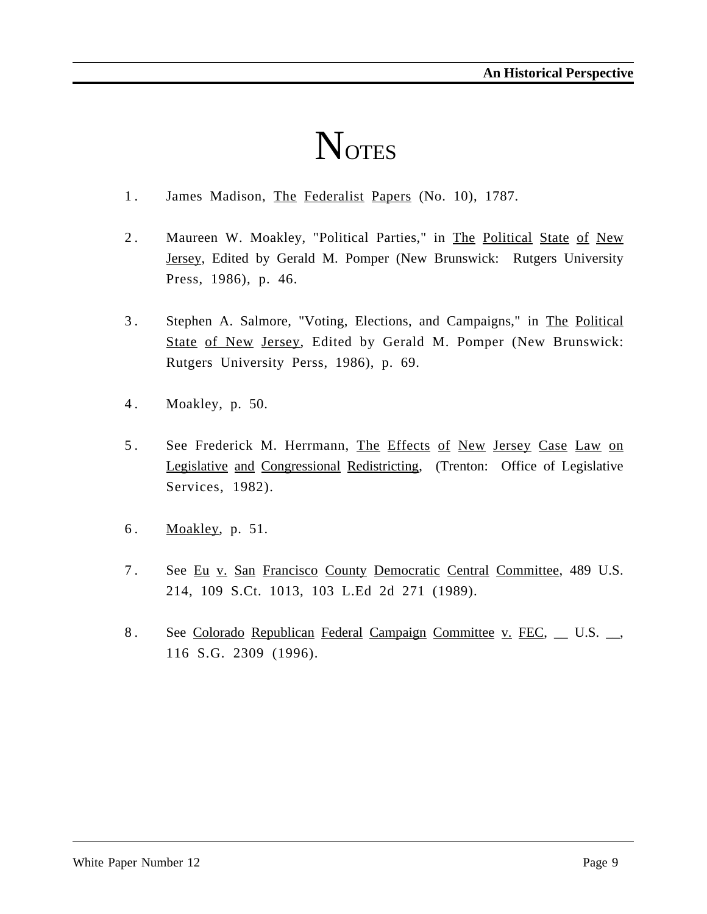# NOTES

1. James Madison, The Federalist Papers (No. 10), 1787.

2. Maureen W. Moakley, "Political Parties," in The Political State of New Jersey, Edited by Gerald M. Pomper (New Brunswick: Rutgers University Press, 1986), p. 46.

3. Stephen A. Salmore, "Voting, Elections, and Campaigns," in The Political State of New Jersey, Edited by Gerald M. Pomper (New Brunswick: Rutgers University Perss, 1986), p. 69.

4. Moakley, p. 50.

5. See Frederick M. Herrmann, The Effects of New Jersey Case Law on Legislative and Congressional Redistricting, (Trenton: Office of Legislative Services, 1982).

6. Moakley, p. 51.

7. See Eu v. San Francisco County Democratic Central Committee, 489 U.S. 214, 109 S.Ct. 1013, 103 L.Ed 2d 271 (1989).

8. See Colorado Republican Federal Campaign Committee v. FEC, __ U.S. __, 116 S.G. 2309 (1996).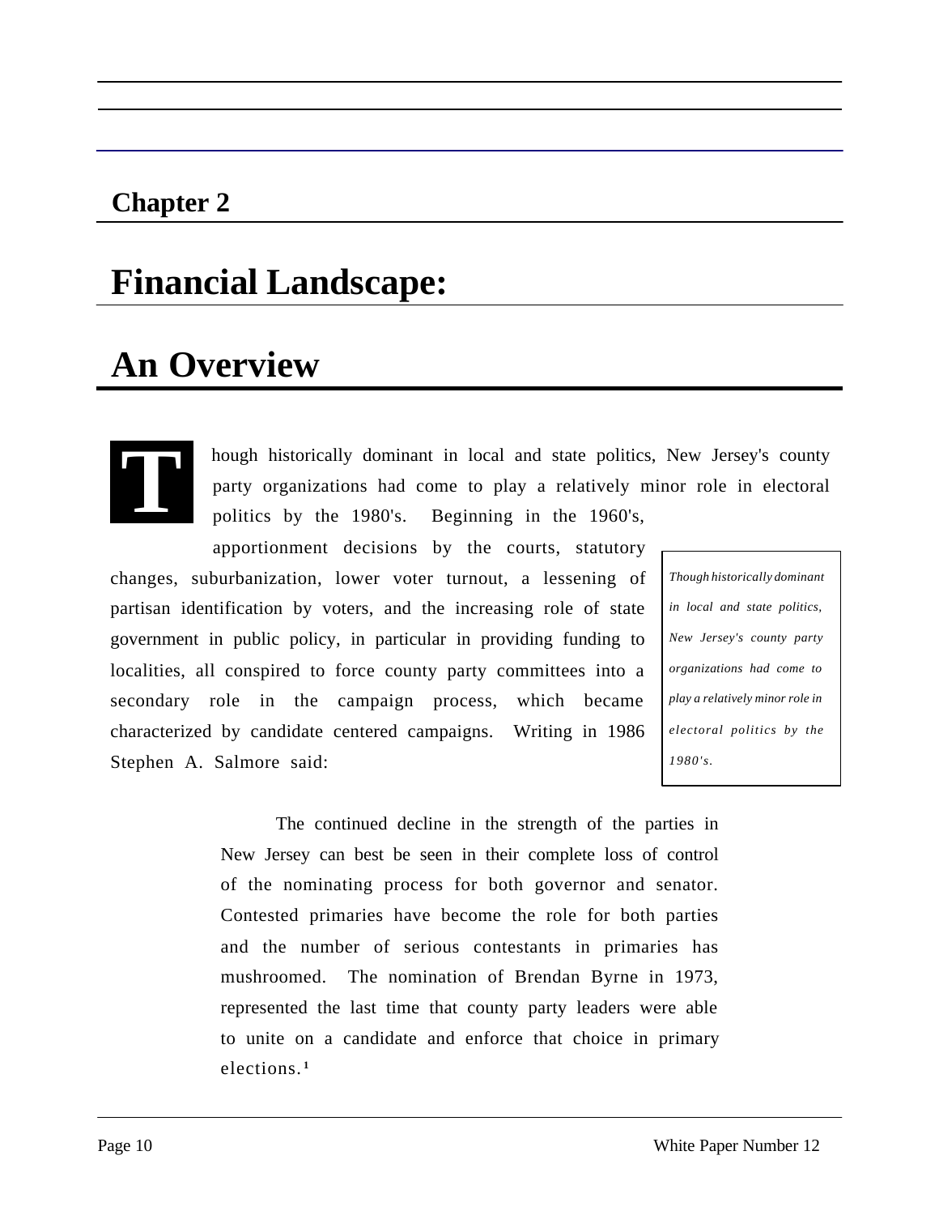## Chapter 2

# Financial Landscape:

# An Overview

Though historically dominant in local and state politics, New Jersey's county party organizations had come to play a relatively minor role in electoral politics by the 1980's. Beginning in the 1960's, apportionment decisions by the courts, statutory changes, suburbanization, lower voter turnout, a lessening of partisan identification by voters, and the increasing role of state government in public policy, in particular in providing funding to localities, all conspired to force county party committees into a secondary role in the campaign process, which became characterized by candidate centered campaigns. Writing in 1986 Stephen A. Salmore said:

*Though historically dominant in local and state politics, New Jersey's county party organizations had come to play a relatively minor role in electoral politics by the 1980's.*

> The continued decline in the strength of the parties in New Jersey can best be seen in their complete loss of control of the nominating process for both governor and senator. Contested primaries have become the role for both parties and the number of serious contestants in primaries has mushroomed. The nomination of Brendan Byrne in 1973, represented the last time that county party leaders were able to unite on a candidate and enforce that choice in primary elections.[1]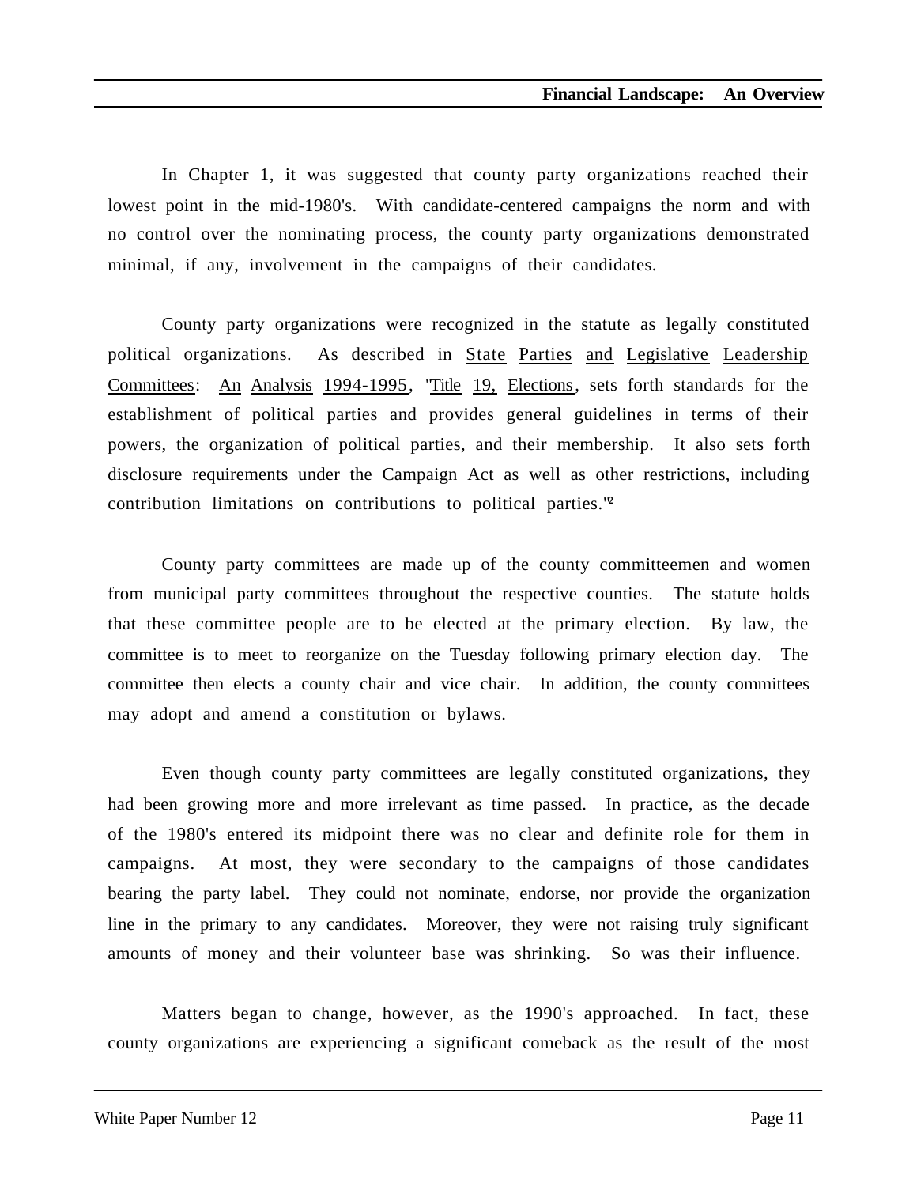In Chapter 1, it was suggested that county party organizations reached their lowest point in the mid-1980's. With candidate-centered campaigns the norm and with no control over the nominating process, the county party organizations demonstrated minimal, if any, involvement in the campaigns of their candidates.

County party organizations were recognized in the statute as legally constituted political organizations. As described in State Parties and Legislative Leadership Committees: An Analysis 1994-1995, "Title 19, Elections, sets forth standards for the establishment of political parties and provides general guidelines in terms of their powers, the organization of political parties, and their membership. It also sets forth disclosure requirements under the Campaign Act as well as other restrictions, including contribution limitations on contributions to political parties."[2]

County party committees are made up of the county committeemen and women from municipal party committees throughout the respective counties. The statute holds that these committee people are to be elected at the primary election. By law, the committee is to meet to reorganize on the Tuesday following primary election day. The committee then elects a county chair and vice chair. In addition, the county committees may adopt and amend a constitution or bylaws.

Even though county party committees are legally constituted organizations, they had been growing more and more irrelevant as time passed. In practice, as the decade of the 1980's entered its midpoint there was no clear and definite role for them in campaigns. At most, they were secondary to the campaigns of those candidates bearing the party label. They could not nominate, endorse, nor provide the organization line in the primary to any candidates. Moreover, they were not raising truly significant amounts of money and their volunteer base was shrinking. So was their influence.

Matters began to change, however, as the 1990's approached. In fact, these county organizations are experiencing a significant comeback as the result of the most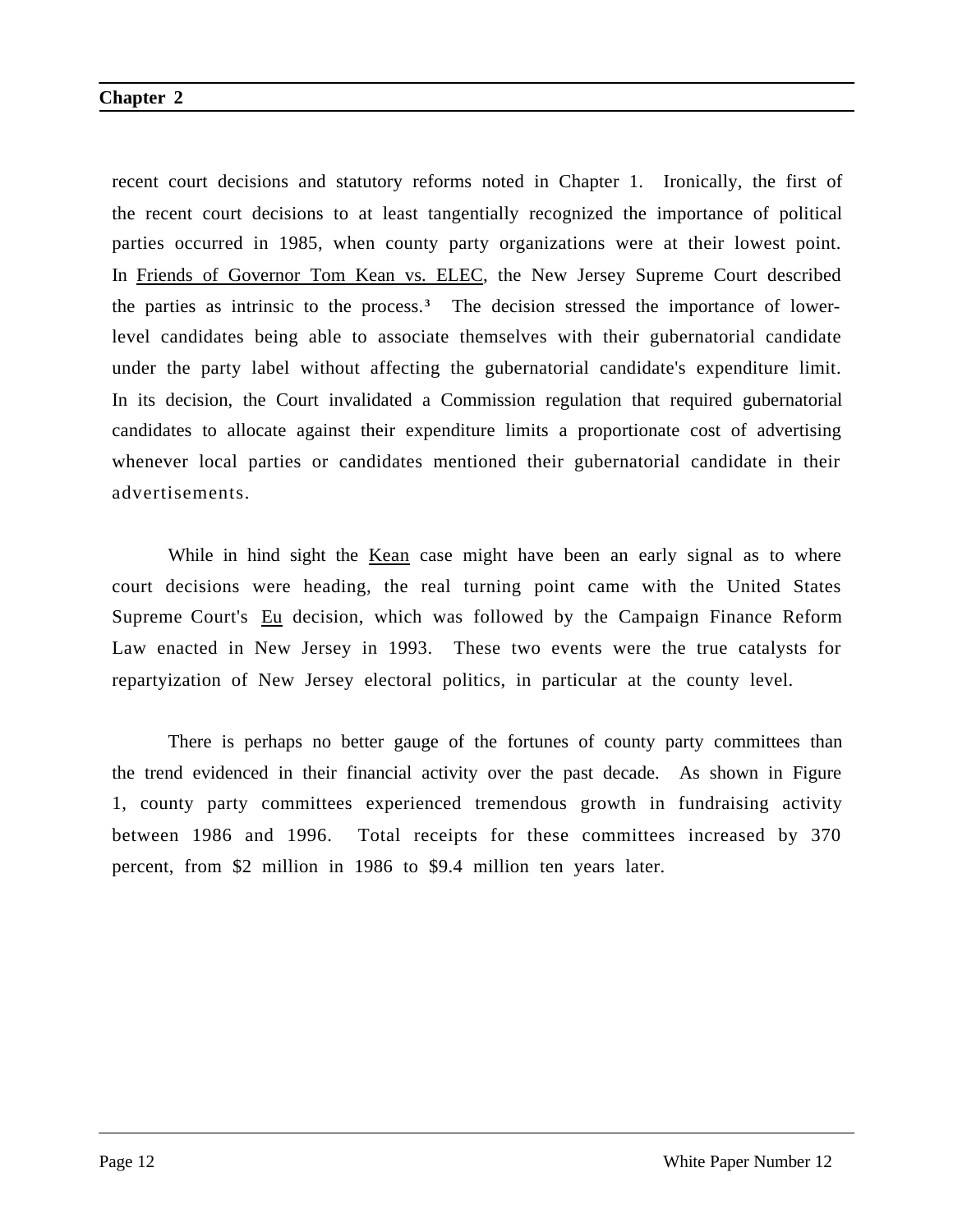recent court decisions and statutory reforms noted in Chapter 1. Ironically, the first of the recent court decisions to at least tangentially recognized the importance of political parties occurred in 1985, when county party organizations were at their lowest point. In Friends of Governor Tom Kean vs. ELEC, the New Jersey Supreme Court described the parties as intrinsic to the process.[3] The decision stressed the importance of lower-level candidates being able to associate themselves with their gubernatorial candidate under the party label without affecting the gubernatorial candidate's expenditure limit. In its decision, the Court invalidated a Commission regulation that required gubernatorial candidates to allocate against their expenditure limits a proportionate cost of advertising whenever local parties or candidates mentioned their gubernatorial candidate in their advertisements.

While in hind sight the Kean case might have been an early signal as to where court decisions were heading, the real turning point came with the United States Supreme Court's Eu decision, which was followed by the Campaign Finance Reform Law enacted in New Jersey in 1993. These two events were the true catalysts for repartyization of New Jersey electoral politics, in particular at the county level.

There is perhaps no better gauge of the fortunes of county party committees than the trend evidenced in their financial activity over the past decade. As shown in Figure 1, county party committees experienced tremendous growth in fundraising activity between 1986 and 1996. Total receipts for these committees increased by 370 percent, from $2 million in 1986 to $9.4 million ten years later.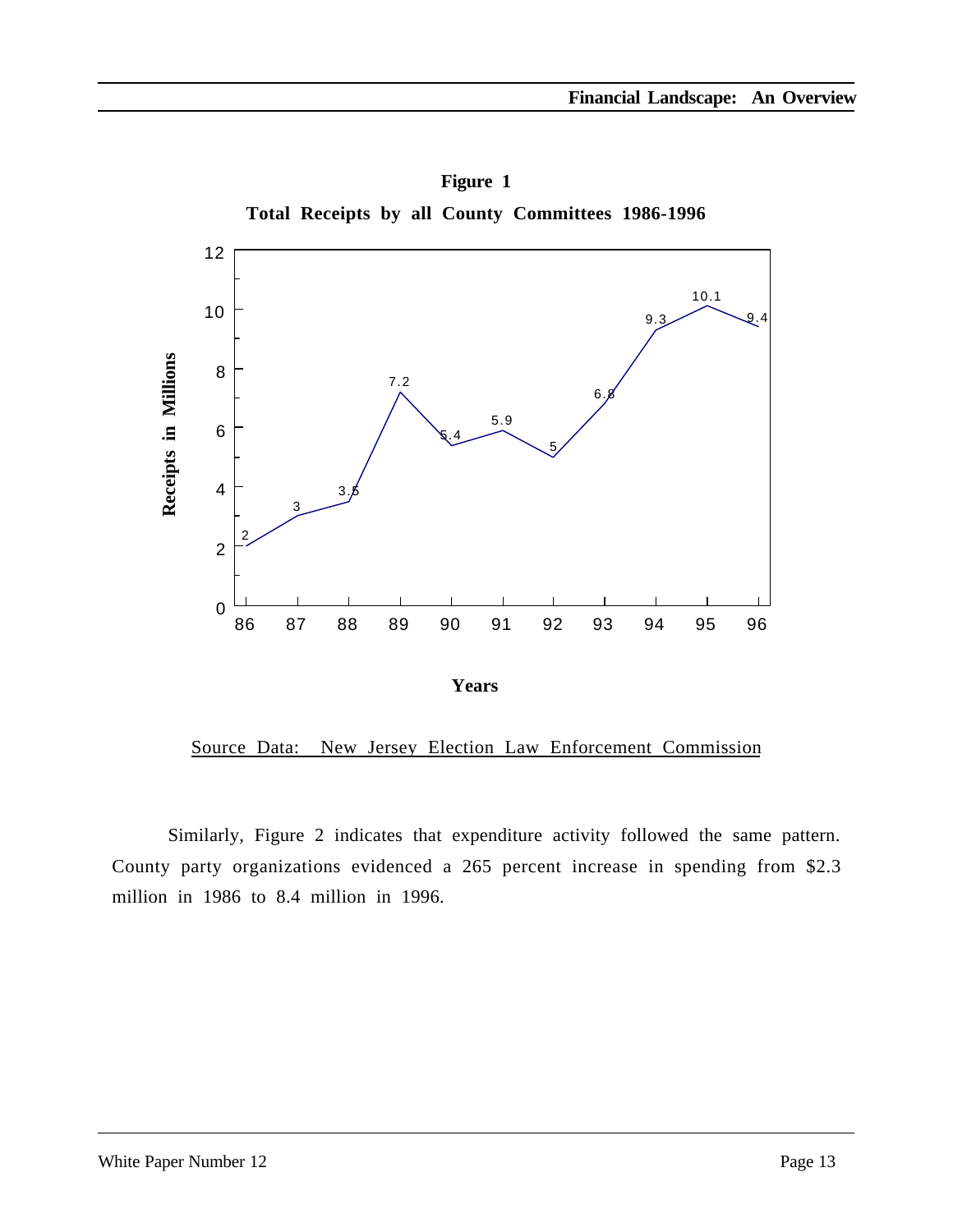**Figure 1**

**Total Receipts by all County Committees 1986-1996**

Source Data: New Jersey Election Law Enforcement Commission

Similarly, Figure 2 indicates that expenditure activity followed the same pattern. County party organizations evidenced a 265 percent increase in spending from $2.3 million in 1986 to 8.4 million in 1996.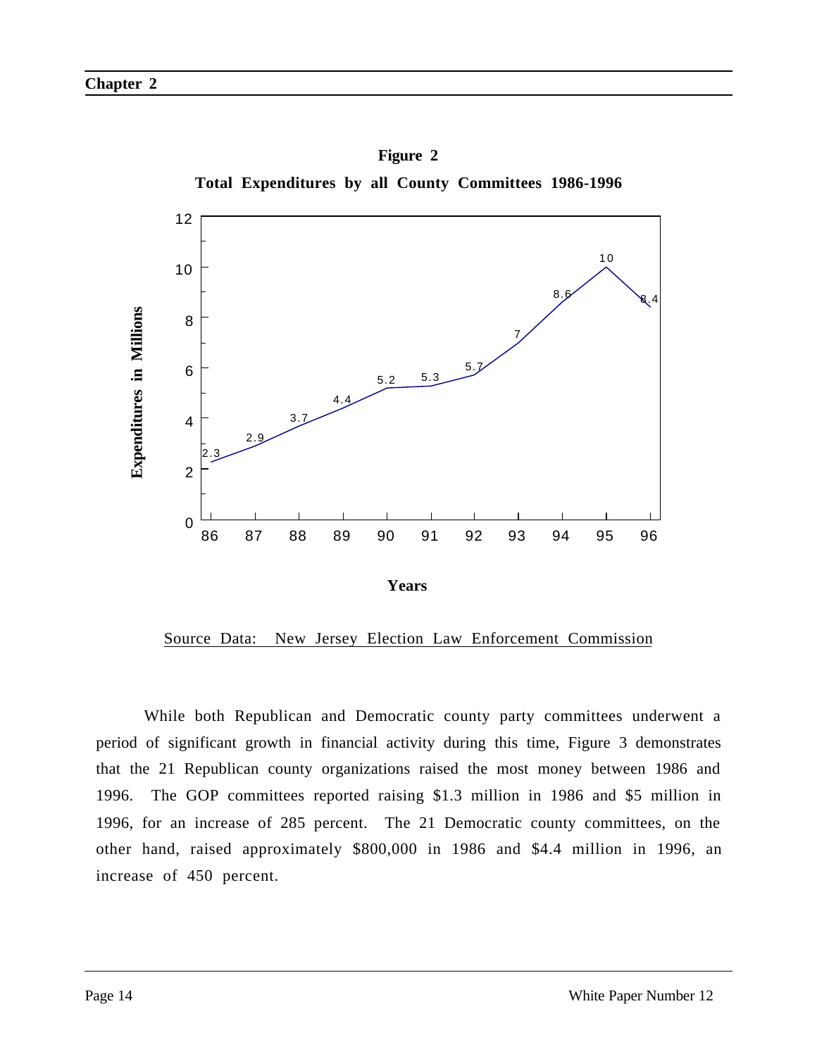**Figure 2**

**Total Expenditures by all County Committees 1986-1996**

| Years | 86 | 87 | 88 | 89 | 90 | 91 | 92 | 93 | 94 | 95 | 96 |
|---|---|---|---|---|---|---|---|---|---|---|---|
| Expenditures in Millions | 2.3 | 2.9 | 3.7 | 4.4 | 5.2 | 5.3 | 5.7 | 7 | 8.6 | 10 | 8.4 |

Source Data: New Jersey Election Law Enforcement Commission

While both Republican and Democratic county party committees underwent a period of significant growth in financial activity during this time, Figure 3 demonstrates that the 21 Republican county organizations raised the most money between 1986 and 1996. The GOP committees reported raising $1.3 million in 1986 and $5 million in 1996, for an increase of 285 percent. The 21 Democratic county committees, on the other hand, raised approximately $800,000 in 1986 and $4.4 million in 1996, an increase of 450 percent.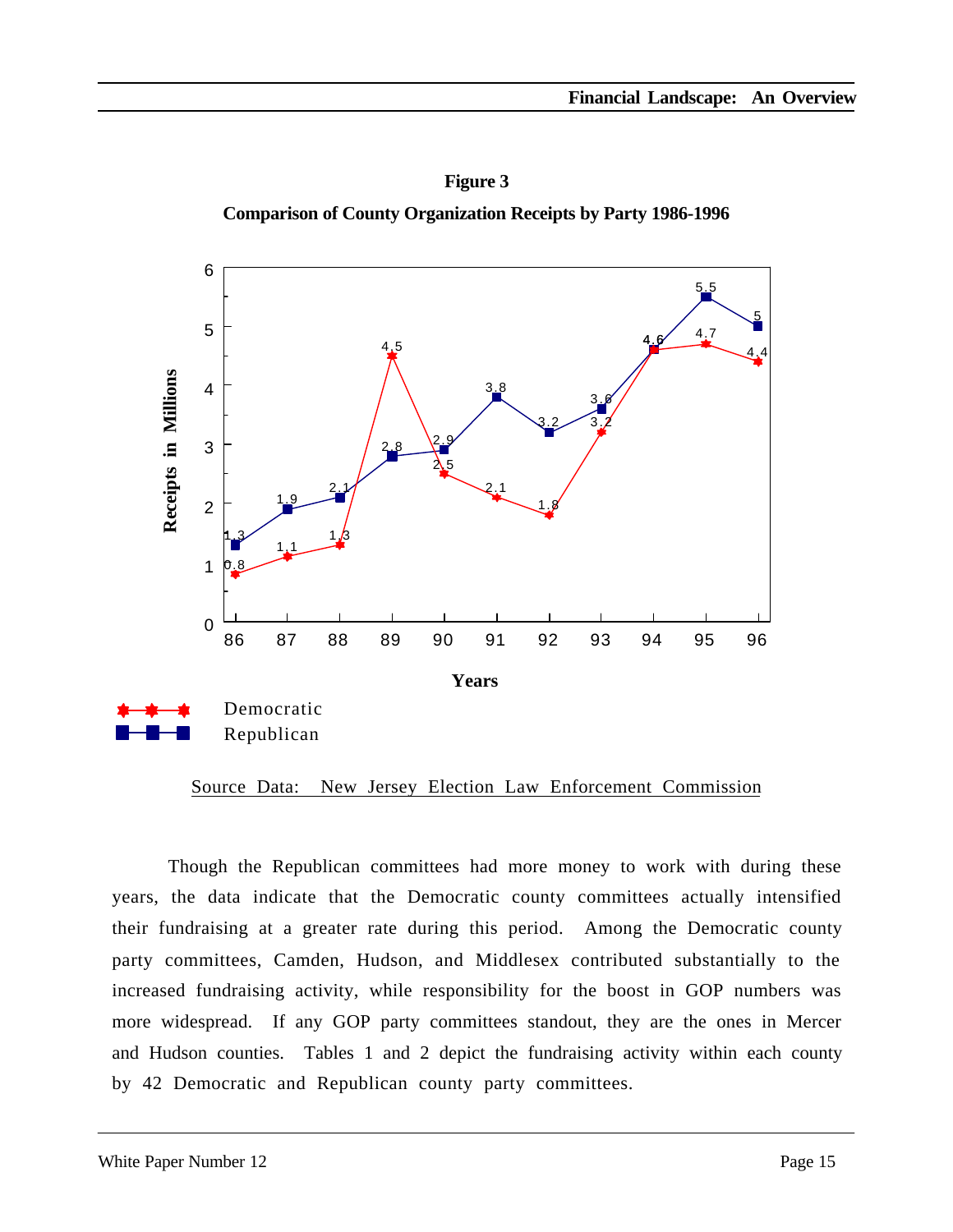**Figure 3**

**Comparison of County Organization Receipts by Party 1986-1996**

| Years | Democratic | Republican |
|---|---|---|
| 86 | 0.8 | 1.3 |
| 87 | 1.1 | 1.9 |
| 88 | 1.3 | 2.1 |
| 89 | 4.5 | 2.8 |
| 90 | 2.5 | 2.9 |
| 91 | 2.1 | 3.8 |
| 92 | 1.8 | 3.2 |
| 93 | 3.2 | 3.6 |
| 94 | 4.6 | 4.6 |
| 95 | 4.7 | 5.5 |
| 96 | 4.4 | 5 |

Receipts in Millions

Source Data: New Jersey Election Law Enforcement Commission

Though the Republican committees had more money to work with during these years, the data indicate that the Democratic county committees actually intensified their fundraising at a greater rate during this period. Among the Democratic county party committees, Camden, Hudson, and Middlesex contributed substantially to the increased fundraising activity, while responsibility for the boost in GOP numbers was more widespread. If any GOP party committees standout, they are the ones in Mercer and Hudson counties. Tables 1 and 2 depict the fundraising activity within each county by 42 Democratic and Republican county party committees.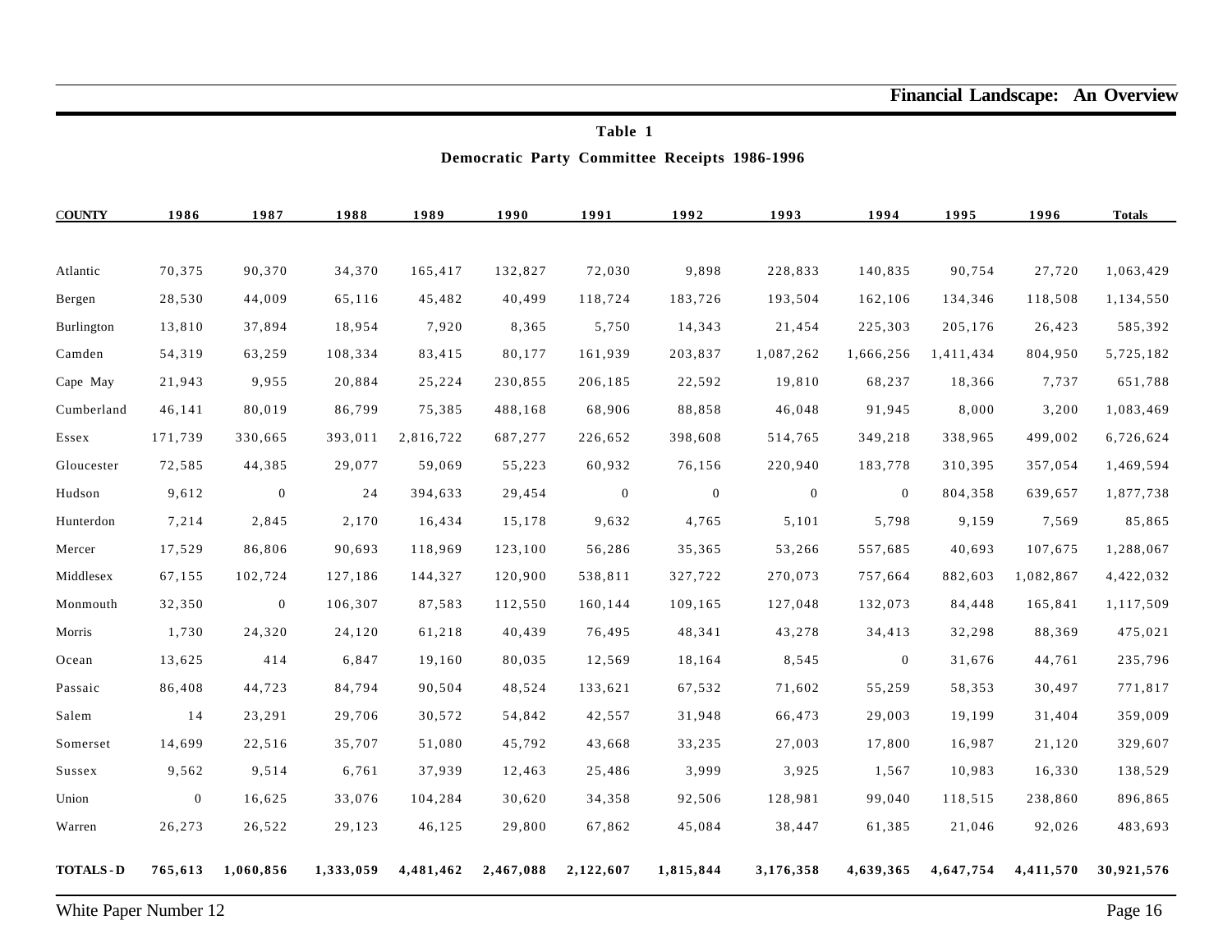**Table 1**

**Democratic Party Committee Receipts 1986-1996**

| COUNTY | 1986 | 1987 | 1988 | 1989 | 1990 | 1991 | 1992 | 1993 | 1994 | 1995 | 1996 | Totals |
|---|---|---|---|---|---|---|---|---|---|---|---|---|
| Atlantic | 70,375 | 90,370 | 34,370 | 165,417 | 132,827 | 72,030 | 9,898 | 228,833 | 140,835 | 90,754 | 27,720 | 1,063,429 |
| Bergen | 28,530 | 44,009 | 65,116 | 45,482 | 40,499 | 118,724 | 183,726 | 193,504 | 162,106 | 134,346 | 118,508 | 1,134,550 |
| Burlington | 13,810 | 37,894 | 18,954 | 7,920 | 8,365 | 5,750 | 14,343 | 21,454 | 225,303 | 205,176 | 26,423 | 585,392 |
| Camden | 54,319 | 63,259 | 108,334 | 83,415 | 80,177 | 161,939 | 203,837 | 1,087,262 | 1,666,256 | 1,411,434 | 804,950 | 5,725,182 |
| Cape May | 21,943 | 9,955 | 20,884 | 25,224 | 230,855 | 206,185 | 22,592 | 19,810 | 68,237 | 18,366 | 7,737 | 651,788 |
| Cumberland | 46,141 | 80,019 | 86,799 | 75,385 | 488,168 | 68,906 | 88,858 | 46,048 | 91,945 | 8,000 | 3,200 | 1,083,469 |
| Essex | 171,739 | 330,665 | 393,011 | 2,816,722 | 687,277 | 226,652 | 398,608 | 514,765 | 349,218 | 338,965 | 499,002 | 6,726,624 |
| Gloucester | 72,585 | 44,385 | 29,077 | 59,069 | 55,223 | 60,932 | 76,156 | 220,940 | 183,778 | 310,395 | 357,054 | 1,469,594 |
| Hudson | 9,612 | 0 | 24 | 394,633 | 29,454 | 0 | 0 | 0 | 0 | 804,358 | 639,657 | 1,877,738 |
| Hunterdon | 7,214 | 2,845 | 2,170 | 16,434 | 15,178 | 9,632 | 4,765 | 5,101 | 5,798 | 9,159 | 7,569 | 85,865 |
| Mercer | 17,529 | 86,806 | 90,693 | 118,969 | 123,100 | 56,286 | 35,365 | 53,266 | 557,685 | 40,693 | 107,675 | 1,288,067 |
| Middlesex | 67,155 | 102,724 | 127,186 | 144,327 | 120,900 | 538,811 | 327,722 | 270,073 | 757,664 | 882,603 | 1,082,867 | 4,422,032 |
| Monmouth | 32,350 | 0 | 106,307 | 87,583 | 112,550 | 160,144 | 109,165 | 127,048 | 132,073 | 84,448 | 165,841 | 1,117,509 |
| Morris | 1,730 | 24,320 | 24,120 | 61,218 | 40,439 | 76,495 | 48,341 | 43,278 | 34,413 | 32,298 | 88,369 | 475,021 |
| Ocean | 13,625 | 414 | 6,847 | 19,160 | 80,035 | 12,569 | 18,164 | 8,545 | 0 | 31,676 | 44,761 | 235,796 |
| Passaic | 86,408 | 44,723 | 84,794 | 90,504 | 48,524 | 133,621 | 67,532 | 71,602 | 55,259 | 58,353 | 30,497 | 771,817 |
| Salem | 14 | 23,291 | 29,706 | 30,572 | 54,842 | 42,557 | 31,948 | 66,473 | 29,003 | 19,199 | 31,404 | 359,009 |
| Somerset | 14,699 | 22,516 | 35,707 | 51,080 | 45,792 | 43,668 | 33,235 | 27,003 | 17,800 | 16,987 | 21,120 | 329,607 |
| Sussex | 9,562 | 9,514 | 6,761 | 37,939 | 12,463 | 25,486 | 3,999 | 3,925 | 1,567 | 10,983 | 16,330 | 138,529 |
| Union | 0 | 16,625 | 33,076 | 104,284 | 30,620 | 34,358 | 92,506 | 128,981 | 99,040 | 118,515 | 238,860 | 896,865 |
| Warren | 26,273 | 26,522 | 29,123 | 46,125 | 29,800 | 67,862 | 45,084 | 38,447 | 61,385 | 21,046 | 92,026 | 483,693 |
| **TOTALS-D** | **765,613** | **1,060,856** | **1,333,059** | **4,481,462** | **2,467,088** | **2,122,607** | **1,815,844** | **3,176,358** | **4,639,365** | **4,647,754** | **4,411,570** | **30,921,576** |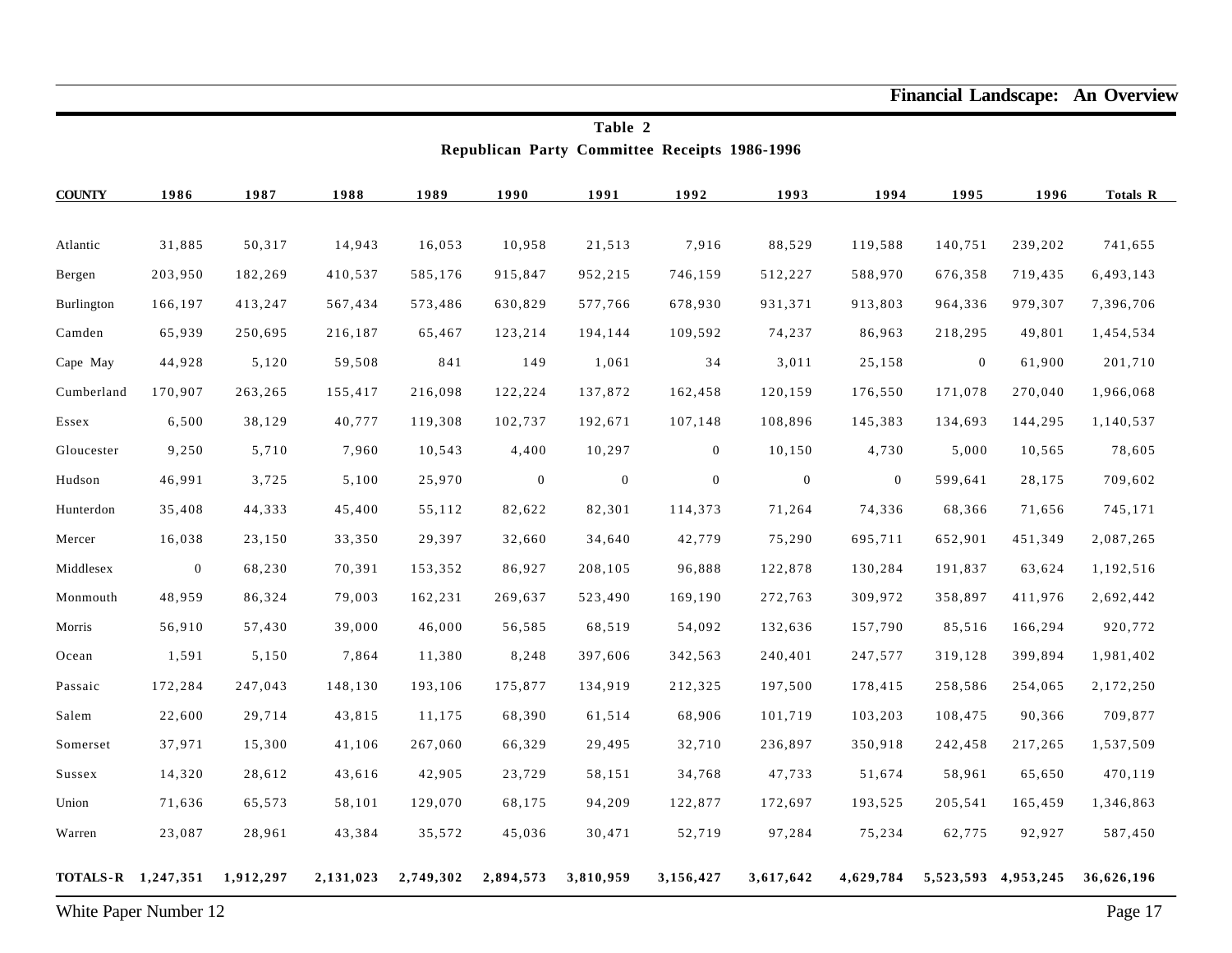**Table 2**

**Republican Party Committee Receipts 1986-1996**

| COUNTY | 1986 | 1987 | 1988 | 1989 | 1990 | 1991 | 1992 | 1993 | 1994 | 1995 | 1996 | Totals R |
|---|---|---|---|---|---|---|---|---|---|---|---|---|
| Atlantic | 31,885 | 50,317 | 14,943 | 16,053 | 10,958 | 21,513 | 7,916 | 88,529 | 119,588 | 140,751 | 239,202 | 741,655 |
| Bergen | 203,950 | 182,269 | 410,537 | 585,176 | 915,847 | 952,215 | 746,159 | 512,227 | 588,970 | 676,358 | 719,435 | 6,493,143 |
| Burlington | 166,197 | 413,247 | 567,434 | 573,486 | 630,829 | 577,766 | 678,930 | 931,371 | 913,803 | 964,336 | 979,307 | 7,396,706 |
| Camden | 65,939 | 250,695 | 216,187 | 65,467 | 123,214 | 194,144 | 109,592 | 74,237 | 86,963 | 218,295 | 49,801 | 1,454,534 |
| Cape May | 44,928 | 5,120 | 59,508 | 841 | 149 | 1,061 | 34 | 3,011 | 25,158 | 0 | 61,900 | 201,710 |
| Cumberland | 170,907 | 263,265 | 155,417 | 216,098 | 122,224 | 137,872 | 162,458 | 120,159 | 176,550 | 171,078 | 270,040 | 1,966,068 |
| Essex | 6,500 | 38,129 | 40,777 | 119,308 | 102,737 | 192,671 | 107,148 | 108,896 | 145,383 | 134,693 | 144,295 | 1,140,537 |
| Gloucester | 9,250 | 5,710 | 7,960 | 10,543 | 4,400 | 10,297 | 0 | 10,150 | 4,730 | 5,000 | 10,565 | 78,605 |
| Hudson | 46,991 | 3,725 | 5,100 | 25,970 | 0 | 0 | 0 | 0 | 0 | 599,641 | 28,175 | 709,602 |
| Hunterdon | 35,408 | 44,333 | 45,400 | 55,112 | 82,622 | 82,301 | 114,373 | 71,264 | 74,336 | 68,366 | 71,656 | 745,171 |
| Mercer | 16,038 | 23,150 | 33,350 | 29,397 | 32,660 | 34,640 | 42,779 | 75,290 | 695,711 | 652,901 | 451,349 | 2,087,265 |
| Middlesex | 0 | 68,230 | 70,391 | 153,352 | 86,927 | 208,105 | 96,888 | 122,878 | 130,284 | 191,837 | 63,624 | 1,192,516 |
| Monmouth | 48,959 | 86,324 | 79,003 | 162,231 | 269,637 | 523,490 | 169,190 | 272,763 | 309,972 | 358,897 | 411,976 | 2,692,442 |
| Morris | 56,910 | 57,430 | 39,000 | 46,000 | 56,585 | 68,519 | 54,092 | 132,636 | 157,790 | 85,516 | 166,294 | 920,772 |
| Ocean | 1,591 | 5,150 | 7,864 | 11,380 | 8,248 | 397,606 | 342,563 | 240,401 | 247,577 | 319,128 | 399,894 | 1,981,402 |
| Passaic | 172,284 | 247,043 | 148,130 | 193,106 | 175,877 | 134,919 | 212,325 | 197,500 | 178,415 | 258,586 | 254,065 | 2,172,250 |
| Salem | 22,600 | 29,714 | 43,815 | 11,175 | 68,390 | 61,514 | 68,906 | 101,719 | 103,203 | 108,475 | 90,366 | 709,877 |
| Somerset | 37,971 | 15,300 | 41,106 | 267,060 | 66,329 | 29,495 | 32,710 | 236,897 | 350,918 | 242,458 | 217,265 | 1,537,509 |
| Sussex | 14,320 | 28,612 | 43,616 | 42,905 | 23,729 | 58,151 | 34,768 | 47,733 | 51,674 | 58,961 | 65,650 | 470,119 |
| Union | 71,636 | 65,573 | 58,101 | 129,070 | 68,175 | 94,209 | 122,877 | 172,697 | 193,525 | 205,541 | 165,459 | 1,346,863 |
| Warren | 23,087 | 28,961 | 43,384 | 35,572 | 45,036 | 30,471 | 52,719 | 97,284 | 75,234 | 62,775 | 92,927 | 587,450 |
| **TOTALS-R** | **1,247,351** | **1,912,297** | **2,131,023** | **2,749,302** | **2,894,573** | **3,810,959** | **3,156,427** | **3,617,642** | **4,629,784** | **5,523,593** | **4,953,245** | **36,626,196** |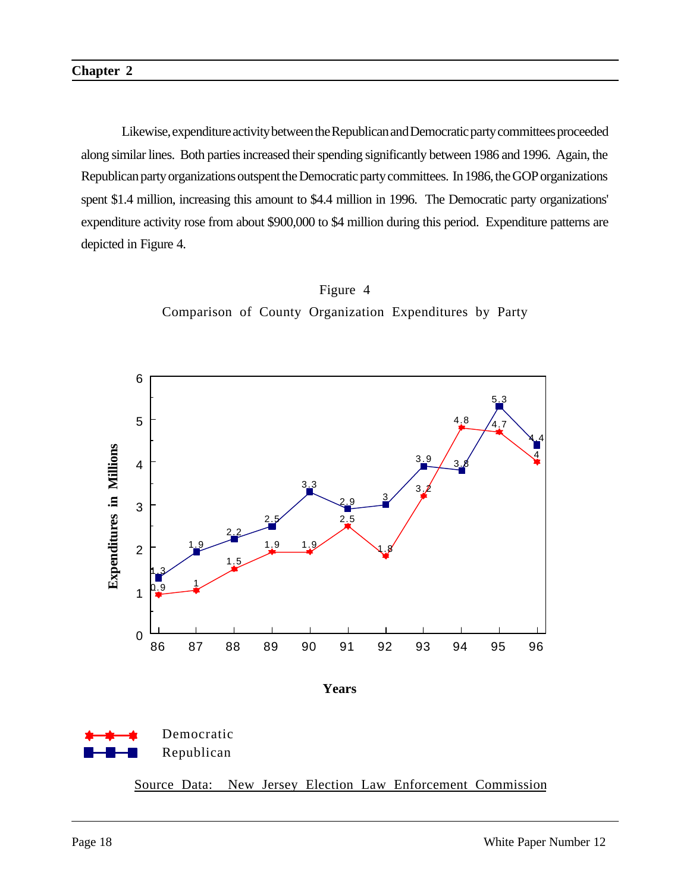Likewise, expenditure activity between the Republican and Democratic party committees proceeded along similar lines. Both parties increased their spending significantly between 1986 and 1996. Again, the Republican party organizations outspent the Democratic party committees. In 1986, the GOP organizations spent $1.4 million, increasing this amount to $4.4 million in 1996. The Democratic party organizations' expenditure activity rose from about $900,000 to $4 million during this period. Expenditure patterns are depicted in Figure 4.

Figure 4

Comparison of County Organization Expenditures by Party

| Years | Democratic | Republican |
|---|---|---|
| 86 | 0.9 | 1.3 |
| 87 | 1 | 1.9 |
| 88 | 1.5 | 2.2 |
| 89 | 1.9 | 2.5 |
| 90 | 1.9 | 3.3 |
| 91 | 2.5 | 2.9 |
| 92 | 1.8 | 3 |
| 93 | 3.2 | 3.9 |
| 94 | 4.8 | 3.8 |
| 95 | 4.7 | 5.3 |
| 96 | 4 | 4.4 |

Expenditures in Millions

Source Data: New Jersey Election Law Enforcement Commission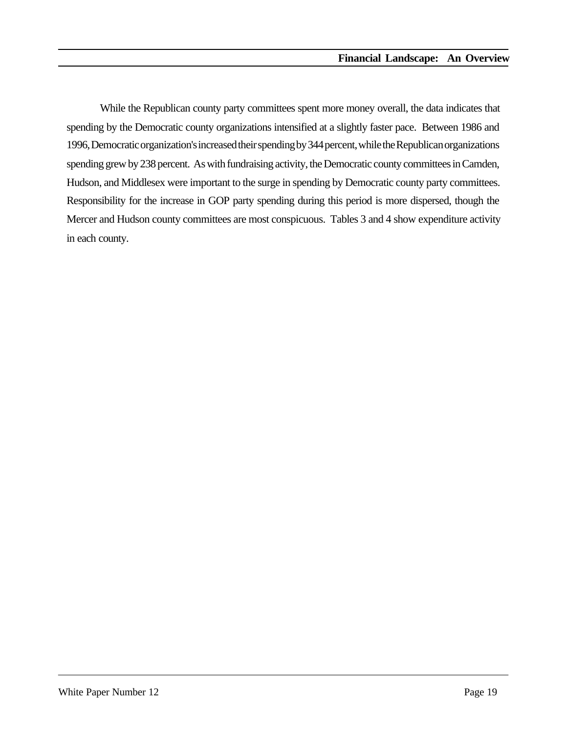While the Republican county party committees spent more money overall, the data indicates that spending by the Democratic county organizations intensified at a slightly faster pace. Between 1986 and 1996, Democratic organization's increased their spending by 344 percent, while the Republican organizations spending grew by 238 percent. As with fundraising activity, the Democratic county committees in Camden, Hudson, and Middlesex were important to the surge in spending by Democratic county party committees. Responsibility for the increase in GOP party spending during this period is more dispersed, though the Mercer and Hudson county committees are most conspicuous. Tables 3 and 4 show expenditure activity in each county.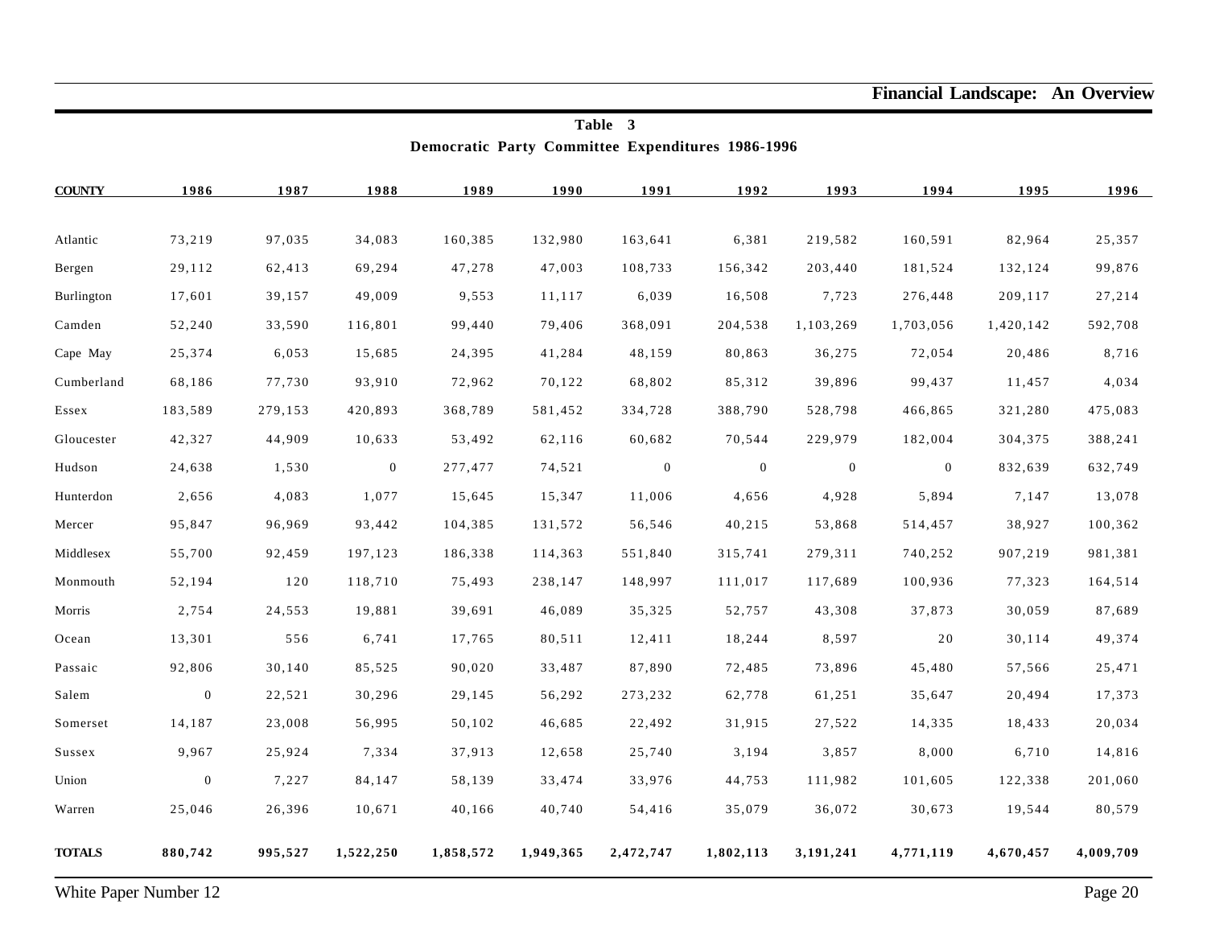## Table 3

### Democratic Party Committee Expenditures 1986-1996

| COUNTY | 1986 | 1987 | 1988 | 1989 | 1990 | 1991 | 1992 | 1993 | 1994 | 1995 | 1996 |
|---|---|---|---|---|---|---|---|---|---|---|---|
| Atlantic | 73,219 | 97,035 | 34,083 | 160,385 | 132,980 | 163,641 | 6,381 | 219,582 | 160,591 | 82,964 | 25,357 |
| Bergen | 29,112 | 62,413 | 69,294 | 47,278 | 47,003 | 108,733 | 156,342 | 203,440 | 181,524 | 132,124 | 99,876 |
| Burlington | 17,601 | 39,157 | 49,009 | 9,553 | 11,117 | 6,039 | 16,508 | 7,723 | 276,448 | 209,117 | 27,214 |
| Camden | 52,240 | 33,590 | 116,801 | 99,440 | 79,406 | 368,091 | 204,538 | 1,103,269 | 1,703,056 | 1,420,142 | 592,708 |
| Cape May | 25,374 | 6,053 | 15,685 | 24,395 | 41,284 | 48,159 | 80,863 | 36,275 | 72,054 | 20,486 | 8,716 |
| Cumberland | 68,186 | 77,730 | 93,910 | 72,962 | 70,122 | 68,802 | 85,312 | 39,896 | 99,437 | 11,457 | 4,034 |
| Essex | 183,589 | 279,153 | 420,893 | 368,789 | 581,452 | 334,728 | 388,790 | 528,798 | 466,865 | 321,280 | 475,083 |
| Gloucester | 42,327 | 44,909 | 10,633 | 53,492 | 62,116 | 60,682 | 70,544 | 229,979 | 182,004 | 304,375 | 388,241 |
| Hudson | 24,638 | 1,530 | 0 | 277,477 | 74,521 | 0 | 0 | 0 | 0 | 832,639 | 632,749 |
| Hunterdon | 2,656 | 4,083 | 1,077 | 15,645 | 15,347 | 11,006 | 4,656 | 4,928 | 5,894 | 7,147 | 13,078 |
| Mercer | 95,847 | 96,969 | 93,442 | 104,385 | 131,572 | 56,546 | 40,215 | 53,868 | 514,457 | 38,927 | 100,362 |
| Middlesex | 55,700 | 92,459 | 197,123 | 186,338 | 114,363 | 551,840 | 315,741 | 279,311 | 740,252 | 907,219 | 981,381 |
| Monmouth | 52,194 | 120 | 118,710 | 75,493 | 238,147 | 148,997 | 111,017 | 117,689 | 100,936 | 77,323 | 164,514 |
| Morris | 2,754 | 24,553 | 19,881 | 39,691 | 46,089 | 35,325 | 52,757 | 43,308 | 37,873 | 30,059 | 87,689 |
| Ocean | 13,301 | 556 | 6,741 | 17,765 | 80,511 | 12,411 | 18,244 | 8,597 | 20 | 30,114 | 49,374 |
| Passaic | 92,806 | 30,140 | 85,525 | 90,020 | 33,487 | 87,890 | 72,485 | 73,896 | 45,480 | 57,566 | 25,471 |
| Salem | 0 | 22,521 | 30,296 | 29,145 | 56,292 | 273,232 | 62,778 | 61,251 | 35,647 | 20,494 | 17,373 |
| Somerset | 14,187 | 23,008 | 56,995 | 50,102 | 46,685 | 22,492 | 31,915 | 27,522 | 14,335 | 18,433 | 20,034 |
| Sussex | 9,967 | 25,924 | 7,334 | 37,913 | 12,658 | 25,740 | 3,194 | 3,857 | 8,000 | 6,710 | 14,816 |
| Union | 0 | 7,227 | 84,147 | 58,139 | 33,474 | 33,976 | 44,753 | 111,982 | 101,605 | 122,338 | 201,060 |
| Warren | 25,046 | 26,396 | 10,671 | 40,166 | 40,740 | 54,416 | 35,079 | 36,072 | 30,673 | 19,544 | 80,579 |
| **TOTALS** | **880,742** | **995,527** | **1,522,250** | **1,858,572** | **1,949,365** | **2,472,747** | **1,802,113** | **3,191,241** | **4,771,119** | **4,670,457** | **4,009,709** |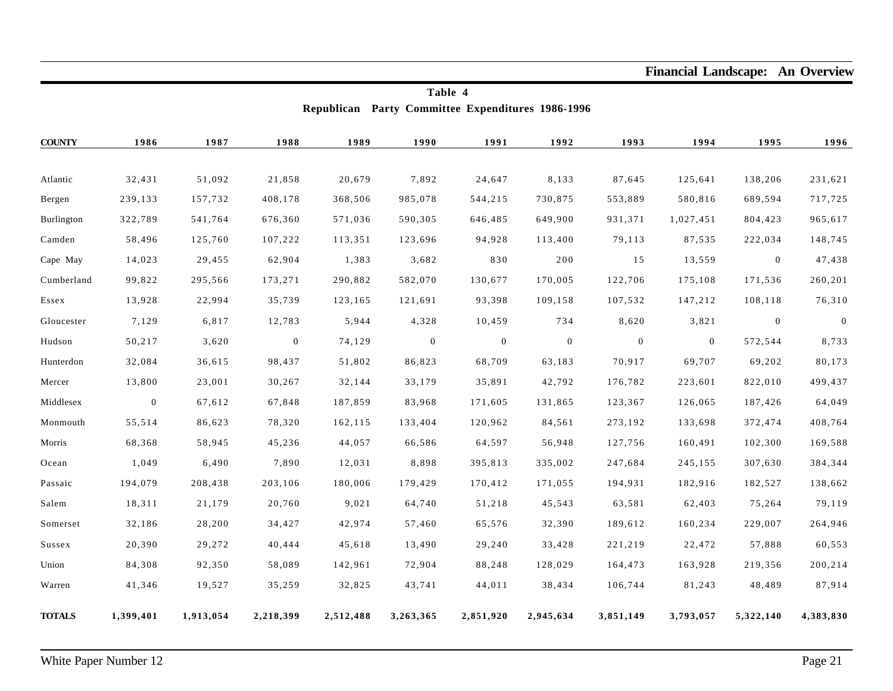## Table 4

### Republican Party Committee Expenditures 1986-1996

| COUNTY | 1986 | 1987 | 1988 | 1989 | 1990 | 1991 | 1992 | 1993 | 1994 | 1995 | 1996 |
|---|---|---|---|---|---|---|---|---|---|---|---|
| Atlantic | 32,431 | 51,092 | 21,858 | 20,679 | 7,892 | 24,647 | 8,133 | 87,645 | 125,641 | 138,206 | 231,621 |
| Bergen | 239,133 | 157,732 | 408,178 | 368,506 | 985,078 | 544,215 | 730,875 | 553,889 | 580,816 | 689,594 | 717,725 |
| Burlington | 322,789 | 541,764 | 676,360 | 571,036 | 590,305 | 646,485 | 649,900 | 931,371 | 1,027,451 | 804,423 | 965,617 |
| Camden | 58,496 | 125,760 | 107,222 | 113,351 | 123,696 | 94,928 | 113,400 | 79,113 | 87,535 | 222,034 | 148,745 |
| Cape May | 14,023 | 29,455 | 62,904 | 1,383 | 3,682 | 830 | 200 | 15 | 13,559 | 0 | 47,438 |
| Cumberland | 99,822 | 295,566 | 173,271 | 290,882 | 582,070 | 130,677 | 170,005 | 122,706 | 175,108 | 171,536 | 260,201 |
| Essex | 13,928 | 22,994 | 35,739 | 123,165 | 121,691 | 93,398 | 109,158 | 107,532 | 147,212 | 108,118 | 76,310 |
| Gloucester | 7,129 | 6,817 | 12,783 | 5,944 | 4,328 | 10,459 | 734 | 8,620 | 3,821 | 0 | 0 |
| Hudson | 50,217 | 3,620 | 0 | 74,129 | 0 | 0 | 0 | 0 | 0 | 572,544 | 8,733 |
| Hunterdon | 32,084 | 36,615 | 98,437 | 51,802 | 86,823 | 68,709 | 63,183 | 70,917 | 69,707 | 69,202 | 80,173 |
| Mercer | 13,800 | 23,001 | 30,267 | 32,144 | 33,179 | 35,891 | 42,792 | 176,782 | 223,601 | 822,010 | 499,437 |
| Middlesex | 0 | 67,612 | 67,848 | 187,859 | 83,968 | 171,605 | 131,865 | 123,367 | 126,065 | 187,426 | 64,049 |
| Monmouth | 55,514 | 86,623 | 78,320 | 162,115 | 133,404 | 120,962 | 84,561 | 273,192 | 133,698 | 372,474 | 408,764 |
| Morris | 68,368 | 58,945 | 45,236 | 44,057 | 66,586 | 64,597 | 56,948 | 127,756 | 160,491 | 102,300 | 169,588 |
| Ocean | 1,049 | 6,490 | 7,890 | 12,031 | 8,898 | 395,813 | 335,002 | 247,684 | 245,155 | 307,630 | 384,344 |
| Passaic | 194,079 | 208,438 | 203,106 | 180,006 | 179,429 | 170,412 | 171,055 | 194,931 | 182,916 | 182,527 | 138,662 |
| Salem | 18,311 | 21,179 | 20,760 | 9,021 | 64,740 | 51,218 | 45,543 | 63,581 | 62,403 | 75,264 | 79,119 |
| Somerset | 32,186 | 28,200 | 34,427 | 42,974 | 57,460 | 65,576 | 32,390 | 189,612 | 160,234 | 229,007 | 264,946 |
| Sussex | 20,390 | 29,272 | 40,444 | 45,618 | 13,490 | 29,240 | 33,428 | 221,219 | 22,472 | 57,888 | 60,553 |
| Union | 84,308 | 92,350 | 58,089 | 142,961 | 72,904 | 88,248 | 128,029 | 164,473 | 163,928 | 219,356 | 200,214 |
| Warren | 41,346 | 19,527 | 35,259 | 32,825 | 43,741 | 44,011 | 38,434 | 106,744 | 81,243 | 48,489 | 87,914 |
| **TOTALS** | **1,399,401** | **1,913,054** | **2,218,399** | **2,512,488** | **3,263,365** | **2,851,920** | **2,945,634** | **3,851,149** | **3,793,057** | **5,322,140** | **4,383,830** |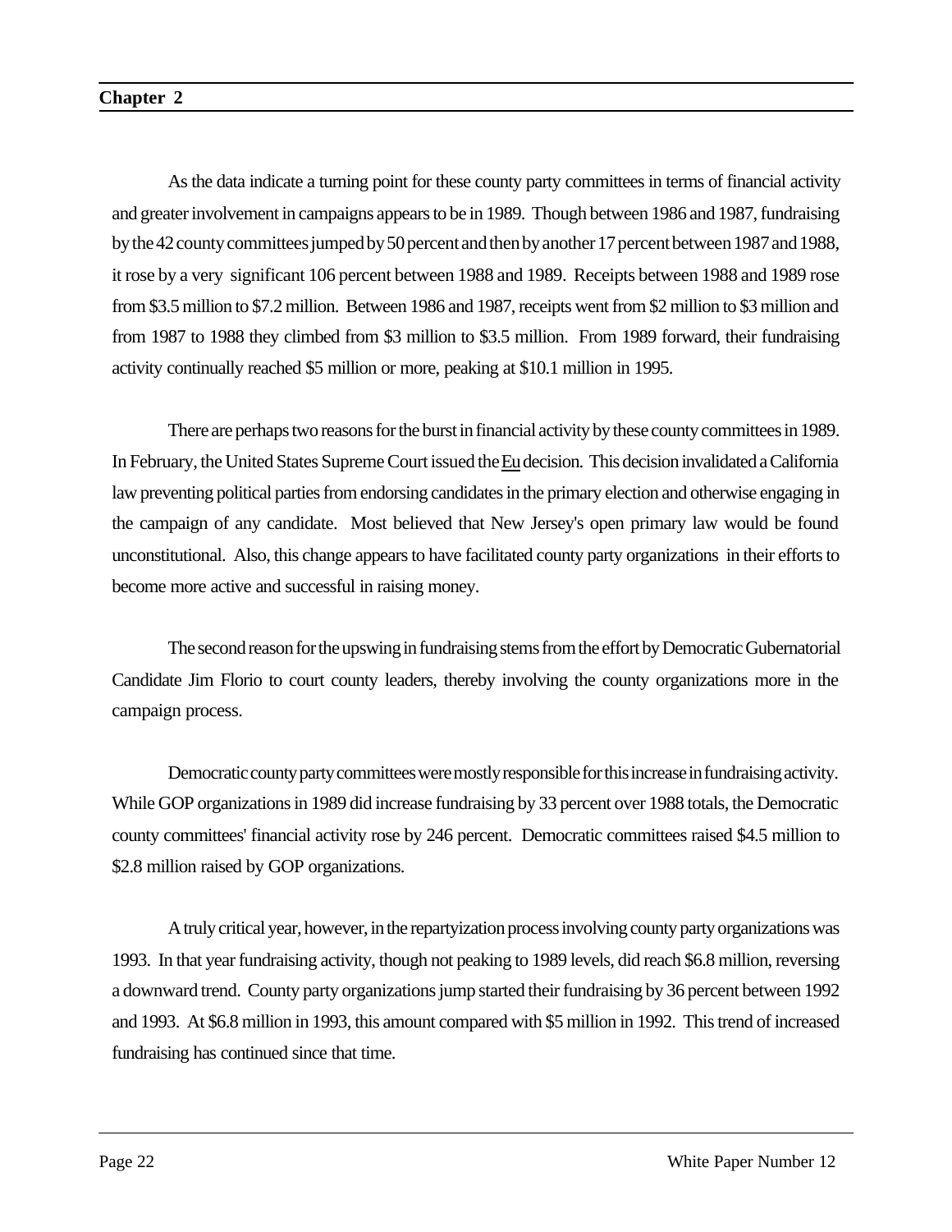As the data indicate a turning point for these county party committees in terms of financial activity and greater involvement in campaigns appears to be in 1989. Though between 1986 and 1987, fundraising by the 42 county committees jumped by 50 percent and then by another 17 percent between 1987 and 1988, it rose by a very significant 106 percent between 1988 and 1989. Receipts between 1988 and 1989 rose from $3.5 million to $7.2 million. Between 1986 and 1987, receipts went from $2 million to $3 million and from 1987 to 1988 they climbed from $3 million to $3.5 million. From 1989 forward, their fundraising activity continually reached $5 million or more, peaking at $10.1 million in 1995.

There are perhaps two reasons for the burst in financial activity by these county committees in 1989. In February, the United States Supreme Court issued the Eu decision. This decision invalidated a California law preventing political parties from endorsing candidates in the primary election and otherwise engaging in the campaign of any candidate. Most believed that New Jersey's open primary law would be found unconstitutional. Also, this change appears to have facilitated county party organizations in their efforts to become more active and successful in raising money.

The second reason for the upswing in fundraising stems from the effort by Democratic Gubernatorial Candidate Jim Florio to court county leaders, thereby involving the county organizations more in the campaign process.

Democratic county party committees were mostly responsible for this increase in fundraising activity. While GOP organizations in 1989 did increase fundraising by 33 percent over 1988 totals, the Democratic county committees' financial activity rose by 246 percent. Democratic committees raised $4.5 million to $2.8 million raised by GOP organizations.

A truly critical year, however, in the repartyization process involving county party organizations was 1993. In that year fundraising activity, though not peaking to 1989 levels, did reach $6.8 million, reversing a downward trend. County party organizations jump started their fundraising by 36 percent between 1992 and 1993. At $6.8 million in 1993, this amount compared with $5 million in 1992. This trend of increased fundraising has continued since that time.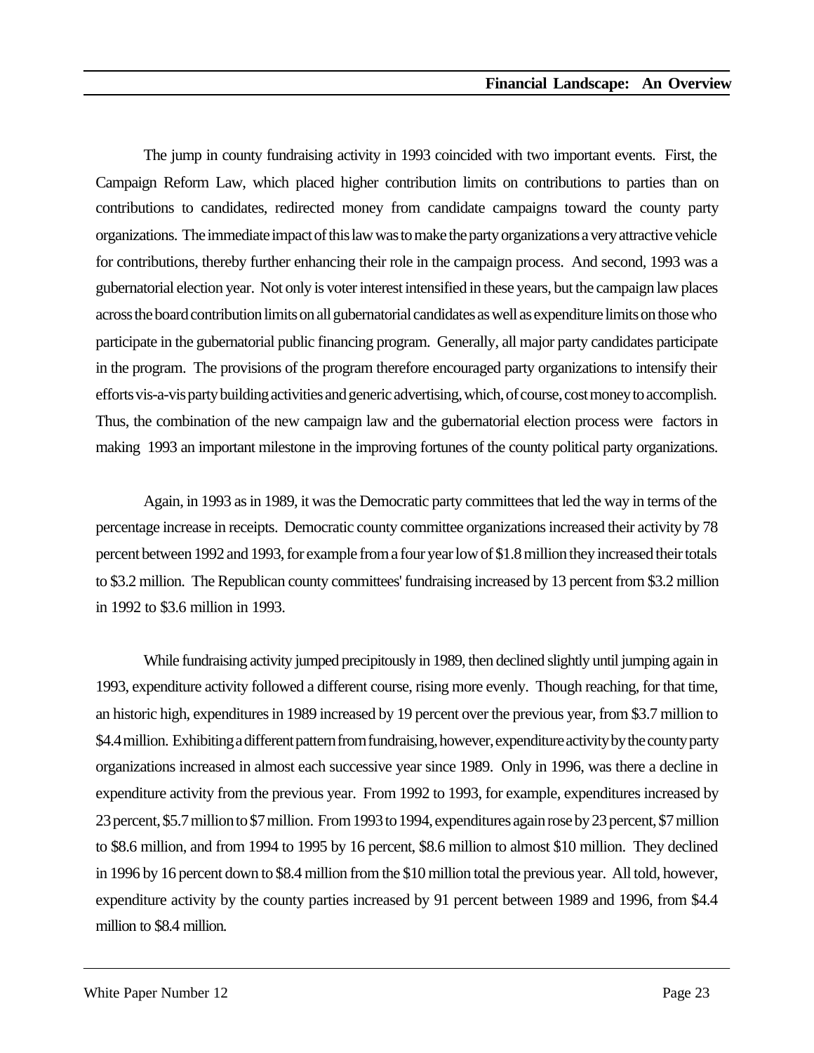The jump in county fundraising activity in 1993 coincided with two important events. First, the Campaign Reform Law, which placed higher contribution limits on contributions to parties than on contributions to candidates, redirected money from candidate campaigns toward the county party organizations. The immediate impact of this law was to make the party organizations a very attractive vehicle for contributions, thereby further enhancing their role in the campaign process. And second, 1993 was a gubernatorial election year. Not only is voter interest intensified in these years, but the campaign law places across the board contribution limits on all gubernatorial candidates as well as expenditure limits on those who participate in the gubernatorial public financing program. Generally, all major party candidates participate in the program. The provisions of the program therefore encouraged party organizations to intensify their efforts vis-a-vis party building activities and generic advertising, which, of course, cost money to accomplish. Thus, the combination of the new campaign law and the gubernatorial election process were factors in making 1993 an important milestone in the improving fortunes of the county political party organizations.

Again, in 1993 as in 1989, it was the Democratic party committees that led the way in terms of the percentage increase in receipts. Democratic county committee organizations increased their activity by 78 percent between 1992 and 1993, for example from a four year low of $1.8 million they increased their totals to $3.2 million. The Republican county committees' fundraising increased by 13 percent from $3.2 million in 1992 to $3.6 million in 1993.

While fundraising activity jumped precipitously in 1989, then declined slightly until jumping again in 1993, expenditure activity followed a different course, rising more evenly. Though reaching, for that time, an historic high, expenditures in 1989 increased by 19 percent over the previous year, from $3.7 million to $4.4 million. Exhibiting a different pattern from fundraising, however, expenditure activity by the county party organizations increased in almost each successive year since 1989. Only in 1996, was there a decline in expenditure activity from the previous year. From 1992 to 1993, for example, expenditures increased by 23 percent, $5.7 million to $7 million. From 1993 to 1994, expenditures again rose by 23 percent, $7 million to $8.6 million, and from 1994 to 1995 by 16 percent, $8.6 million to almost $10 million. They declined in 1996 by 16 percent down to $8.4 million from the $10 million total the previous year. All told, however, expenditure activity by the county parties increased by 91 percent between 1989 and 1996, from $4.4 million to $8.4 million.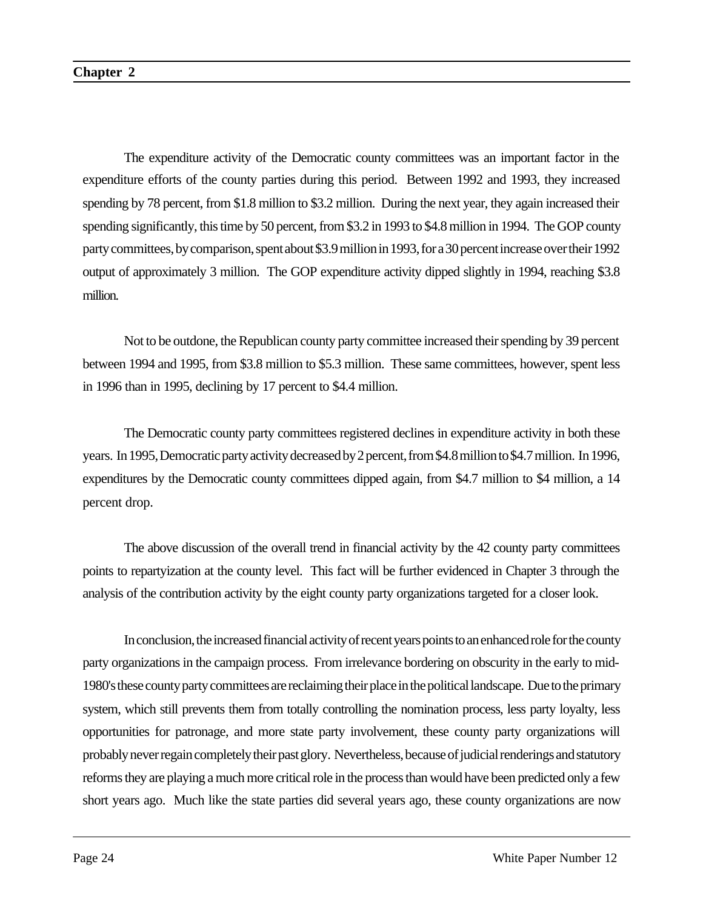The expenditure activity of the Democratic county committees was an important factor in the expenditure efforts of the county parties during this period. Between 1992 and 1993, they increased spending by 78 percent, from $1.8 million to $3.2 million. During the next year, they again increased their spending significantly, this time by 50 percent, from $3.2 in 1993 to $4.8 million in 1994. The GOP county party committees, by comparison, spent about $3.9 million in 1993, for a 30 percent increase over their 1992 output of approximately 3 million. The GOP expenditure activity dipped slightly in 1994, reaching $3.8 million.

Not to be outdone, the Republican county party committee increased their spending by 39 percent between 1994 and 1995, from $3.8 million to $5.3 million. These same committees, however, spent less in 1996 than in 1995, declining by 17 percent to $4.4 million.

The Democratic county party committees registered declines in expenditure activity in both these years. In 1995, Democratic party activity decreased by 2 percent, from $4.8 million to $4.7 million. In 1996, expenditures by the Democratic county committees dipped again, from $4.7 million to $4 million, a 14 percent drop.

The above discussion of the overall trend in financial activity by the 42 county party committees points to repartyization at the county level. This fact will be further evidenced in Chapter 3 through the analysis of the contribution activity by the eight county party organizations targeted for a closer look.

In conclusion, the increased financial activity of recent years points to an enhanced role for the county party organizations in the campaign process. From irrelevance bordering on obscurity in the early to mid-1980's these county party committees are reclaiming their place in the political landscape. Due to the primary system, which still prevents them from totally controlling the nomination process, less party loyalty, less opportunities for patronage, and more state party involvement, these county party organizations will probably never regain completely their past glory. Nevertheless, because of judicial renderings and statutory reforms they are playing a much more critical role in the process than would have been predicted only a few short years ago. Much like the state parties did several years ago, these county organizations are now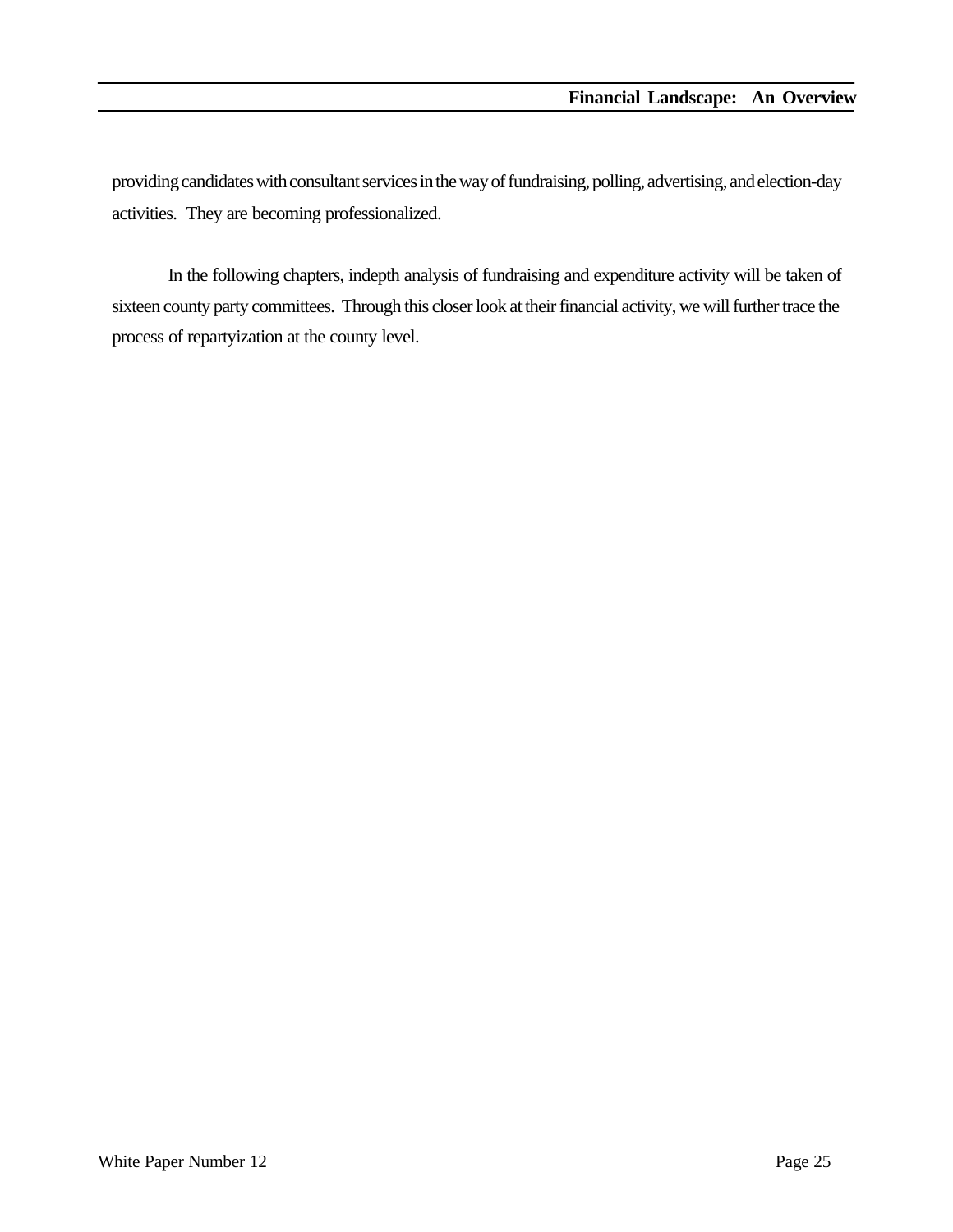providing candidates with consultant services in the way of fundraising, polling, advertising, and election-day activities. They are becoming professionalized.

In the following chapters, indepth analysis of fundraising and expenditure activity will be taken of sixteen county party committees. Through this closer look at their financial activity, we will further trace the process of repartyization at the county level.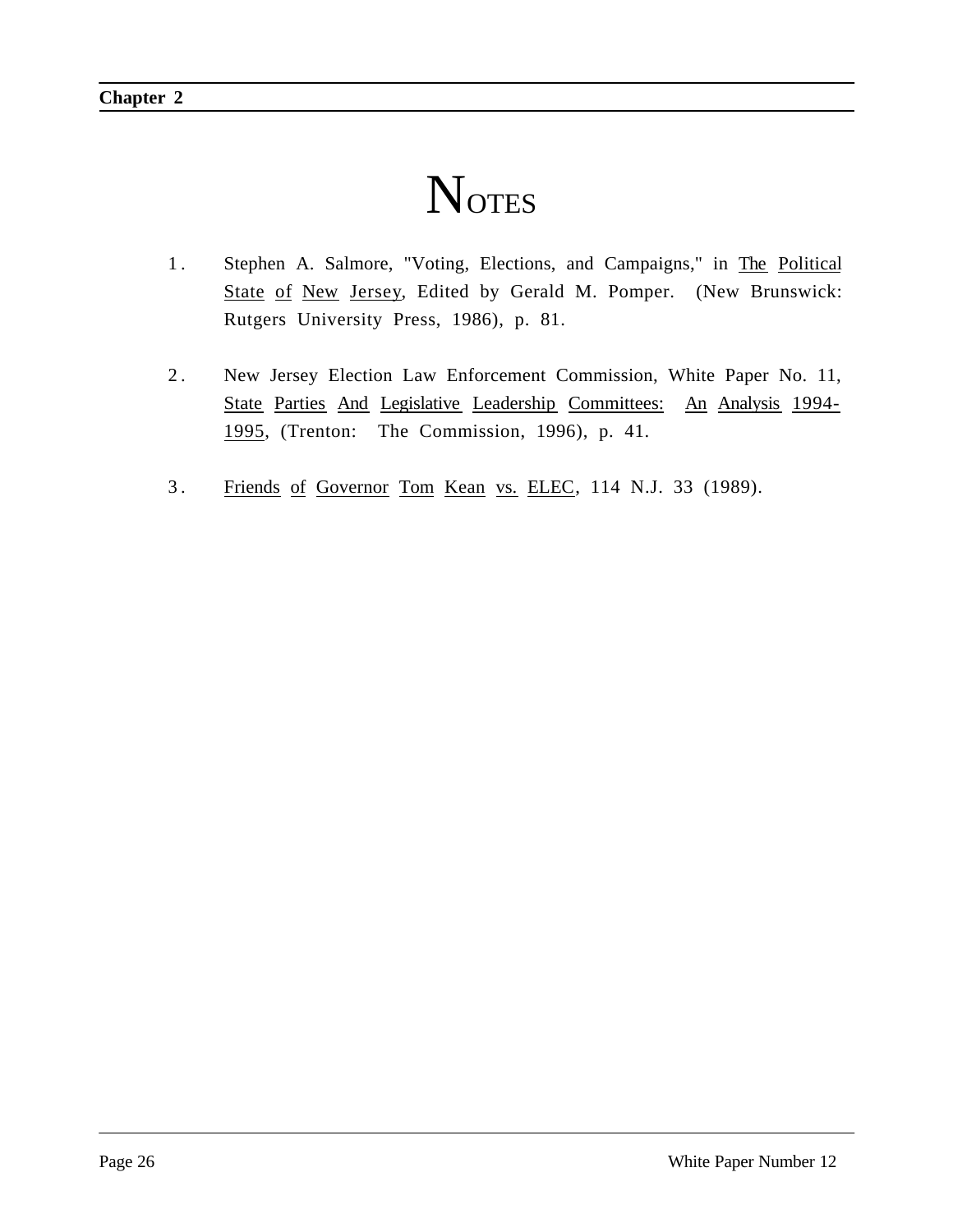# NOTES

1. Stephen A. Salmore, "Voting, Elections, and Campaigns," in The Political State of New Jersey, Edited by Gerald M. Pomper. (New Brunswick: Rutgers University Press, 1986), p. 81.

2. New Jersey Election Law Enforcement Commission, White Paper No. 11, State Parties And Legislative Leadership Committees: An Analysis 1994-1995, (Trenton: The Commission, 1996), p. 41.

3. Friends of Governor Tom Kean vs. ELEC, 114 N.J. 33 (1989).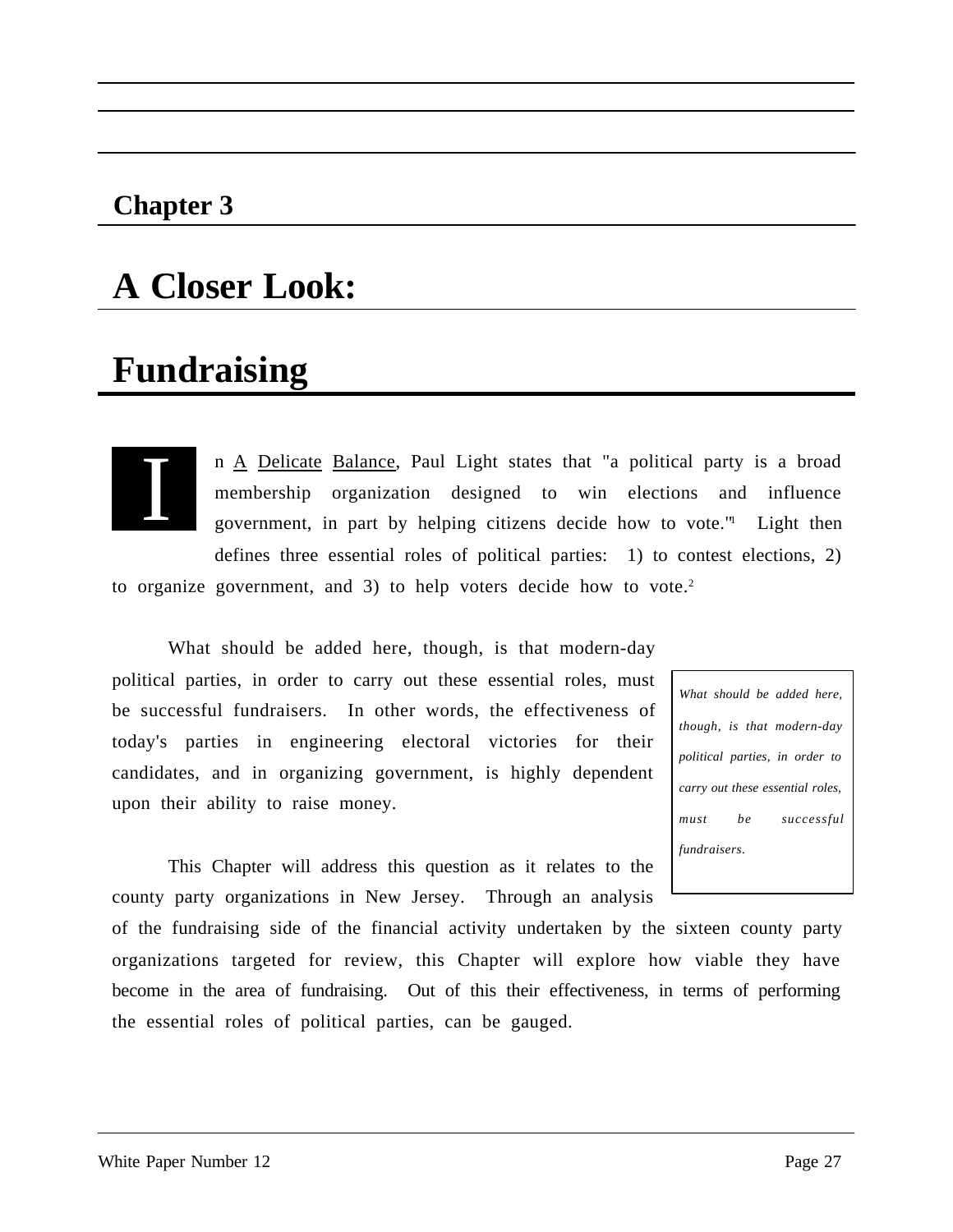## Chapter 3

# A Closer Look:

# Fundraising

In A Delicate Balance, Paul Light states that "a political party is a broad membership organization designed to win elections and influence government, in part by helping citizens decide how to vote."[1] Light then defines three essential roles of political parties: 1) to contest elections, 2) to organize government, and 3) to help voters decide how to vote.[2]

What should be added here, though, is that modern-day political parties, in order to carry out these essential roles, must be successful fundraisers. In other words, the effectiveness of today's parties in engineering electoral victories for their candidates, and in organizing government, is highly dependent upon their ability to raise money.

> *What should be added here, though, is that modern-day political parties, in order to carry out these essential roles, must be successful fundraisers.*

This Chapter will address this question as it relates to the county party organizations in New Jersey. Through an analysis of the fundraising side of the financial activity undertaken by the sixteen county party organizations targeted for review, this Chapter will explore how viable they have become in the area of fundraising. Out of this their effectiveness, in terms of performing the essential roles of political parties, can be gauged.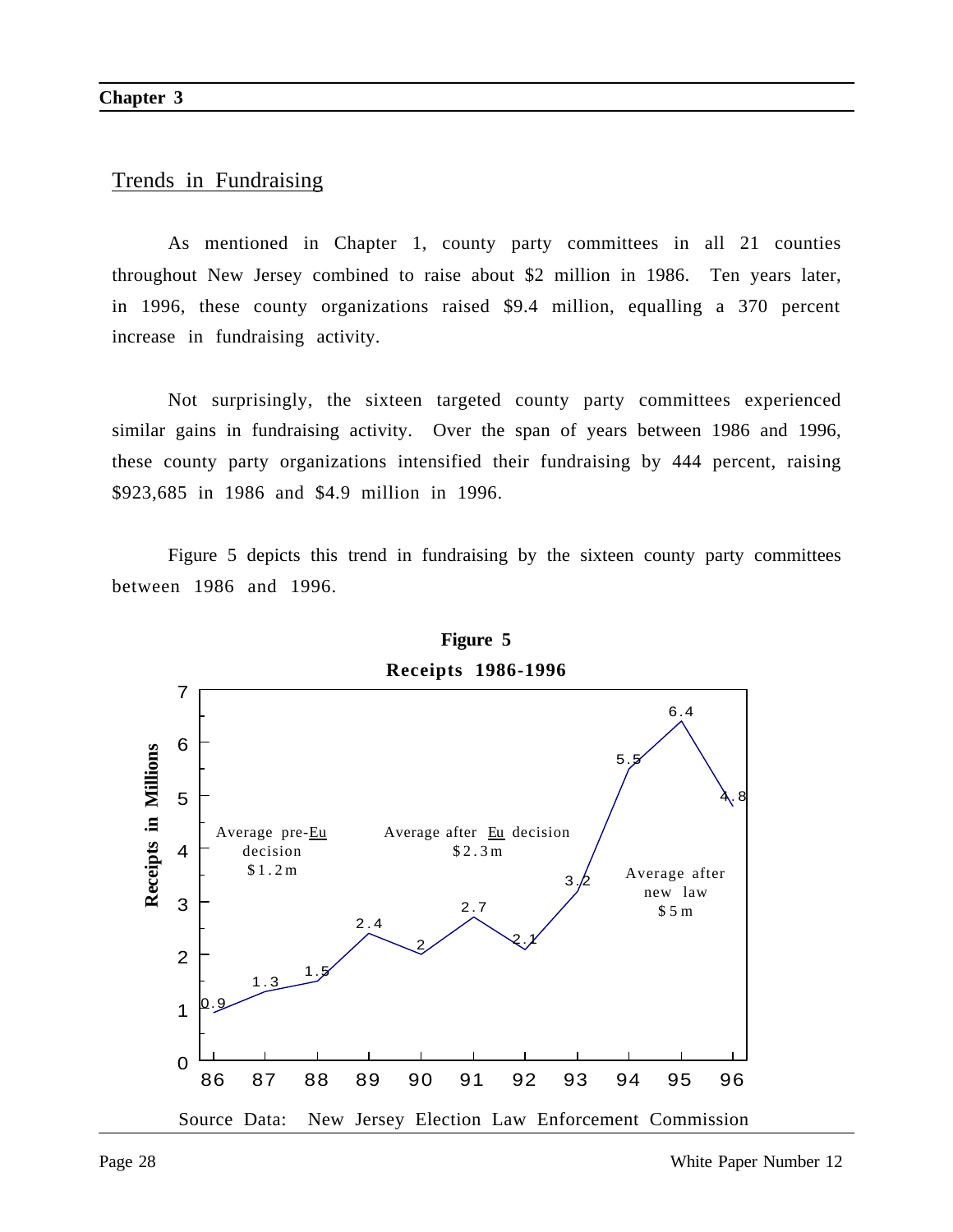## Trends in Fundraising

As mentioned in Chapter 1, county party committees in all 21 counties throughout New Jersey combined to raise about $2 million in 1986. Ten years later, in 1996, these county organizations raised $9.4 million, equalling a 370 percent increase in fundraising activity.

Not surprisingly, the sixteen targeted county party committees experienced similar gains in fundraising activity. Over the span of years between 1986 and 1996, these county party organizations intensified their fundraising by 444 percent, raising $923,685 in 1986 and $4.9 million in 1996.

Figure 5 depicts this trend in fundraising by the sixteen county party committees between 1986 and 1996.

**Figure 5**

**Receipts 1986-1996**

| Year | Receipts in Millions |
|---|---|
| 86 | 0.9 |
| 87 | 1.3 |
| 88 | 1.5 |
| 89 | 2.4 |
| 90 | 2 |
| 91 | 2.7 |
| 92 | 2.1 |
| 93 | 3.2 |
| 94 | 5.5 |
| 95 | 6.4 |
| 96 | 4.8 |

Average pre-*Eu* decision $1.2m

Average after *Eu* decision $2.3m

Average after new law $5m

Source Data: New Jersey Election Law Enforcement Commission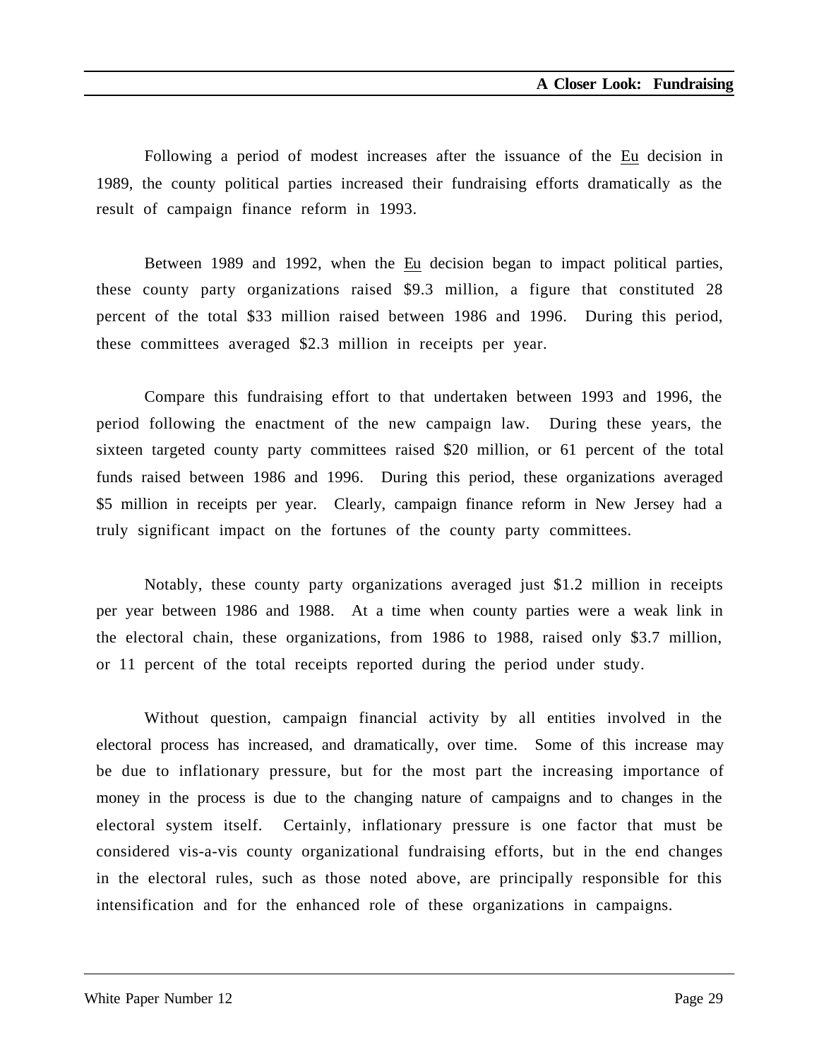Following a period of modest increases after the issuance of the Eu decision in 1989, the county political parties increased their fundraising efforts dramatically as the result of campaign finance reform in 1993.

Between 1989 and 1992, when the Eu decision began to impact political parties, these county party organizations raised $9.3 million, a figure that constituted 28 percent of the total $33 million raised between 1986 and 1996. During this period, these committees averaged $2.3 million in receipts per year.

Compare this fundraising effort to that undertaken between 1993 and 1996, the period following the enactment of the new campaign law. During these years, the sixteen targeted county party committees raised $20 million, or 61 percent of the total funds raised between 1986 and 1996. During this period, these organizations averaged $5 million in receipts per year. Clearly, campaign finance reform in New Jersey had a truly significant impact on the fortunes of the county party committees.

Notably, these county party organizations averaged just $1.2 million in receipts per year between 1986 and 1988. At a time when county parties were a weak link in the electoral chain, these organizations, from 1986 to 1988, raised only $3.7 million, or 11 percent of the total receipts reported during the period under study.

Without question, campaign financial activity by all entities involved in the electoral process has increased, and dramatically, over time. Some of this increase may be due to inflationary pressure, but for the most part the increasing importance of money in the process is due to the changing nature of campaigns and to changes in the electoral system itself. Certainly, inflationary pressure is one factor that must be considered vis-a-vis county organizational fundraising efforts, but in the end changes in the electoral rules, such as those noted above, are principally responsible for this intensification and for the enhanced role of these organizations in campaigns.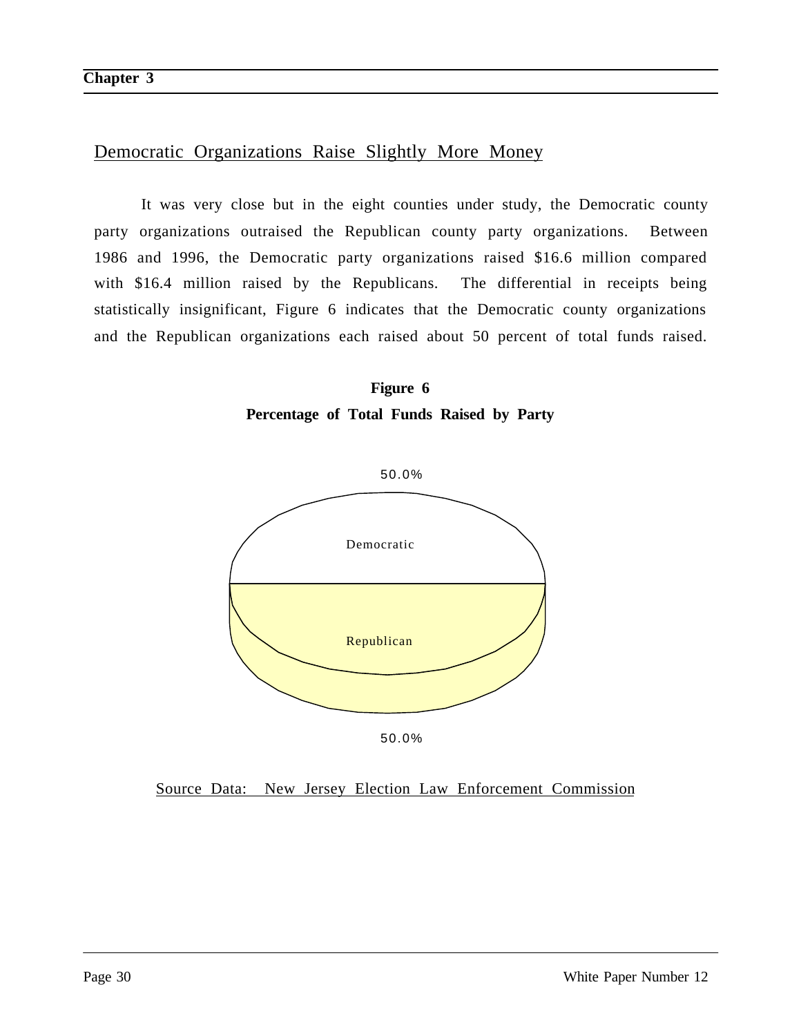## Democratic Organizations Raise Slightly More Money

It was very close but in the eight counties under study, the Democratic county party organizations outraised the Republican county party organizations. Between 1986 and 1996, the Democratic party organizations raised $16.6 million compared with $16.4 million raised by the Republicans. The differential in receipts being statistically insignificant, Figure 6 indicates that the Democratic county organizations and the Republican organizations each raised about 50 percent of total funds raised.

**Figure 6**
**Percentage of Total Funds Raised by Party**

50.0%

Democratic

Republican

50.0%

Source Data: New Jersey Election Law Enforcement Commission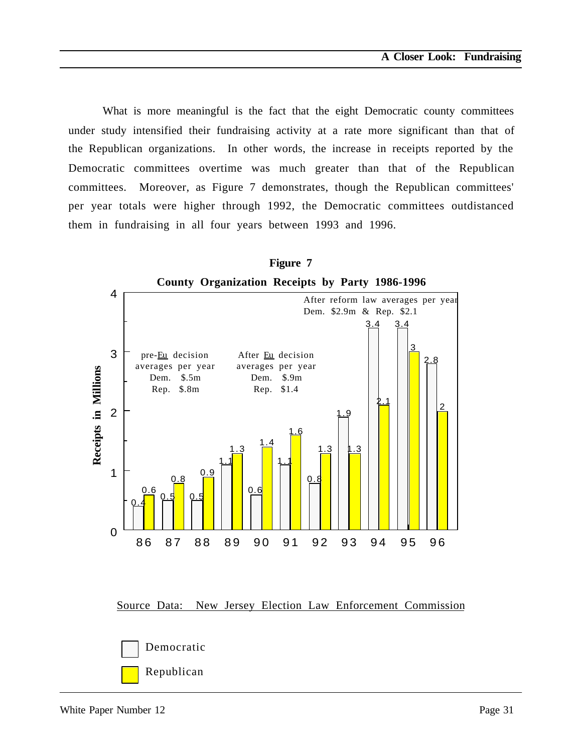What is more meaningful is the fact that the eight Democratic county committees under study intensified their fundraising activity at a rate more significant than that of the Republican organizations. In other words, the increase in receipts reported by the Democratic committees overtime was much greater than that of the Republican committees. Moreover, as Figure 7 demonstrates, though the Republican committees' per year totals were higher through 1992, the Democratic committees outdistanced them in fundraising in all four years between 1993 and 1996.

**Figure 7**

**County Organization Receipts by Party 1986-1996**

| Year | Democratic | Republican |
|---|---|---|
| 86 | 0.4 | 0.6 |
| 87 | 0.5 | 0.8 |
| 88 | 0.5 | 0.9 |
| 89 | 1.1 | 1.3 |
| 90 | 0.6 | 1.4 |
| 91 | 1.1 | 1.6 |
| 92 | 0.8 | 1.3 |
| 93 | 1.9 | 1.3 |
| 94 | 3.4 | 2.1 |
| 95 | 3.4 | 3 |
| 96 | 2.8 | 2 |

Receipts in Millions

pre-Eu decision averages per year Dem. $.5m Rep. $.8m

After Eu decision averages per year Dem. $.9m Rep. $1.4

After reform law averages per year Dem. $2.9m & Rep. $2.1

Source Data: New Jersey Election Law Enforcement Commission

Democratic

Republican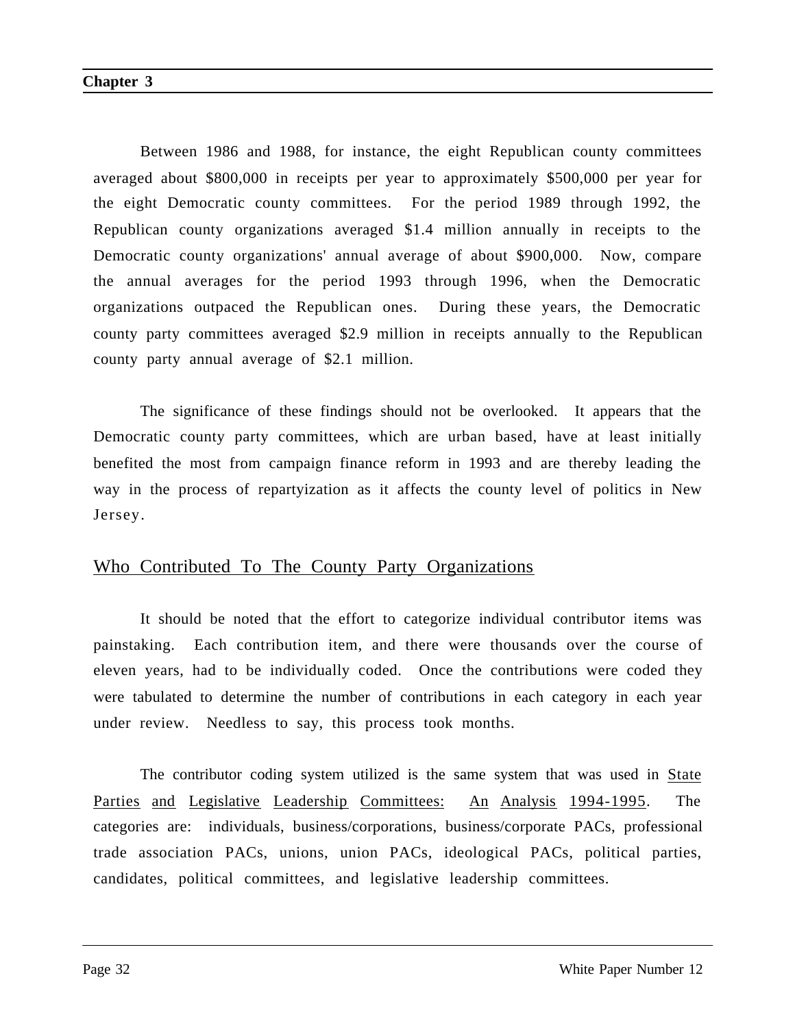Between 1986 and 1988, for instance, the eight Republican county committees averaged about $800,000 in receipts per year to approximately $500,000 per year for the eight Democratic county committees. For the period 1989 through 1992, the Republican county organizations averaged $1.4 million annually in receipts to the Democratic county organizations' annual average of about $900,000. Now, compare the annual averages for the period 1993 through 1996, when the Democratic organizations outpaced the Republican ones. During these years, the Democratic county party committees averaged $2.9 million in receipts annually to the Republican county party annual average of $2.1 million.

The significance of these findings should not be overlooked. It appears that the Democratic county party committees, which are urban based, have at least initially benefited the most from campaign finance reform in 1993 and are thereby leading the way in the process of repartyization as it affects the county level of politics in New Jersey.

## Who Contributed To The County Party Organizations

It should be noted that the effort to categorize individual contributor items was painstaking. Each contribution item, and there were thousands over the course of eleven years, had to be individually coded. Once the contributions were coded they were tabulated to determine the number of contributions in each category in each year under review. Needless to say, this process took months.

The contributor coding system utilized is the same system that was used in State Parties and Legislative Leadership Committees: An Analysis 1994-1995. The categories are: individuals, business/corporations, business/corporate PACs, professional trade association PACs, unions, union PACs, ideological PACs, political parties, candidates, political committees, and legislative leadership committees.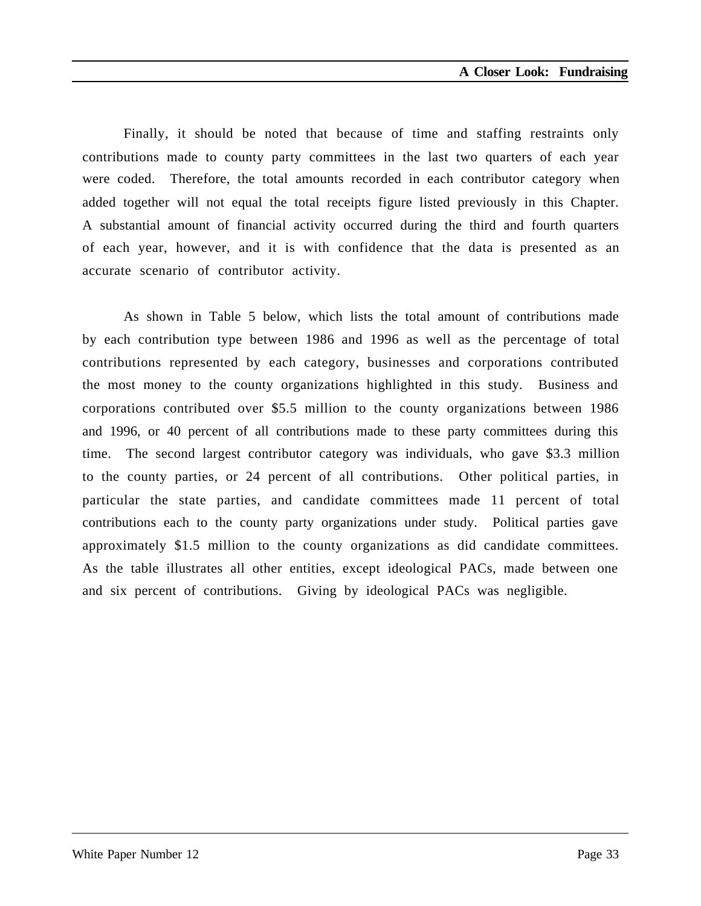Finally, it should be noted that because of time and staffing restraints only contributions made to county party committees in the last two quarters of each year were coded. Therefore, the total amounts recorded in each contributor category when added together will not equal the total receipts figure listed previously in this Chapter. A substantial amount of financial activity occurred during the third and fourth quarters of each year, however, and it is with confidence that the data is presented as an accurate scenario of contributor activity.

As shown in Table 5 below, which lists the total amount of contributions made by each contribution type between 1986 and 1996 as well as the percentage of total contributions represented by each category, businesses and corporations contributed the most money to the county organizations highlighted in this study. Business and corporations contributed over $5.5 million to the county organizations between 1986 and 1996, or 40 percent of all contributions made to these party committees during this time. The second largest contributor category was individuals, who gave $3.3 million to the county parties, or 24 percent of all contributions. Other political parties, in particular the state parties, and candidate committees made 11 percent of total contributions each to the county party organizations under study. Political parties gave approximately $1.5 million to the county organizations as did candidate committees. As the table illustrates all other entities, except ideological PACs, made between one and six percent of contributions. Giving by ideological PACs was negligible.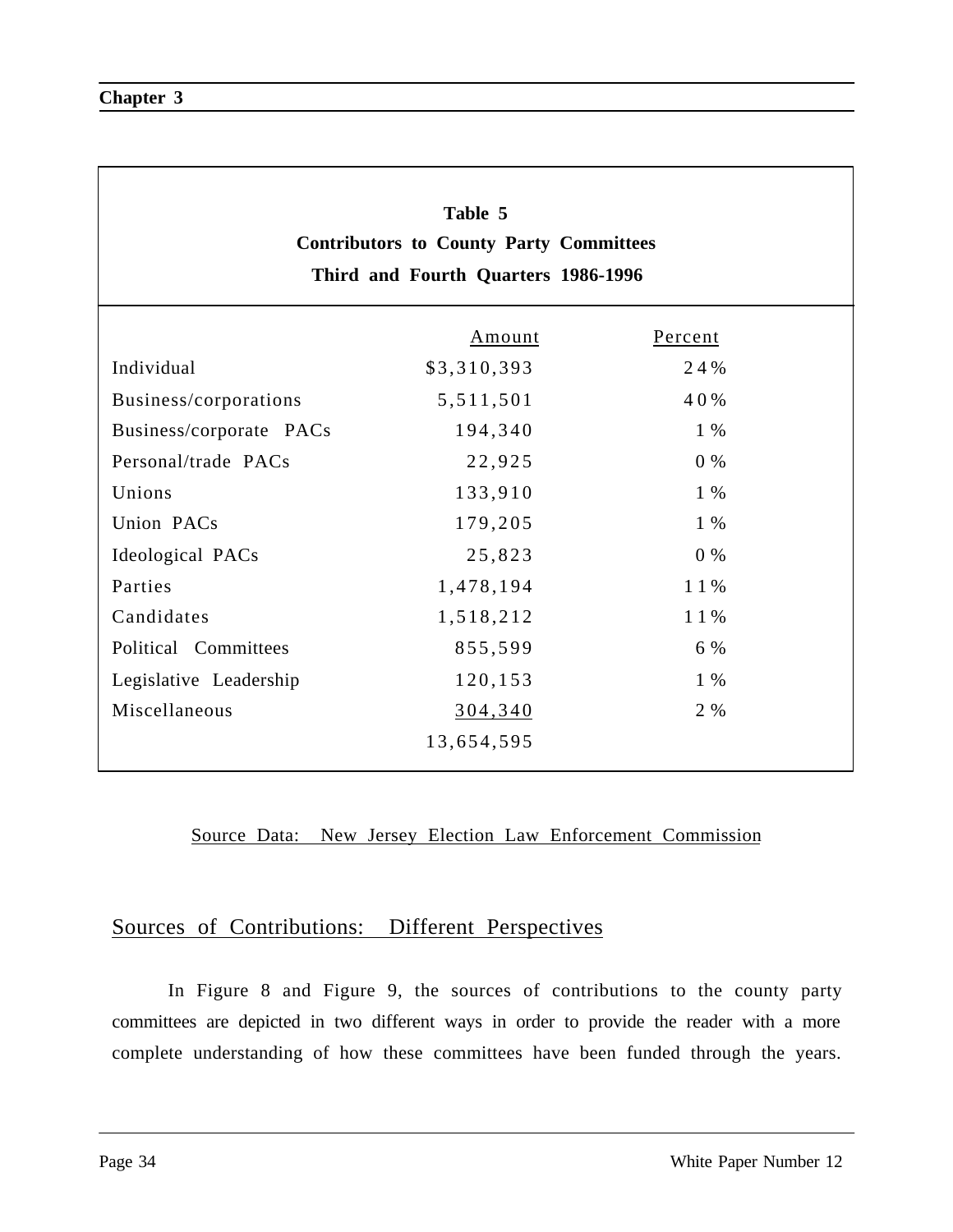**Table 5**
**Contributors to County Party Committees**
**Third and Fourth Quarters 1986-1996**

| | Amount | Percent |
|---|---|---|
| Individual | $3,310,393 | 24% |
| Business/corporations | 5,511,501 | 40% |
| Business/corporate PACs | 194,340 | 1% |
| Personal/trade PACs | 22,925 | 0% |
| Unions | 133,910 | 1% |
| Union PACs | 179,205 | 1% |
| Ideological PACs | 25,823 | 0% |
| Parties | 1,478,194 | 11% |
| Candidates | 1,518,212 | 11% |
| Political Committees | 855,599 | 6% |
| Legislative Leadership | 120,153 | 1% |
| Miscellaneous | 304,340 | 2% |
| | 13,654,595 | |

Source Data: New Jersey Election Law Enforcement Commission

## Sources of Contributions: Different Perspectives

In Figure 8 and Figure 9, the sources of contributions to the county party committees are depicted in two different ways in order to provide the reader with a more complete understanding of how these committees have been funded through the years.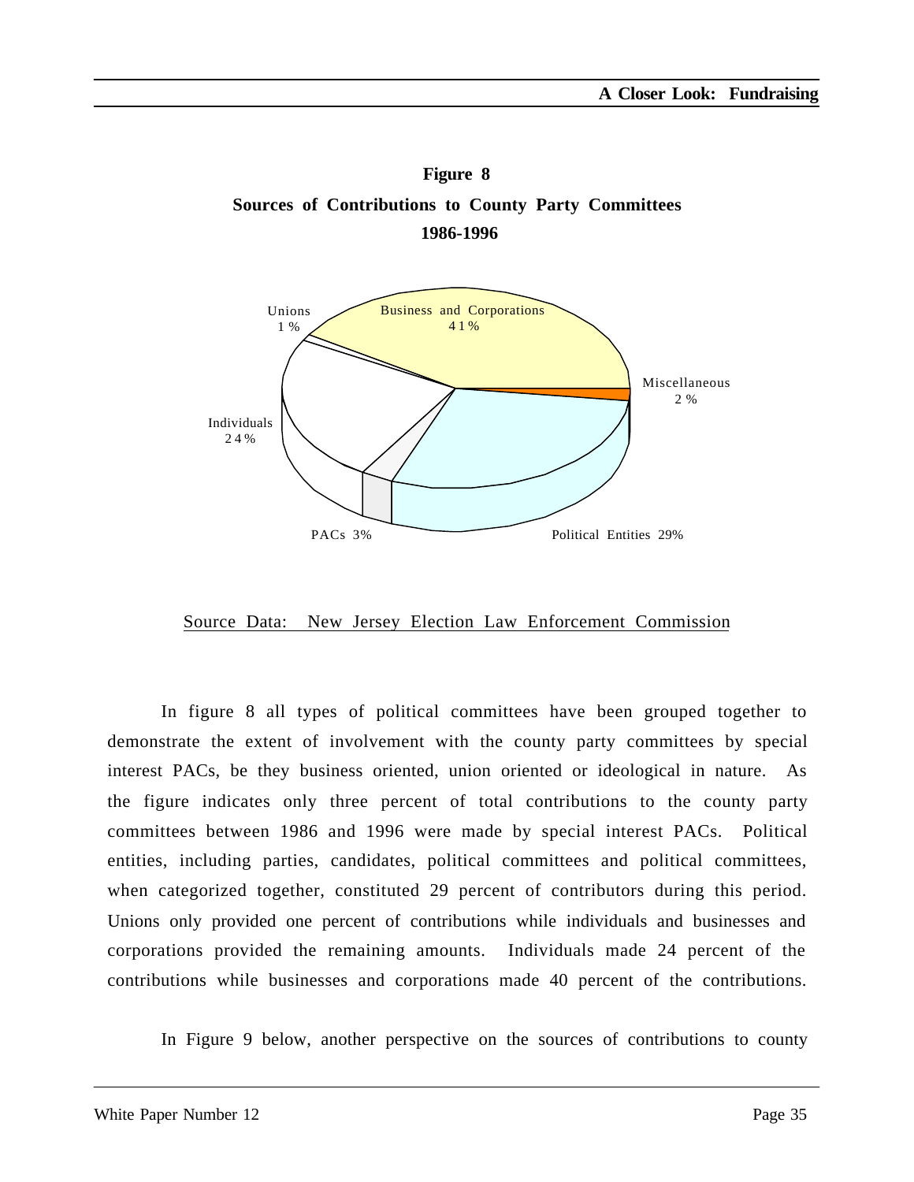**Figure 8**

**Sources of Contributions to County Party Committees**

**1986-1996**

Unions 1%

Business and Corporations 41%

Miscellaneous 2%

Individuals 24%

PACs 3%

Political Entities 29%

Source Data: New Jersey Election Law Enforcement Commission

In figure 8 all types of political committees have been grouped together to demonstrate the extent of involvement with the county party committees by special interest PACs, be they business oriented, union oriented or ideological in nature. As the figure indicates only three percent of total contributions to the county party committees between 1986 and 1996 were made by special interest PACs. Political entities, including parties, candidates, political committees and political committees, when categorized together, constituted 29 percent of contributors during this period. Unions only provided one percent of contributions while individuals and businesses and corporations provided the remaining amounts. Individuals made 24 percent of the contributions while businesses and corporations made 40 percent of the contributions.

In Figure 9 below, another perspective on the sources of contributions to county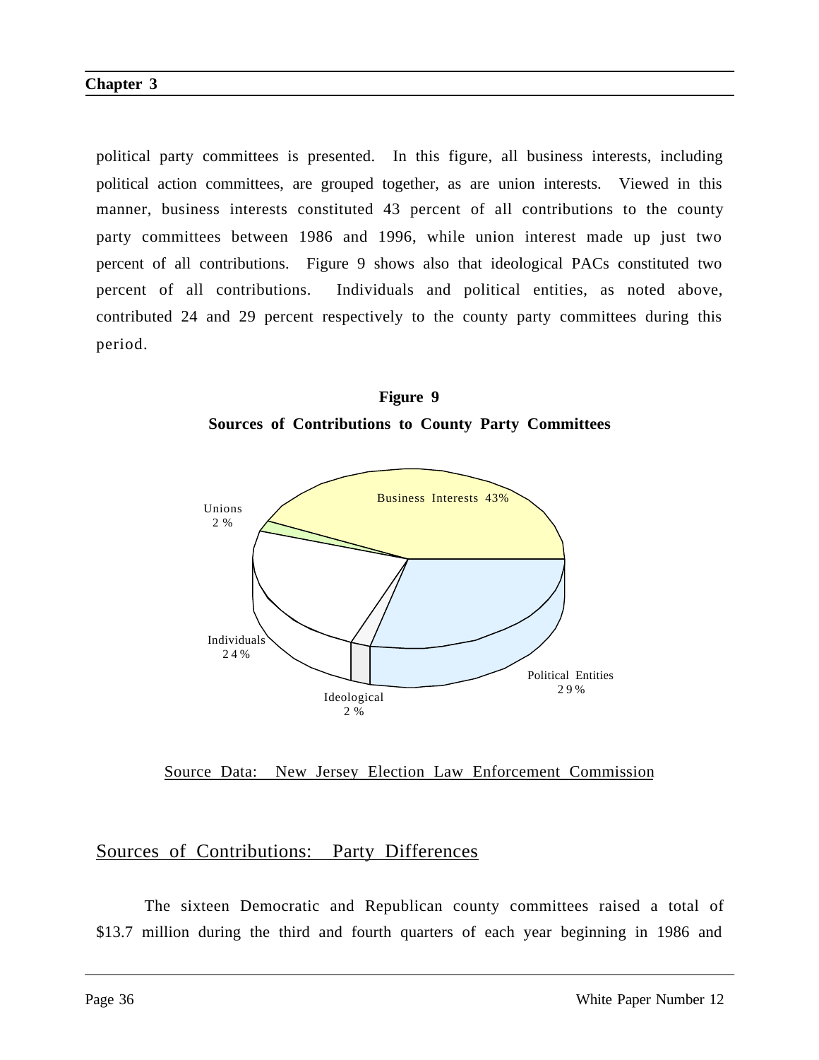political party committees is presented. In this figure, all business interests, including political action committees, are grouped together, as are union interests. Viewed in this manner, business interests constituted 43 percent of all contributions to the county party committees between 1986 and 1996, while union interest made up just two percent of all contributions. Figure 9 shows also that ideological PACs constituted two percent of all contributions. Individuals and political entities, as noted above, contributed 24 and 29 percent respectively to the county party committees during this period.

**Figure 9**

**Sources of Contributions to County Party Committees**

Business Interests 43%

Unions 2 %

Individuals 24%

Ideological 2 %

Political Entities 29%

Source Data: New Jersey Election Law Enforcement Commission

## Sources of Contributions: Party Differences

The sixteen Democratic and Republican county committees raised a total of $13.7 million during the third and fourth quarters of each year beginning in 1986 and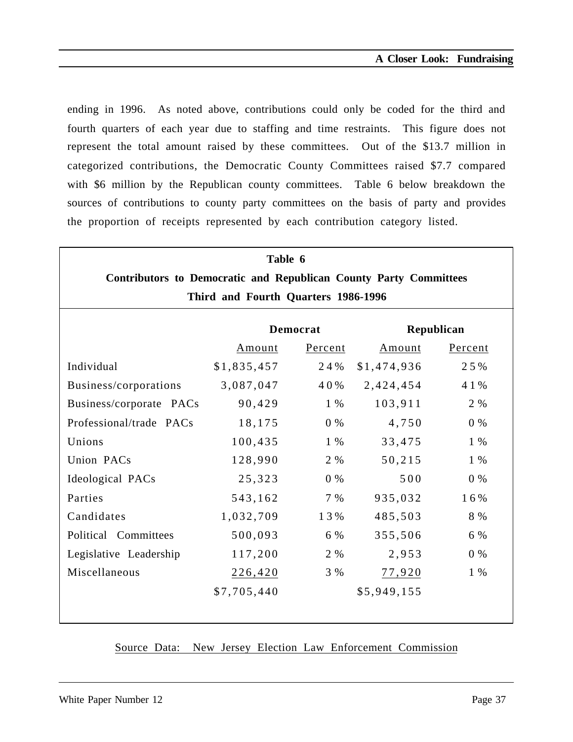ending in 1996. As noted above, contributions could only be coded for the third and fourth quarters of each year due to staffing and time restraints. This figure does not represent the total amount raised by these committees. Out of the $13.7 million in categorized contributions, the Democratic County Committees raised $7.7 compared with $6 million by the Republican county committees. Table 6 below breakdown the sources of contributions to county party committees on the basis of party and provides the proportion of receipts represented by each contribution category listed.

**Table 6**
**Contributors to Democratic and Republican County Party Committees**
**Third and Fourth Quarters 1986-1996**

| | Democrat | | Republican | |
|---|---|---|---|---|
| | Amount | Percent | Amount | Percent |
| Individual | $1,835,457 | 24% | $1,474,936 | 25% |
| Business/corporations | 3,087,047 | 40% | 2,424,454 | 41% |
| Business/corporate PACs | 90,429 | 1% | 103,911 | 2% |
| Professional/trade PACs | 18,175 | 0% | 4,750 | 0% |
| Unions | 100,435 | 1% | 33,475 | 1% |
| Union PACs | 128,990 | 2% | 50,215 | 1% |
| Ideological PACs | 25,323 | 0% | 500 | 0% |
| Parties | 543,162 | 7% | 935,032 | 16% |
| Candidates | 1,032,709 | 13% | 485,503 | 8% |
| Political Committees | 500,093 | 6% | 355,506 | 6% |
| Legislative Leadership | 117,200 | 2% | 2,953 | 0% |
| Miscellaneous | 226,420 | 3% | 77,920 | 1% |
| | $7,705,440 | | $5,949,155 | |

Source Data: New Jersey Election Law Enforcement Commission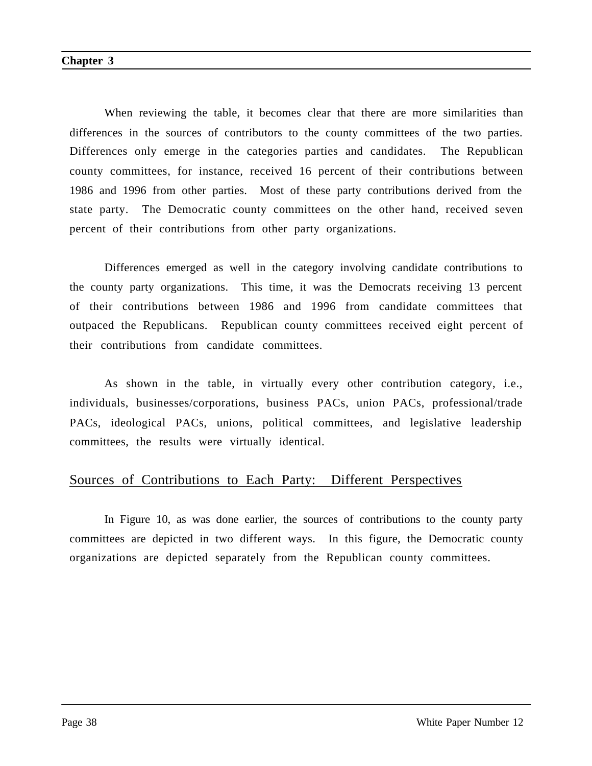When reviewing the table, it becomes clear that there are more similarities than differences in the sources of contributors to the county committees of the two parties. Differences only emerge in the categories parties and candidates. The Republican county committees, for instance, received 16 percent of their contributions between 1986 and 1996 from other parties. Most of these party contributions derived from the state party. The Democratic county committees on the other hand, received seven percent of their contributions from other party organizations.

Differences emerged as well in the category involving candidate contributions to the county party organizations. This time, it was the Democrats receiving 13 percent of their contributions between 1986 and 1996 from candidate committees that outpaced the Republicans. Republican county committees received eight percent of their contributions from candidate committees.

As shown in the table, in virtually every other contribution category, i.e., individuals, businesses/corporations, business PACs, union PACs, professional/trade PACs, ideological PACs, unions, political committees, and legislative leadership committees, the results were virtually identical.

## Sources of Contributions to Each Party: Different Perspectives

In Figure 10, as was done earlier, the sources of contributions to the county party committees are depicted in two different ways. In this figure, the Democratic county organizations are depicted separately from the Republican county committees.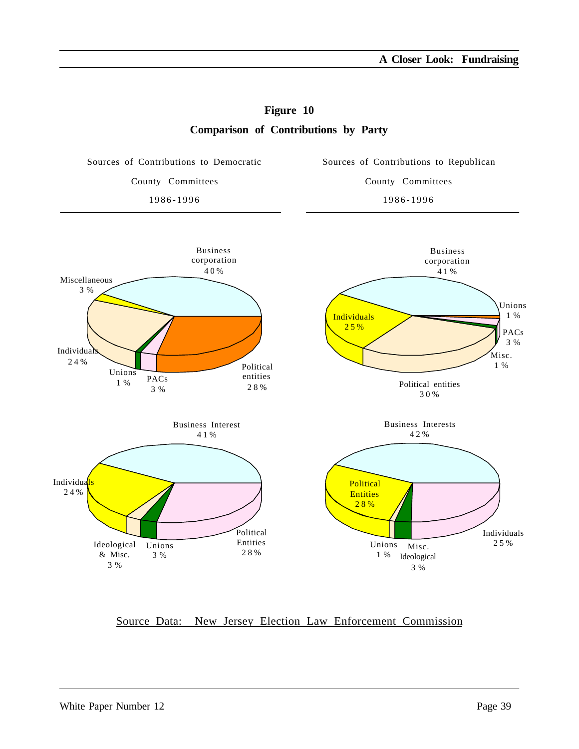# Figure 10

## Comparison of Contributions by Party

| Sources of Contributions to Democratic County Committees 1986-1996 | Sources of Contributions to Republican County Committees 1986-1996 |
|---|---|
| Business corporation 40% | Business corporation 41% |
| Miscellaneous 3% | Unions 1% |
| Individuals 24% | Individuals 25% |
| Unions 1% | PACs 3% |
| PACs 3% | Misc. 1% |
| Political entities 28% | Political entities 30% |

| Democratic | Republican |
|---|---|
| Business Interest 41% | Business Interests 42% |
| Individuals 24% | Political Entities 28% |
| Ideological & Misc. 3% | Unions 1% |
| Unions 3% | Misc. Ideological 3% |
| Political Entities 28% | Individuals 25% |

Source Data: New Jersey Election Law Enforcement Commission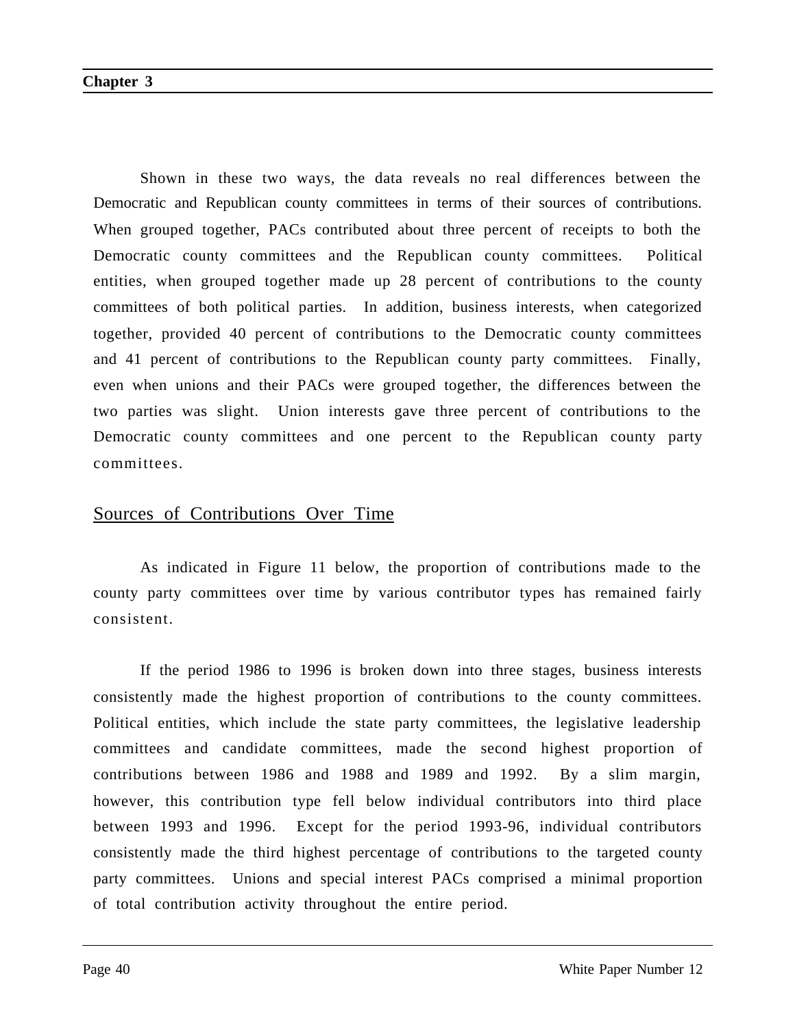Shown in these two ways, the data reveals no real differences between the Democratic and Republican county committees in terms of their sources of contributions. When grouped together, PACs contributed about three percent of receipts to both the Democratic county committees and the Republican county committees. Political entities, when grouped together made up 28 percent of contributions to the county committees of both political parties. In addition, business interests, when categorized together, provided 40 percent of contributions to the Democratic county committees and 41 percent of contributions to the Republican county party committees. Finally, even when unions and their PACs were grouped together, the differences between the two parties was slight. Union interests gave three percent of contributions to the Democratic county committees and one percent to the Republican county party committees.

## Sources of Contributions Over Time

As indicated in Figure 11 below, the proportion of contributions made to the county party committees over time by various contributor types has remained fairly consistent.

If the period 1986 to 1996 is broken down into three stages, business interests consistently made the highest proportion of contributions to the county committees. Political entities, which include the state party committees, the legislative leadership committees and candidate committees, made the second highest proportion of contributions between 1986 and 1988 and 1989 and 1992. By a slim margin, however, this contribution type fell below individual contributors into third place between 1993 and 1996. Except for the period 1993-96, individual contributors consistently made the third highest percentage of contributions to the targeted county party committees. Unions and special interest PACs comprised a minimal proportion of total contribution activity throughout the entire period.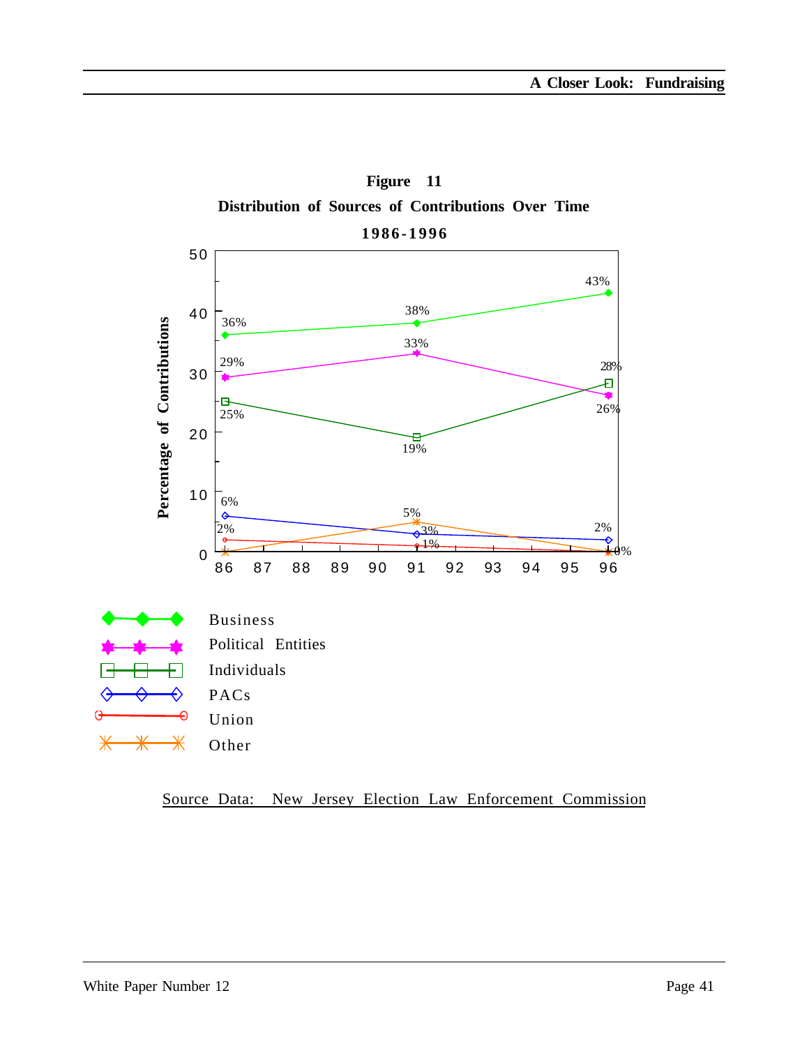**Figure 11**

**Distribution of Sources of Contributions Over Time**

**1986-1996**

| Source | 86 | 91 | 96 |
|---|---|---|---|
| Business | 36% | 38% | 43% |
| Political Entities | 29% | 33% | 26% |
| Individuals | 25% | 19% | 28% |
| PACs | 6% | 3% | 2% |
| Union | 2% | 1% | 0% |
| Other | 0% | 5% | 0% |

Source Data: New Jersey Election Law Enforcement Commission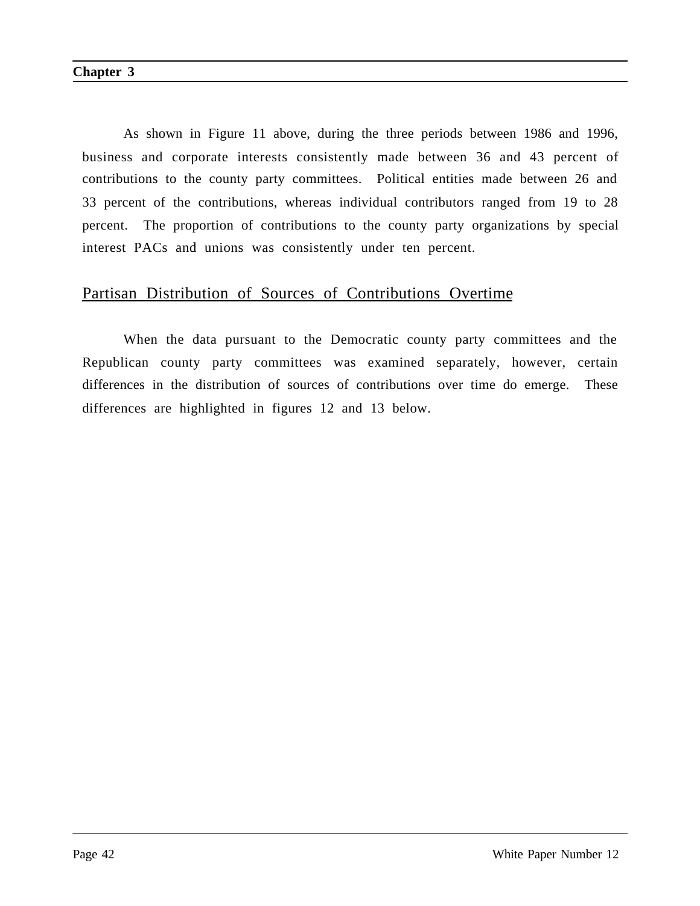As shown in Figure 11 above, during the three periods between 1986 and 1996, business and corporate interests consistently made between 36 and 43 percent of contributions to the county party committees. Political entities made between 26 and 33 percent of the contributions, whereas individual contributors ranged from 19 to 28 percent. The proportion of contributions to the county party organizations by special interest PACs and unions was consistently under ten percent.

## Partisan Distribution of Sources of Contributions Overtime

When the data pursuant to the Democratic county party committees and the Republican county party committees was examined separately, however, certain differences in the distribution of sources of contributions over time do emerge. These differences are highlighted in figures 12 and 13 below.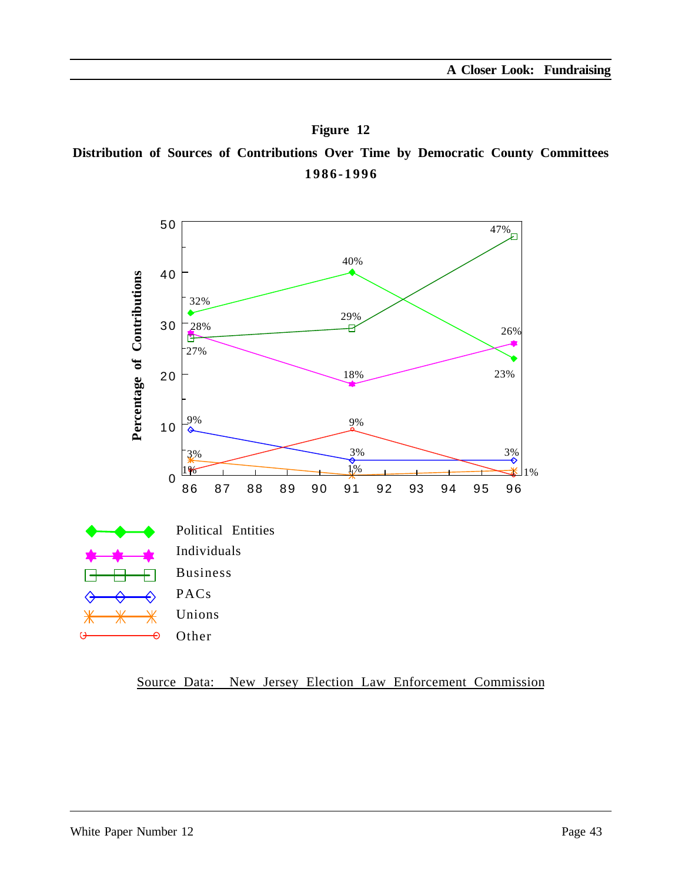**Figure 12**

**Distribution of Sources of Contributions Over Time by Democratic County Committees 1986-1996**

| Source | 86 | 91 | 96 |
|---|---|---|---|
| Political Entities | 32% | 40% | 23% |
| Individuals | 28% | 18% | 26% |
| Business | 27% | 29% | 47% |
| PACs | 9% | 3% | 3% |
| Unions | 3% | 1% | 1% |
| Other | 1% | 9% | |

Source Data: New Jersey Election Law Enforcement Commission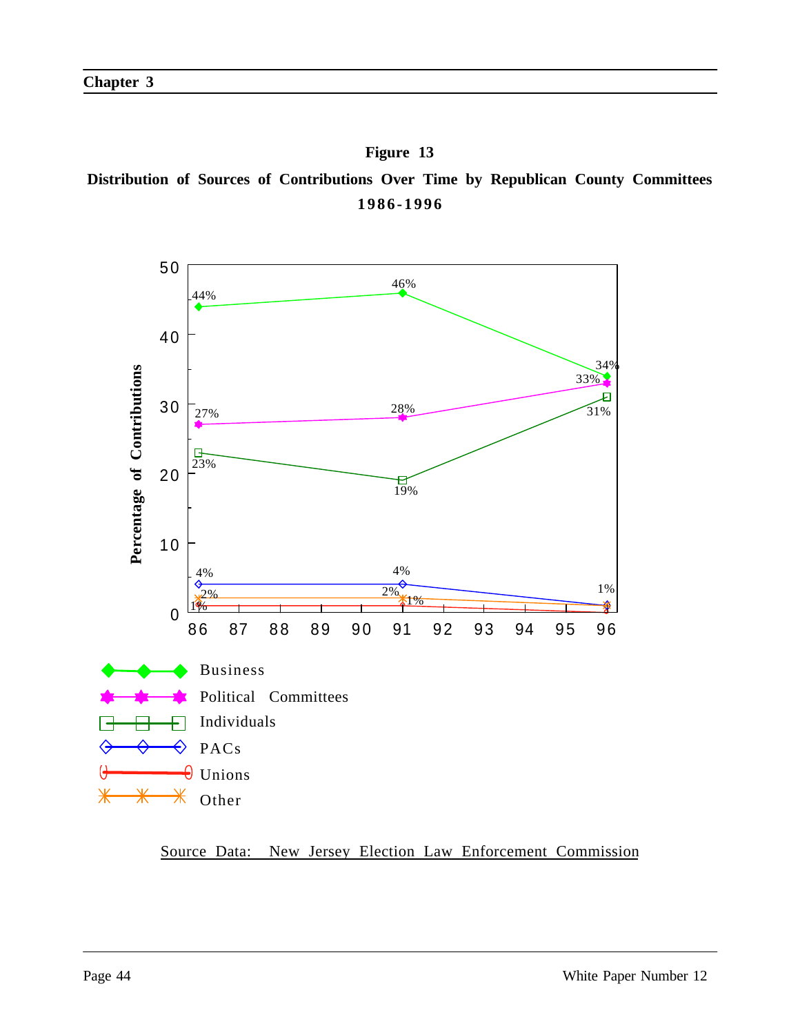**Figure 13**

**Distribution of Sources of Contributions Over Time by Republican County Committees**
**1986-1996**

| Source | 1986 | 1991 | 1996 |
|---|---|---|---|
| Business | 44% | 46% | 34% |
| Political Committees | 27% | 28% | 33% |
| Individuals | 23% | 19% | 31% |
| PACs | 4% | 4% | 1% |
| Unions | 1% | 1% | |
| Other | 2% | 2% | |

Source Data: New Jersey Election Law Enforcement Commission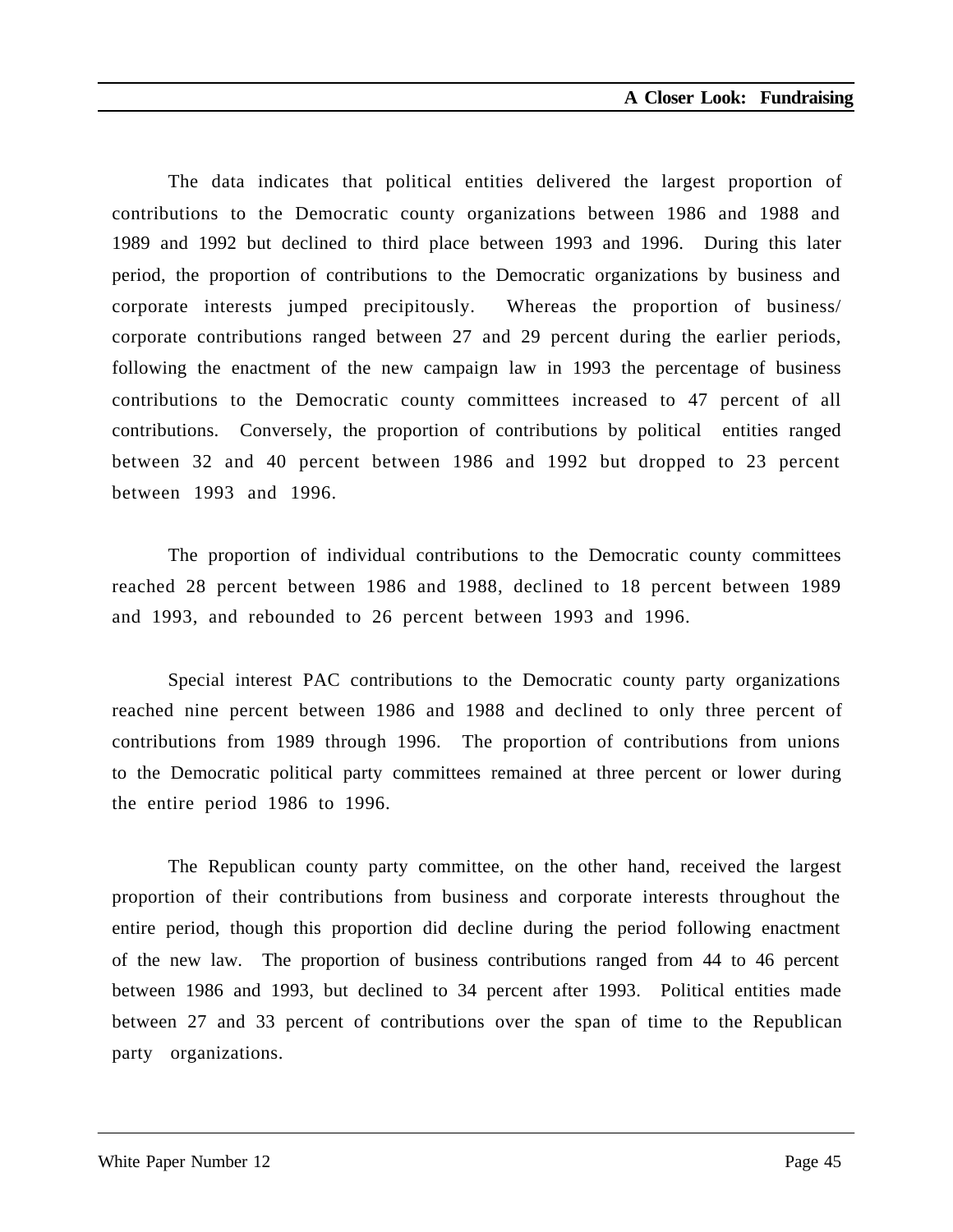The data indicates that political entities delivered the largest proportion of contributions to the Democratic county organizations between 1986 and 1988 and 1989 and 1992 but declined to third place between 1993 and 1996. During this later period, the proportion of contributions to the Democratic organizations by business and corporate interests jumped precipitously. Whereas the proportion of business/ corporate contributions ranged between 27 and 29 percent during the earlier periods, following the enactment of the new campaign law in 1993 the percentage of business contributions to the Democratic county committees increased to 47 percent of all contributions. Conversely, the proportion of contributions by political entities ranged between 32 and 40 percent between 1986 and 1992 but dropped to 23 percent between 1993 and 1996.

The proportion of individual contributions to the Democratic county committees reached 28 percent between 1986 and 1988, declined to 18 percent between 1989 and 1993, and rebounded to 26 percent between 1993 and 1996.

Special interest PAC contributions to the Democratic county party organizations reached nine percent between 1986 and 1988 and declined to only three percent of contributions from 1989 through 1996. The proportion of contributions from unions to the Democratic political party committees remained at three percent or lower during the entire period 1986 to 1996.

The Republican county party committee, on the other hand, received the largest proportion of their contributions from business and corporate interests throughout the entire period, though this proportion did decline during the period following enactment of the new law. The proportion of business contributions ranged from 44 to 46 percent between 1986 and 1993, but declined to 34 percent after 1993. Political entities made between 27 and 33 percent of contributions over the span of time to the Republican party organizations.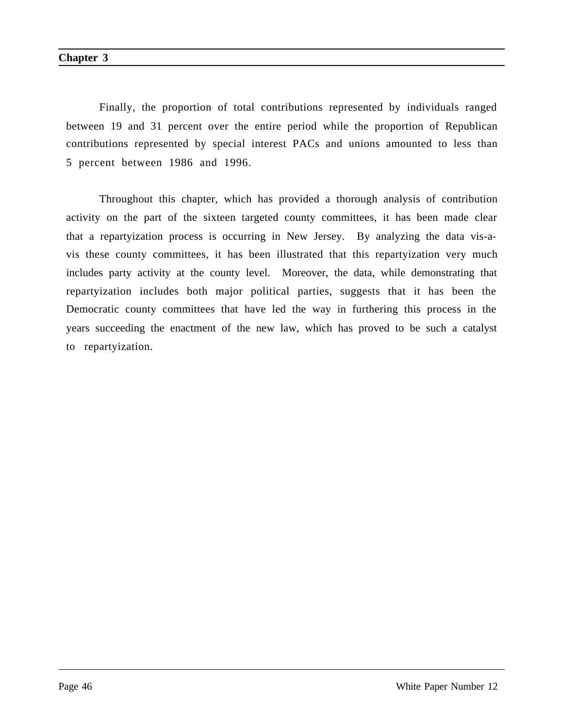Finally, the proportion of total contributions represented by individuals ranged between 19 and 31 percent over the entire period while the proportion of Republican contributions represented by special interest PACs and unions amounted to less than 5 percent between 1986 and 1996.

Throughout this chapter, which has provided a thorough analysis of contribution activity on the part of the sixteen targeted county committees, it has been made clear that a repartyization process is occurring in New Jersey. By analyzing the data vis-a-vis these county committees, it has been illustrated that this repartyization very much includes party activity at the county level. Moreover, the data, while demonstrating that repartyization includes both major political parties, suggests that it has been the Democratic county committees that have led the way in furthering this process in the years succeeding the enactment of the new law, which has proved to be such a catalyst to repartyization.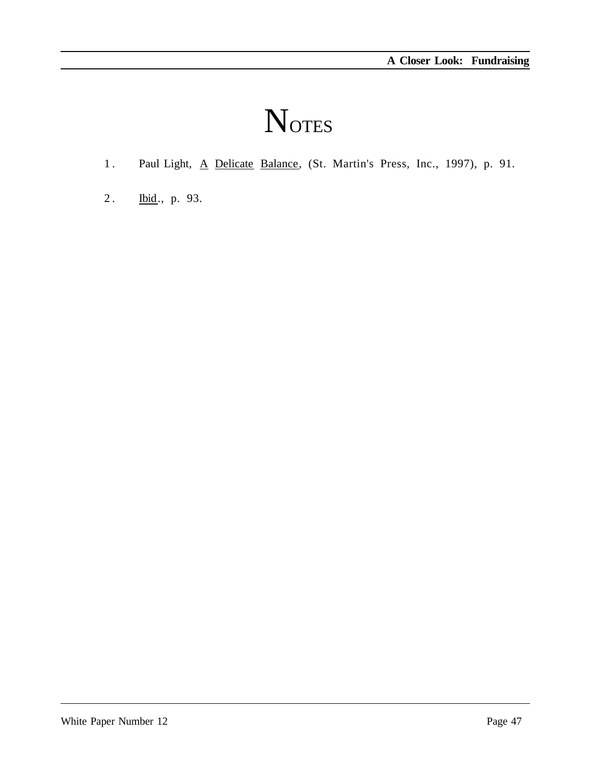# NOTES

1. Paul Light, A Delicate Balance, (St. Martin's Press, Inc., 1997), p. 91.

2. Ibid., p. 93.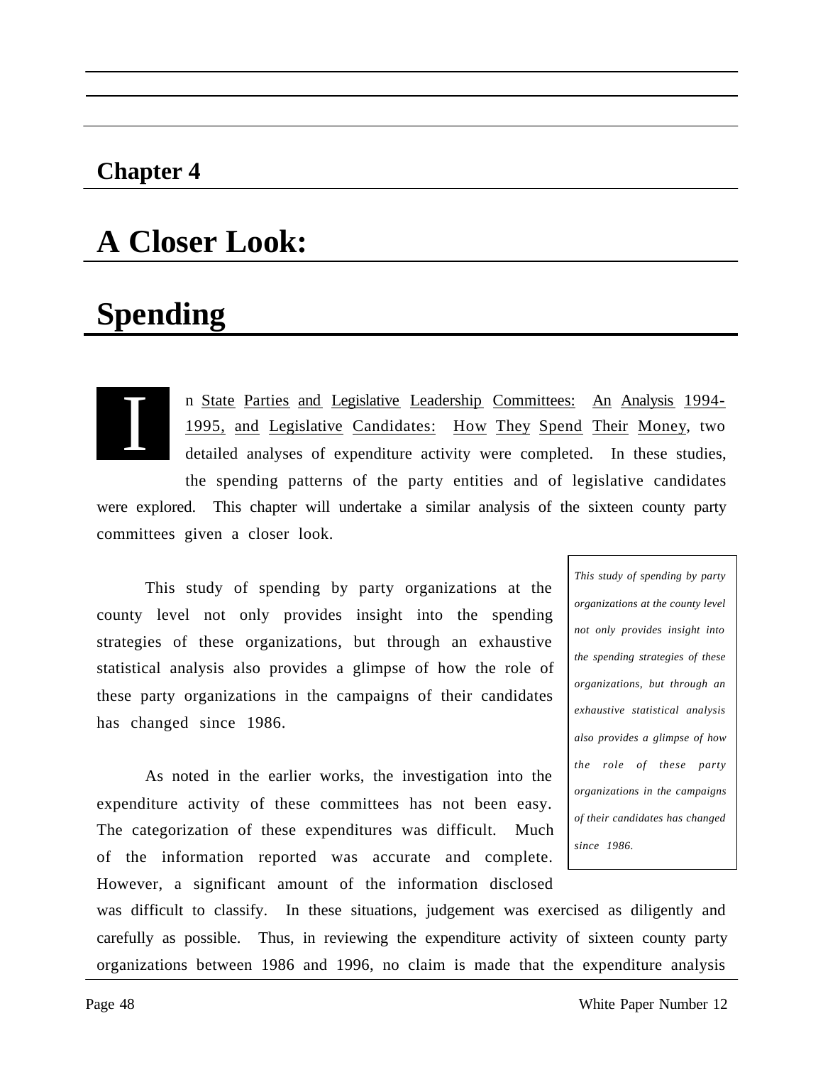## Chapter 4

# A Closer Look:

# Spending

In State Parties and Legislative Leadership Committees: An Analysis 1994-1995, and Legislative Candidates: How They Spend Their Money, two detailed analyses of expenditure activity were completed. In these studies, the spending patterns of the party entities and of legislative candidates were explored. This chapter will undertake a similar analysis of the sixteen county party committees given a closer look.

*This study of spending by party organizations at the county level not only provides insight into the spending strategies of these organizations, but through an exhaustive statistical analysis also provides a glimpse of how the role of these party organizations in the campaigns of their candidates has changed since 1986.*

This study of spending by party organizations at the county level not only provides insight into the spending strategies of these organizations, but through an exhaustive statistical analysis also provides a glimpse of how the role of these party organizations in the campaigns of their candidates has changed since 1986.

As noted in the earlier works, the investigation into the expenditure activity of these committees has not been easy. The categorization of these expenditures was difficult. Much of the information reported was accurate and complete. However, a significant amount of the information disclosed was difficult to classify. In these situations, judgement was exercised as diligently and carefully as possible. Thus, in reviewing the expenditure activity of sixteen county party organizations between 1986 and 1996, no claim is made that the expenditure analysis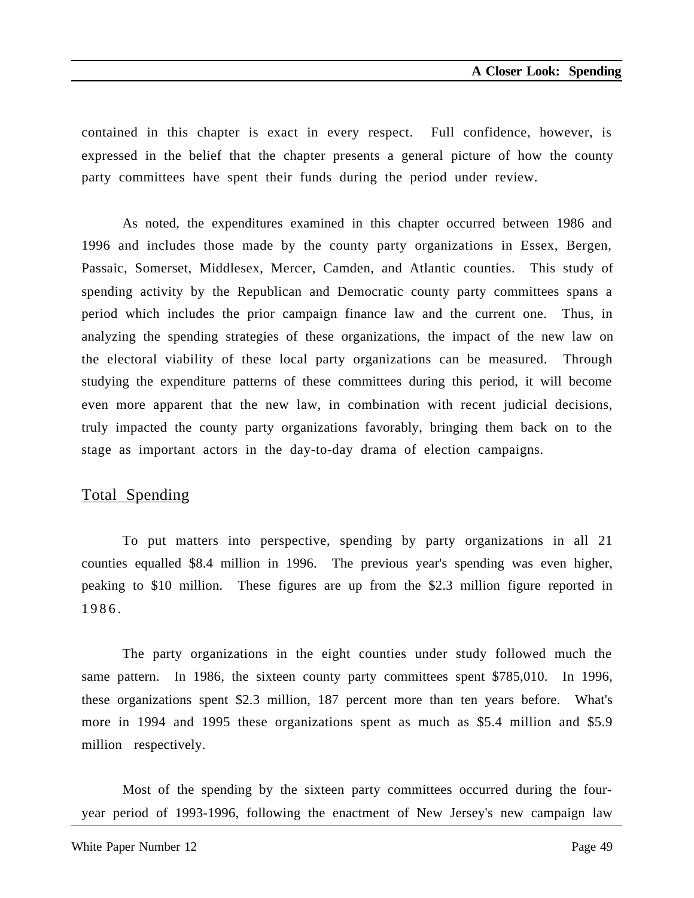contained in this chapter is exact in every respect. Full confidence, however, is expressed in the belief that the chapter presents a general picture of how the county party committees have spent their funds during the period under review.

As noted, the expenditures examined in this chapter occurred between 1986 and 1996 and includes those made by the county party organizations in Essex, Bergen, Passaic, Somerset, Middlesex, Mercer, Camden, and Atlantic counties. This study of spending activity by the Republican and Democratic county party committees spans a period which includes the prior campaign finance law and the current one. Thus, in analyzing the spending strategies of these organizations, the impact of the new law on the electoral viability of these local party organizations can be measured. Through studying the expenditure patterns of these committees during this period, it will become even more apparent that the new law, in combination with recent judicial decisions, truly impacted the county party organizations favorably, bringing them back on to the stage as important actors in the day-to-day drama of election campaigns.

## Total Spending

To put matters into perspective, spending by party organizations in all 21 counties equalled $8.4 million in 1996. The previous year's spending was even higher, peaking to $10 million. These figures are up from the $2.3 million figure reported in 1986.

The party organizations in the eight counties under study followed much the same pattern. In 1986, the sixteen county party committees spent $785,010. In 1996, these organizations spent $2.3 million, 187 percent more than ten years before. What's more in 1994 and 1995 these organizations spent as much as $5.4 million and $5.9 million respectively.

Most of the spending by the sixteen party committees occurred during the four-year period of 1993-1996, following the enactment of New Jersey's new campaign law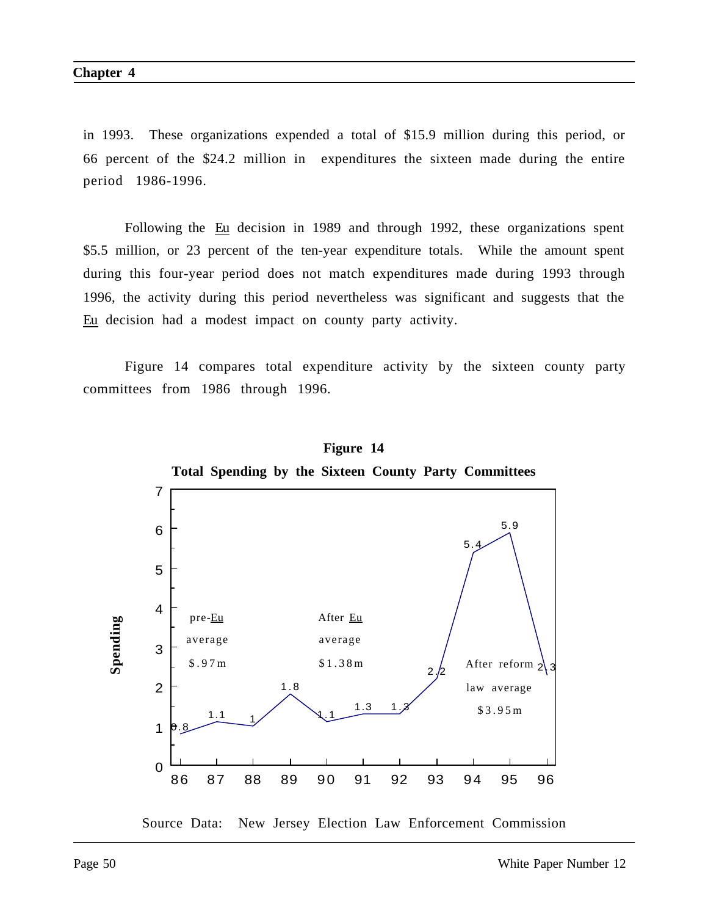in 1993. These organizations expended a total of $15.9 million during this period, or 66 percent of the $24.2 million in expenditures the sixteen made during the entire period 1986-1996.

Following the Eu decision in 1989 and through 1992, these organizations spent $5.5 million, or 23 percent of the ten-year expenditure totals. While the amount spent during this four-year period does not match expenditures made during 1993 through 1996, the activity during this period nevertheless was significant and suggests that the Eu decision had a modest impact on county party activity.

Figure 14 compares total expenditure activity by the sixteen county party committees from 1986 through 1996.

**Figure 14**

**Total Spending by the Sixteen County Party Committees**

| Year | 86 | 87 | 88 | 89 | 90 | 91 | 92 | 93 | 94 | 95 | 96 |
|---|---|---|---|---|---|---|---|---|---|---|---|
| Spending | 0.8 | 1.1 | 1 | 1.8 | 1.1 | 1.3 | 1.3 | 2.2 | 5.4 | 5.9 | 2.3 |

pre-Eu average $.97m; After Eu average $1.38m; After reform law average $3.95m

Source Data: New Jersey Election Law Enforcement Commission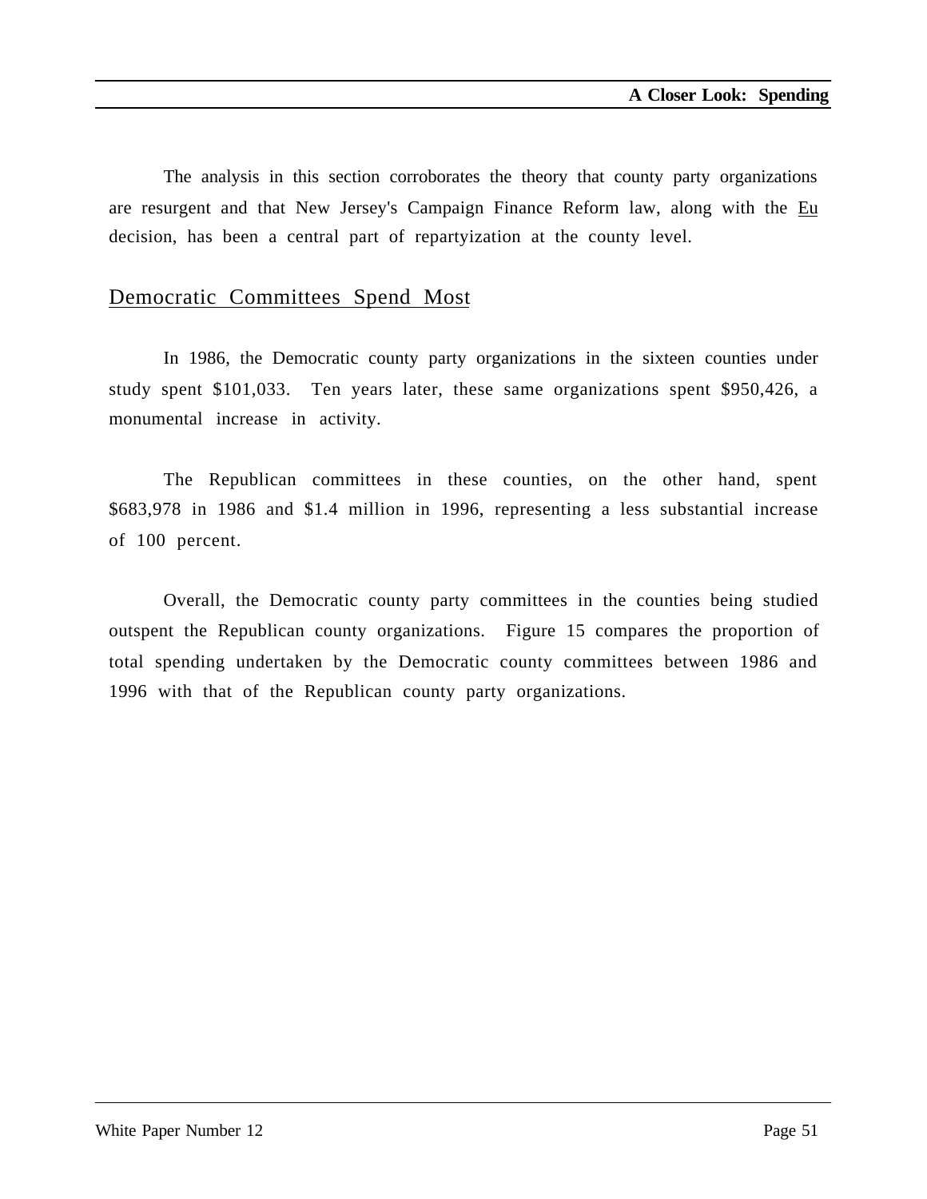The analysis in this section corroborates the theory that county party organizations are resurgent and that New Jersey's Campaign Finance Reform law, along with the Eu decision, has been a central part of repartyization at the county level.

## Democratic Committees Spend Most

In 1986, the Democratic county party organizations in the sixteen counties under study spent $101,033. Ten years later, these same organizations spent $950,426, a monumental increase in activity.

The Republican committees in these counties, on the other hand, spent $683,978 in 1986 and $1.4 million in 1996, representing a less substantial increase of 100 percent.

Overall, the Democratic county party committees in the counties being studied outspent the Republican county organizations. Figure 15 compares the proportion of total spending undertaken by the Democratic county committees between 1986 and 1996 with that of the Republican county party organizations.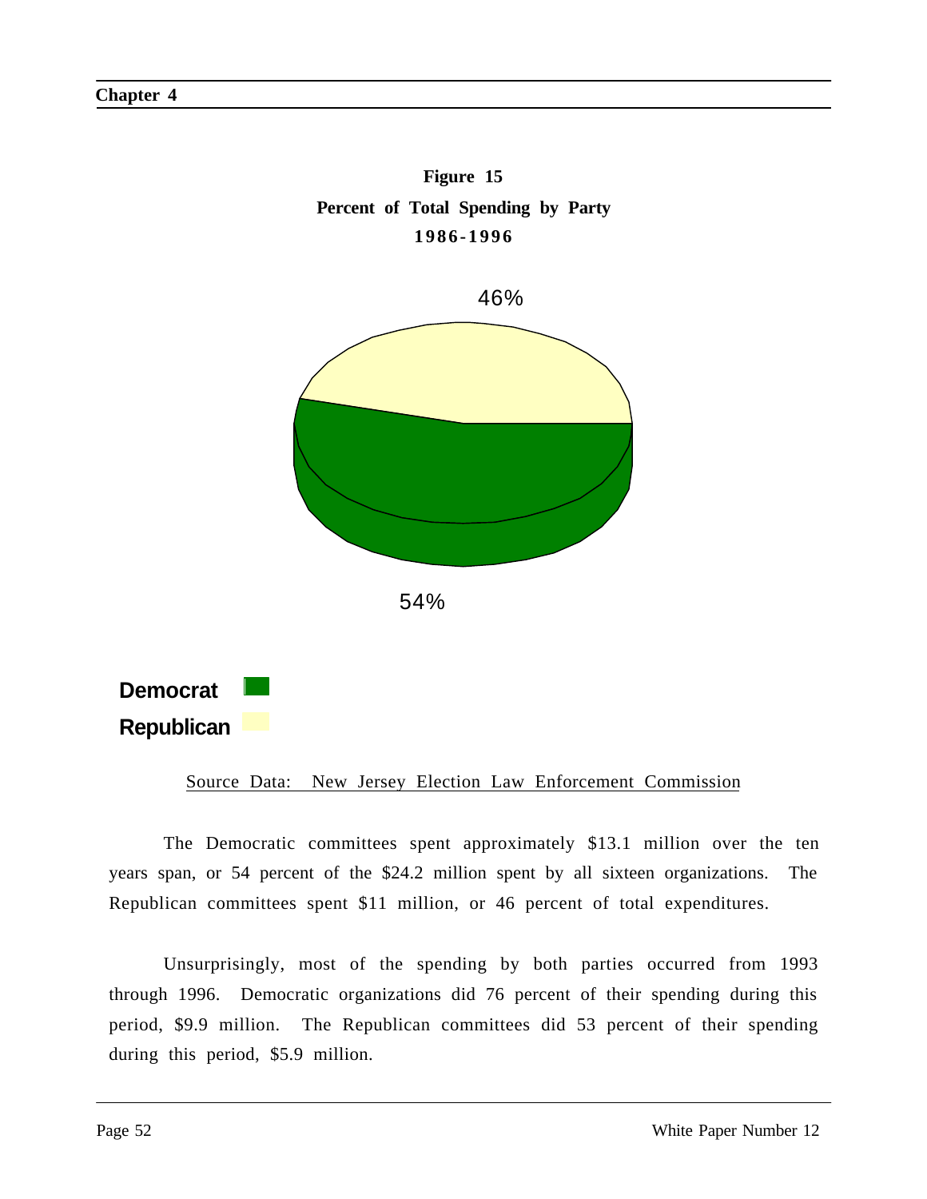**Figure 15**
**Percent of Total Spending by Party**
**1986-1996**

46%

54%

**Democrat**
**Republican**

Source Data: New Jersey Election Law Enforcement Commission

The Democratic committees spent approximately $13.1 million over the ten years span, or 54 percent of the $24.2 million spent by all sixteen organizations. The Republican committees spent $11 million, or 46 percent of total expenditures.

Unsurprisingly, most of the spending by both parties occurred from 1993 through 1996. Democratic organizations did 76 percent of their spending during this period, $9.9 million. The Republican committees did 53 percent of their spending during this period, $5.9 million.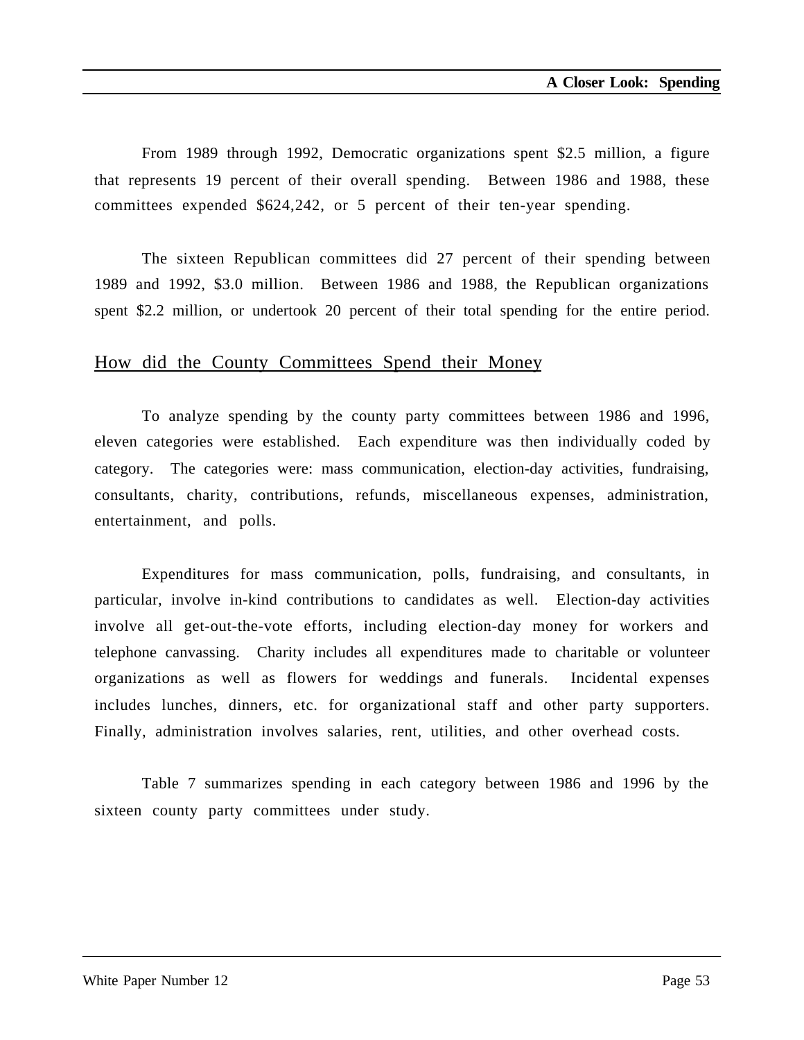From 1989 through 1992, Democratic organizations spent \$2.5 million, a figure that represents 19 percent of their overall spending. Between 1986 and 1988, these committees expended \$624,242, or 5 percent of their ten-year spending.

The sixteen Republican committees did 27 percent of their spending between 1989 and 1992, \$3.0 million. Between 1986 and 1988, the Republican organizations spent \$2.2 million, or undertook 20 percent of their total spending for the entire period.

## How did the County Committees Spend their Money

To analyze spending by the county party committees between 1986 and 1996, eleven categories were established. Each expenditure was then individually coded by category. The categories were: mass communication, election-day activities, fundraising, consultants, charity, contributions, refunds, miscellaneous expenses, administration, entertainment, and polls.

Expenditures for mass communication, polls, fundraising, and consultants, in particular, involve in-kind contributions to candidates as well. Election-day activities involve all get-out-the-vote efforts, including election-day money for workers and telephone canvassing. Charity includes all expenditures made to charitable or volunteer organizations as well as flowers for weddings and funerals. Incidental expenses includes lunches, dinners, etc. for organizational staff and other party supporters. Finally, administration involves salaries, rent, utilities, and other overhead costs.

Table 7 summarizes spending in each category between 1986 and 1996 by the sixteen county party committees under study.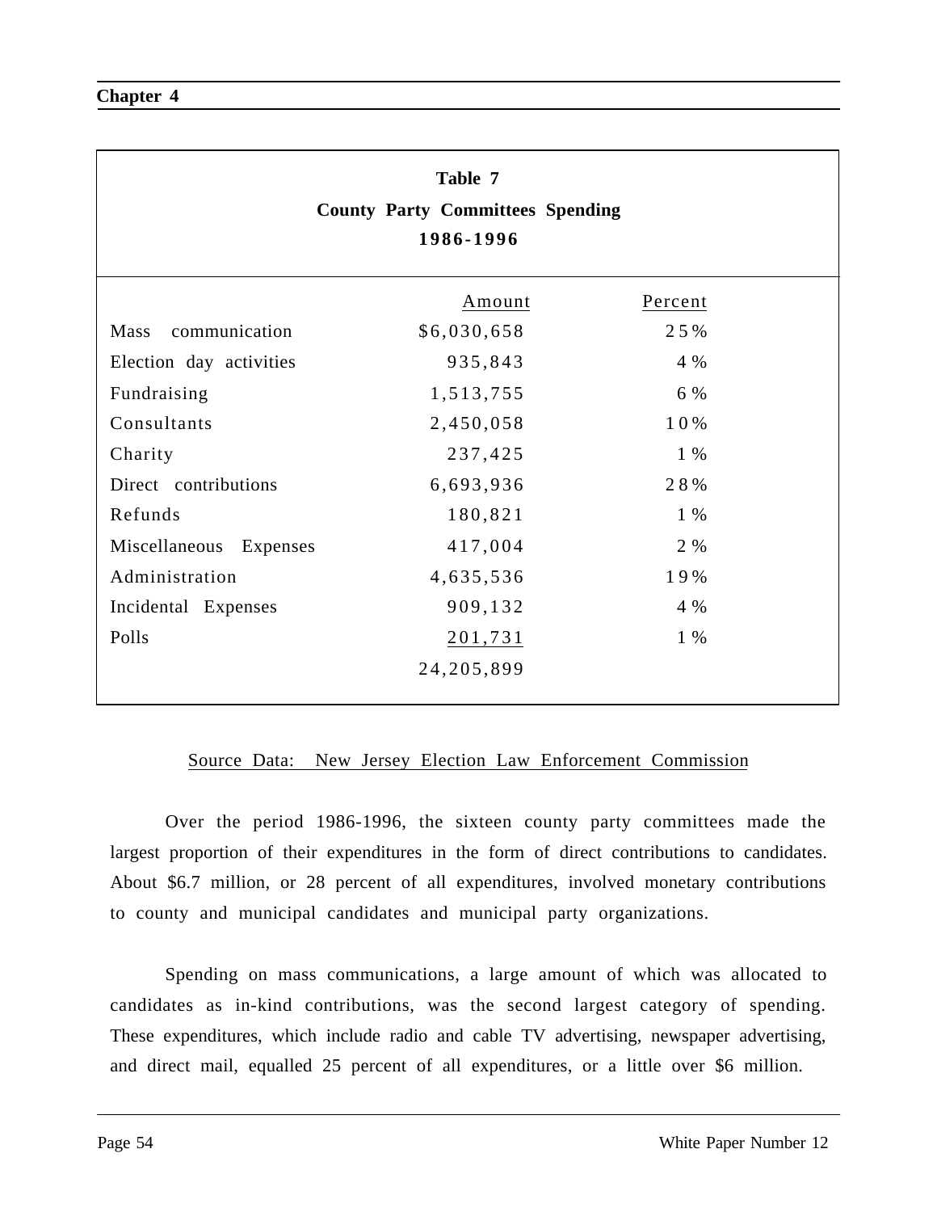**Table 7**
**County Party Committees Spending**
**1986-1996**

| | Amount | Percent |
|---|---|---|
| Mass communication | $6,030,658 | 25% |
| Election day activities | 935,843 | 4% |
| Fundraising | 1,513,755 | 6% |
| Consultants | 2,450,058 | 10% |
| Charity | 237,425 | 1% |
| Direct contributions | 6,693,936 | 28% |
| Refunds | 180,821 | 1% |
| Miscellaneous Expenses | 417,004 | 2% |
| Administration | 4,635,536 | 19% |
| Incidental Expenses | 909,132 | 4% |
| Polls | 201,731 | 1% |
| | 24,205,899 | |

Source Data: New Jersey Election Law Enforcement Commission

Over the period 1986-1996, the sixteen county party committees made the largest proportion of their expenditures in the form of direct contributions to candidates. About $6.7 million, or 28 percent of all expenditures, involved monetary contributions to county and municipal candidates and municipal party organizations.

Spending on mass communications, a large amount of which was allocated to candidates as in-kind contributions, was the second largest category of spending. These expenditures, which include radio and cable TV advertising, newspaper advertising, and direct mail, equalled 25 percent of all expenditures, or a little over $6 million.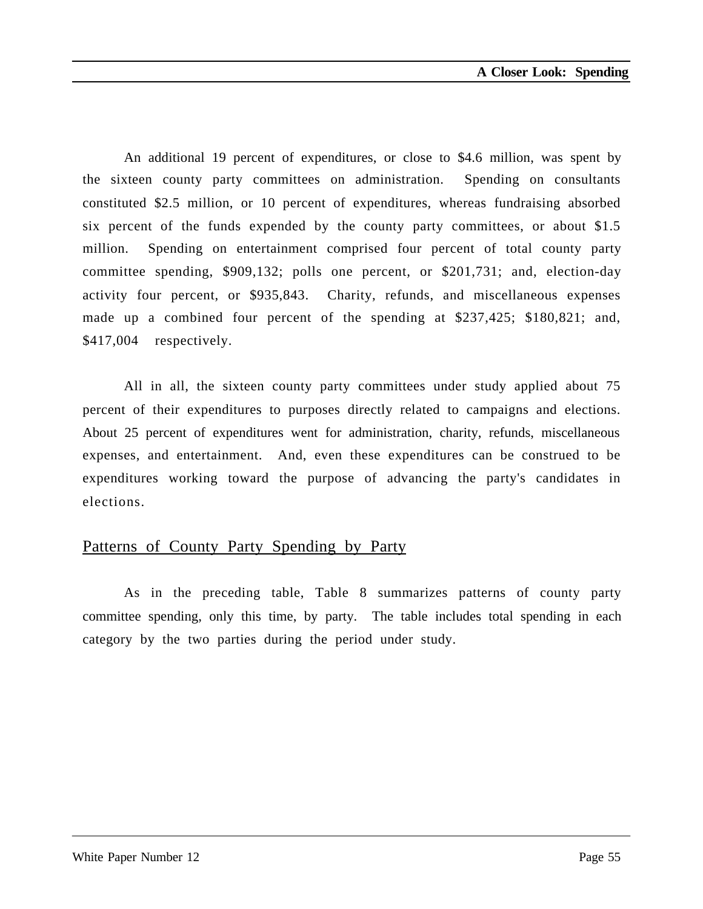An additional 19 percent of expenditures, or close to $4.6 million, was spent by the sixteen county party committees on administration. Spending on consultants constituted $2.5 million, or 10 percent of expenditures, whereas fundraising absorbed six percent of the funds expended by the county party committees, or about $1.5 million. Spending on entertainment comprised four percent of total county party committee spending, $909,132; polls one percent, or $201,731; and, election-day activity four percent, or $935,843. Charity, refunds, and miscellaneous expenses made up a combined four percent of the spending at $237,425; $180,821; and, $417,004 respectively.

All in all, the sixteen county party committees under study applied about 75 percent of their expenditures to purposes directly related to campaigns and elections. About 25 percent of expenditures went for administration, charity, refunds, miscellaneous expenses, and entertainment. And, even these expenditures can be construed to be expenditures working toward the purpose of advancing the party's candidates in elections.

## Patterns of County Party Spending by Party

As in the preceding table, Table 8 summarizes patterns of county party committee spending, only this time, by party. The table includes total spending in each category by the two parties during the period under study.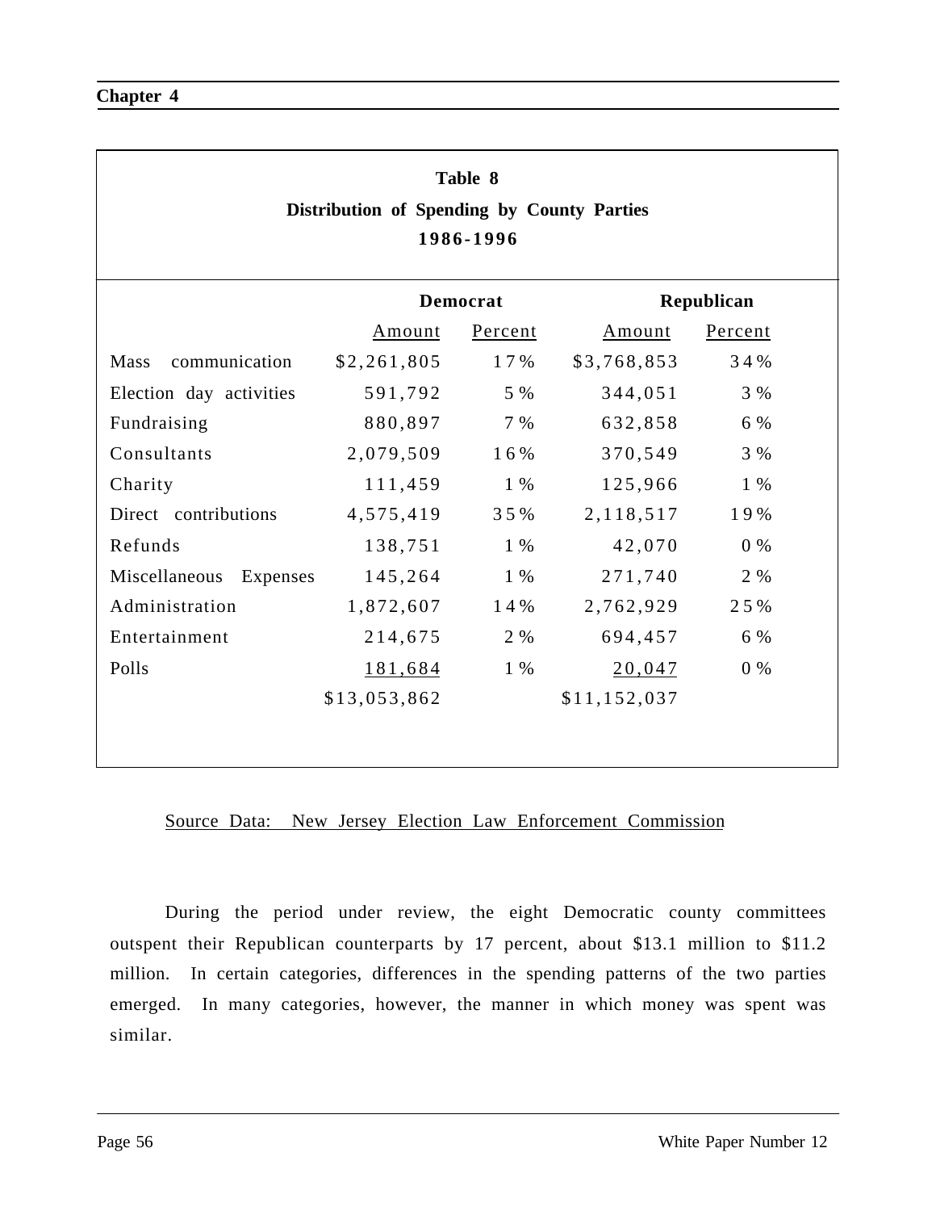**Table 8**
**Distribution of Spending by County Parties**
**1986-1996**

| | Democrat | | Republican | |
|---|---|---|---|---|
| | Amount | Percent | Amount | Percent |
| Mass communication | $2,261,805 | 17% | $3,768,853 | 34% |
| Election day activities | 591,792 | 5% | 344,051 | 3% |
| Fundraising | 880,897 | 7% | 632,858 | 6% |
| Consultants | 2,079,509 | 16% | 370,549 | 3% |
| Charity | 111,459 | 1% | 125,966 | 1% |
| Direct contributions | 4,575,419 | 35% | 2,118,517 | 19% |
| Refunds | 138,751 | 1% | 42,070 | 0% |
| Miscellaneous Expenses | 145,264 | 1% | 271,740 | 2% |
| Administration | 1,872,607 | 14% | 2,762,929 | 25% |
| Entertainment | 214,675 | 2% | 694,457 | 6% |
| Polls | 181,684 | 1% | 20,047 | 0% |
| | $13,053,862 | | $11,152,037 | |

Source Data: New Jersey Election Law Enforcement Commission

During the period under review, the eight Democratic county committees outspent their Republican counterparts by 17 percent, about $13.1 million to $11.2 million. In certain categories, differences in the spending patterns of the two parties emerged. In many categories, however, the manner in which money was spent was similar.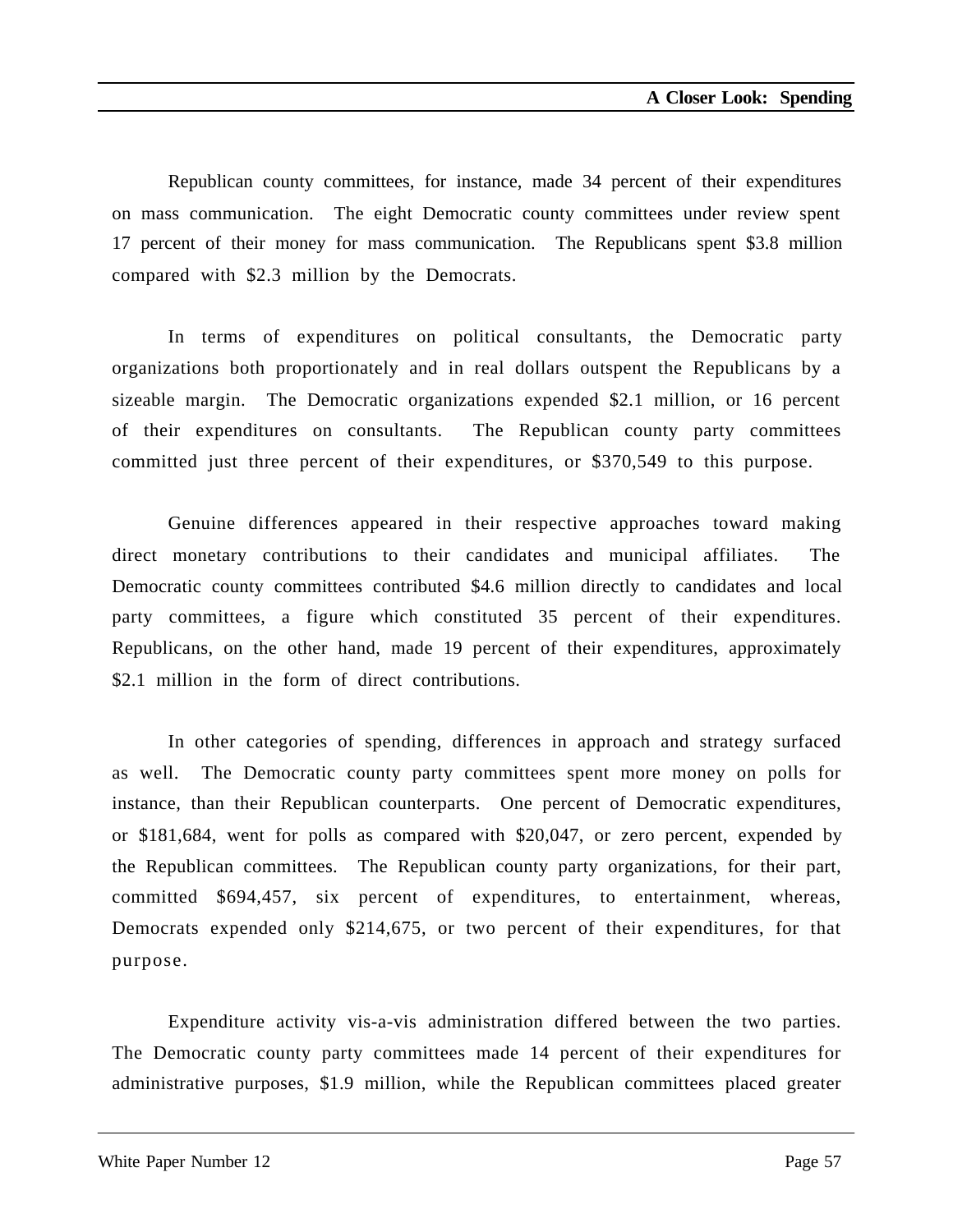Republican county committees, for instance, made 34 percent of their expenditures on mass communication. The eight Democratic county committees under review spent 17 percent of their money for mass communication. The Republicans spent $3.8 million compared with $2.3 million by the Democrats.

In terms of expenditures on political consultants, the Democratic party organizations both proportionately and in real dollars outspent the Republicans by a sizeable margin. The Democratic organizations expended $2.1 million, or 16 percent of their expenditures on consultants. The Republican county party committees committed just three percent of their expenditures, or $370,549 to this purpose.

Genuine differences appeared in their respective approaches toward making direct monetary contributions to their candidates and municipal affiliates. The Democratic county committees contributed $4.6 million directly to candidates and local party committees, a figure which constituted 35 percent of their expenditures. Republicans, on the other hand, made 19 percent of their expenditures, approximately $2.1 million in the form of direct contributions.

In other categories of spending, differences in approach and strategy surfaced as well. The Democratic county party committees spent more money on polls for instance, than their Republican counterparts. One percent of Democratic expenditures, or $181,684, went for polls as compared with $20,047, or zero percent, expended by the Republican committees. The Republican county party organizations, for their part, committed $694,457, six percent of expenditures, to entertainment, whereas, Democrats expended only $214,675, or two percent of their expenditures, for that purpose.

Expenditure activity vis-a-vis administration differed between the two parties. The Democratic county party committees made 14 percent of their expenditures for administrative purposes, $1.9 million, while the Republican committees placed greater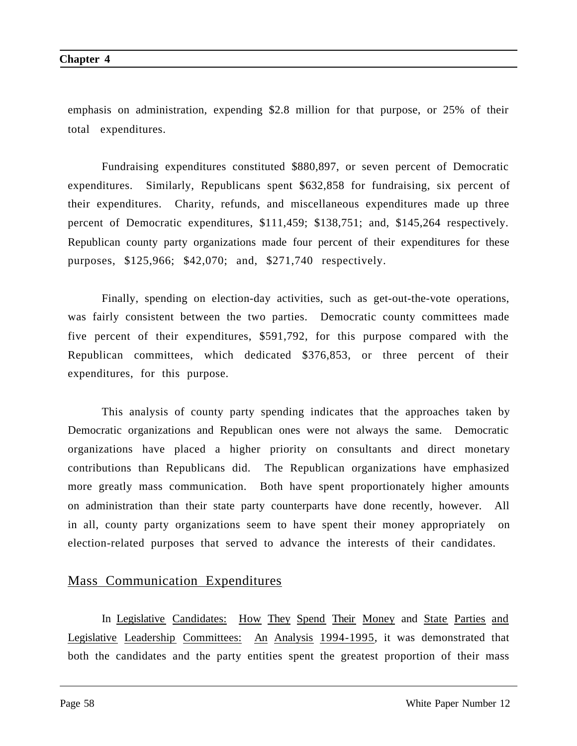emphasis on administration, expending $2.8 million for that purpose, or 25% of their total expenditures.

Fundraising expenditures constituted $880,897, or seven percent of Democratic expenditures. Similarly, Republicans spent $632,858 for fundraising, six percent of their expenditures. Charity, refunds, and miscellaneous expenditures made up three percent of Democratic expenditures, $111,459; $138,751; and, $145,264 respectively. Republican county party organizations made four percent of their expenditures for these purposes, $125,966; $42,070; and, $271,740 respectively.

Finally, spending on election-day activities, such as get-out-the-vote operations, was fairly consistent between the two parties. Democratic county committees made five percent of their expenditures, $591,792, for this purpose compared with the Republican committees, which dedicated $376,853, or three percent of their expenditures, for this purpose.

This analysis of county party spending indicates that the approaches taken by Democratic organizations and Republican ones were not always the same. Democratic organizations have placed a higher priority on consultants and direct monetary contributions than Republicans did. The Republican organizations have emphasized more greatly mass communication. Both have spent proportionately higher amounts on administration than their state party counterparts have done recently, however. All in all, county party organizations seem to have spent their money appropriately on election-related purposes that served to advance the interests of their candidates.

## Mass Communication Expenditures

In Legislative Candidates: How They Spend Their Money and State Parties and Legislative Leadership Committees: An Analysis 1994-1995, it was demonstrated that both the candidates and the party entities spent the greatest proportion of their mass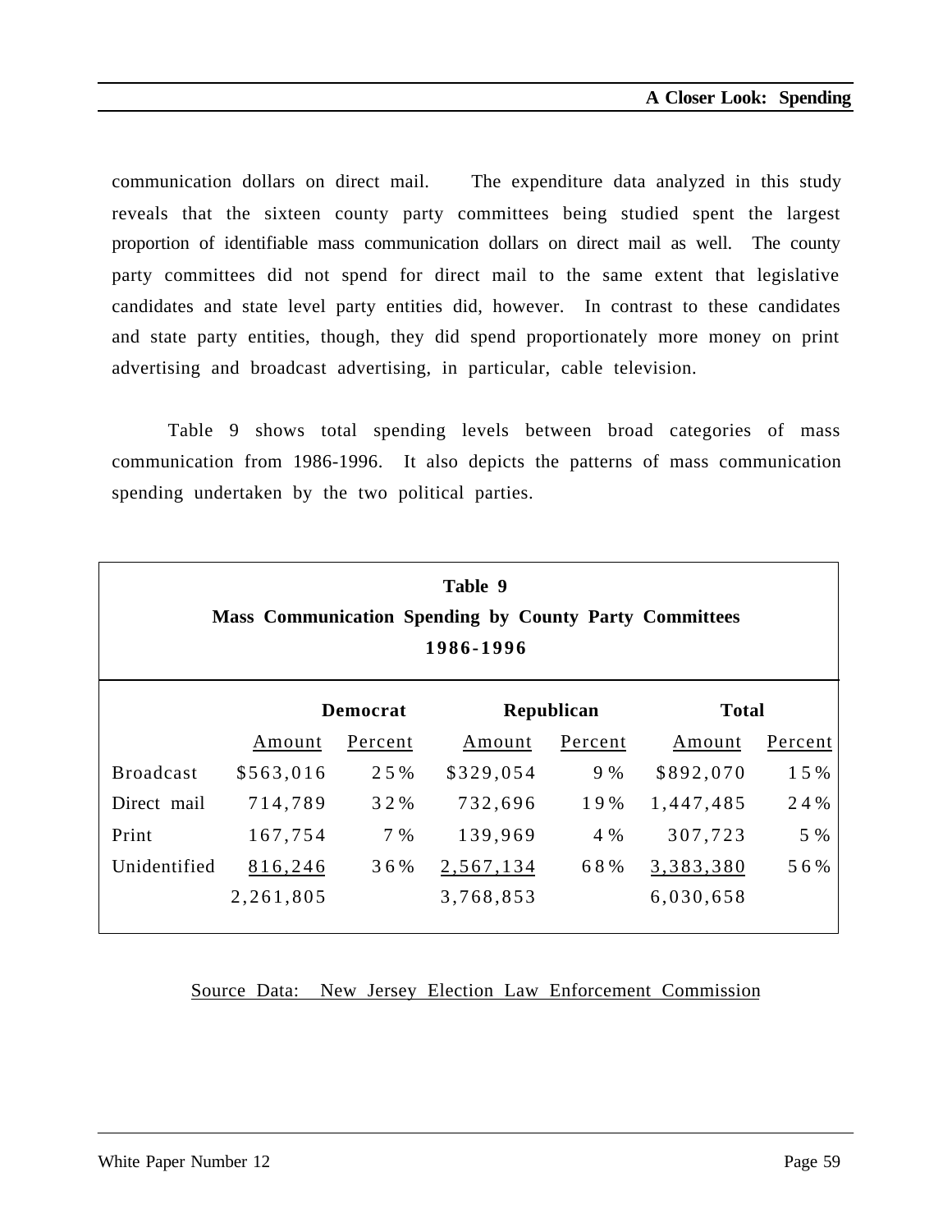communication dollars on direct mail. The expenditure data analyzed in this study reveals that the sixteen county party committees being studied spent the largest proportion of identifiable mass communication dollars on direct mail as well. The county party committees did not spend for direct mail to the same extent that legislative candidates and state level party entities did, however. In contrast to these candidates and state party entities, though, they did spend proportionately more money on print advertising and broadcast advertising, in particular, cable television.

Table 9 shows total spending levels between broad categories of mass communication from 1986-1996. It also depicts the patterns of mass communication spending undertaken by the two political parties.

**Table 9**
**Mass Communication Spending by County Party Committees**
**1986-1996**

| | Democrat | | Republican | | Total | |
|---|---|---|---|---|---|---|
| | Amount | Percent | Amount | Percent | Amount | Percent |
| Broadcast | $563,016 | 25% | $329,054 | 9% | $892,070 | 15% |
| Direct mail | 714,789 | 32% | 732,696 | 19% | 1,447,485 | 24% |
| Print | 167,754 | 7% | 139,969 | 4% | 307,723 | 5% |
| Unidentified | 816,246 | 36% | 2,567,134 | 68% | 3,383,380 | 56% |
| | 2,261,805 | | 3,768,853 | | 6,030,658 | |

Source Data: New Jersey Election Law Enforcement Commission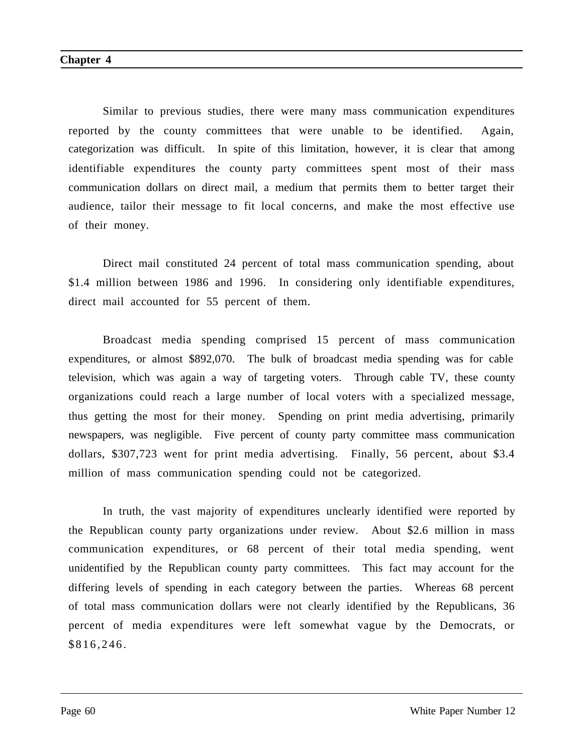Similar to previous studies, there were many mass communication expenditures reported by the county committees that were unable to be identified. Again, categorization was difficult. In spite of this limitation, however, it is clear that among identifiable expenditures the county party committees spent most of their mass communication dollars on direct mail, a medium that permits them to better target their audience, tailor their message to fit local concerns, and make the most effective use of their money.

Direct mail constituted 24 percent of total mass communication spending, about $1.4 million between 1986 and 1996. In considering only identifiable expenditures, direct mail accounted for 55 percent of them.

Broadcast media spending comprised 15 percent of mass communication expenditures, or almost $892,070. The bulk of broadcast media spending was for cable television, which was again a way of targeting voters. Through cable TV, these county organizations could reach a large number of local voters with a specialized message, thus getting the most for their money. Spending on print media advertising, primarily newspapers, was negligible. Five percent of county party committee mass communication dollars, $307,723 went for print media advertising. Finally, 56 percent, about $3.4 million of mass communication spending could not be categorized.

In truth, the vast majority of expenditures unclearly identified were reported by the Republican county party organizations under review. About $2.6 million in mass communication expenditures, or 68 percent of their total media spending, went unidentified by the Republican county party committees. This fact may account for the differing levels of spending in each category between the parties. Whereas 68 percent of total mass communication dollars were not clearly identified by the Republicans, 36 percent of media expenditures were left somewhat vague by the Democrats, or $816,246.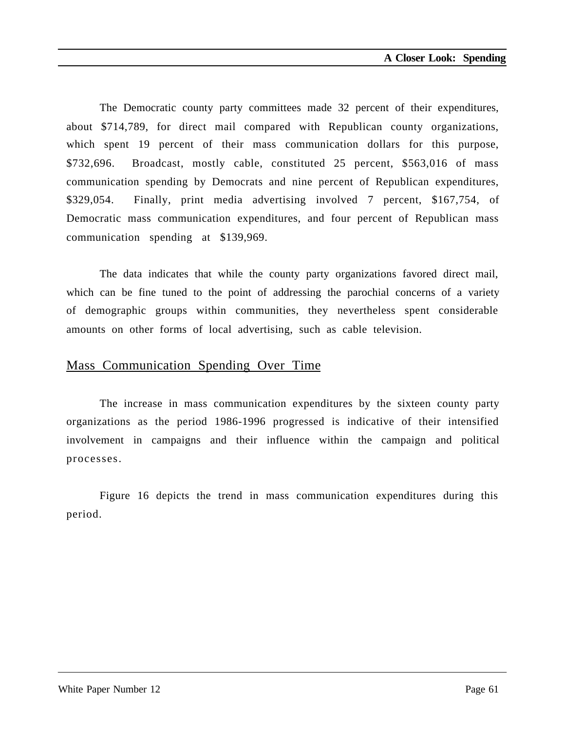The Democratic county party committees made 32 percent of their expenditures, about $714,789, for direct mail compared with Republican county organizations, which spent 19 percent of their mass communication dollars for this purpose, $732,696. Broadcast, mostly cable, constituted 25 percent, $563,016 of mass communication spending by Democrats and nine percent of Republican expenditures, $329,054. Finally, print media advertising involved 7 percent, $167,754, of Democratic mass communication expenditures, and four percent of Republican mass communication spending at $139,969.

The data indicates that while the county party organizations favored direct mail, which can be fine tuned to the point of addressing the parochial concerns of a variety of demographic groups within communities, they nevertheless spent considerable amounts on other forms of local advertising, such as cable television.

## Mass Communication Spending Over Time

The increase in mass communication expenditures by the sixteen county party organizations as the period 1986-1996 progressed is indicative of their intensified involvement in campaigns and their influence within the campaign and political processes.

Figure 16 depicts the trend in mass communication expenditures during this period.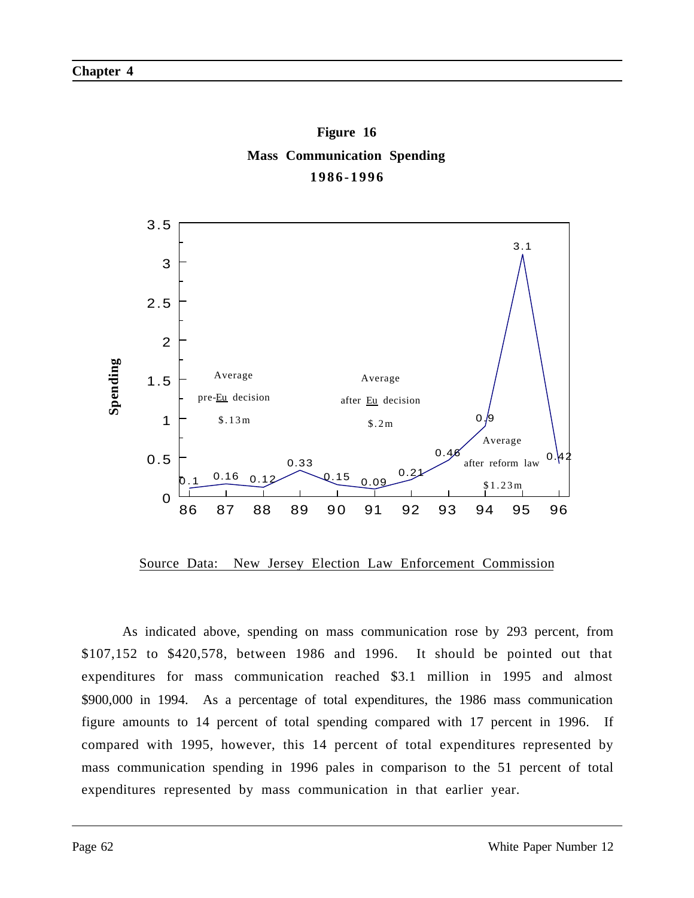**Figure 16**
**Mass Communication Spending**
**1986-1996**

| Year | 86 | 87 | 88 | 89 | 90 | 91 | 92 | 93 | 94 | 95 | 96 |
|---|---|---|---|---|---|---|---|---|---|---|---|
| Spending | 0.1 | 0.16 | 0.12 | 0.33 | 0.15 | 0.09 | 0.21 | 0.46 | 0.9 | 3.1 | 0.42 |

Average pre-Eu decision $.13m

Average after Eu decision $.2m

Average after reform law $1.23m

Source Data: New Jersey Election Law Enforcement Commission

As indicated above, spending on mass communication rose by 293 percent, from $107,152 to $420,578, between 1986 and 1996. It should be pointed out that expenditures for mass communication reached $3.1 million in 1995 and almost $900,000 in 1994. As a percentage of total expenditures, the 1986 mass communication figure amounts to 14 percent of total spending compared with 17 percent in 1996. If compared with 1995, however, this 14 percent of total expenditures represented by mass communication spending in 1996 pales in comparison to the 51 percent of total expenditures represented by mass communication in that earlier year.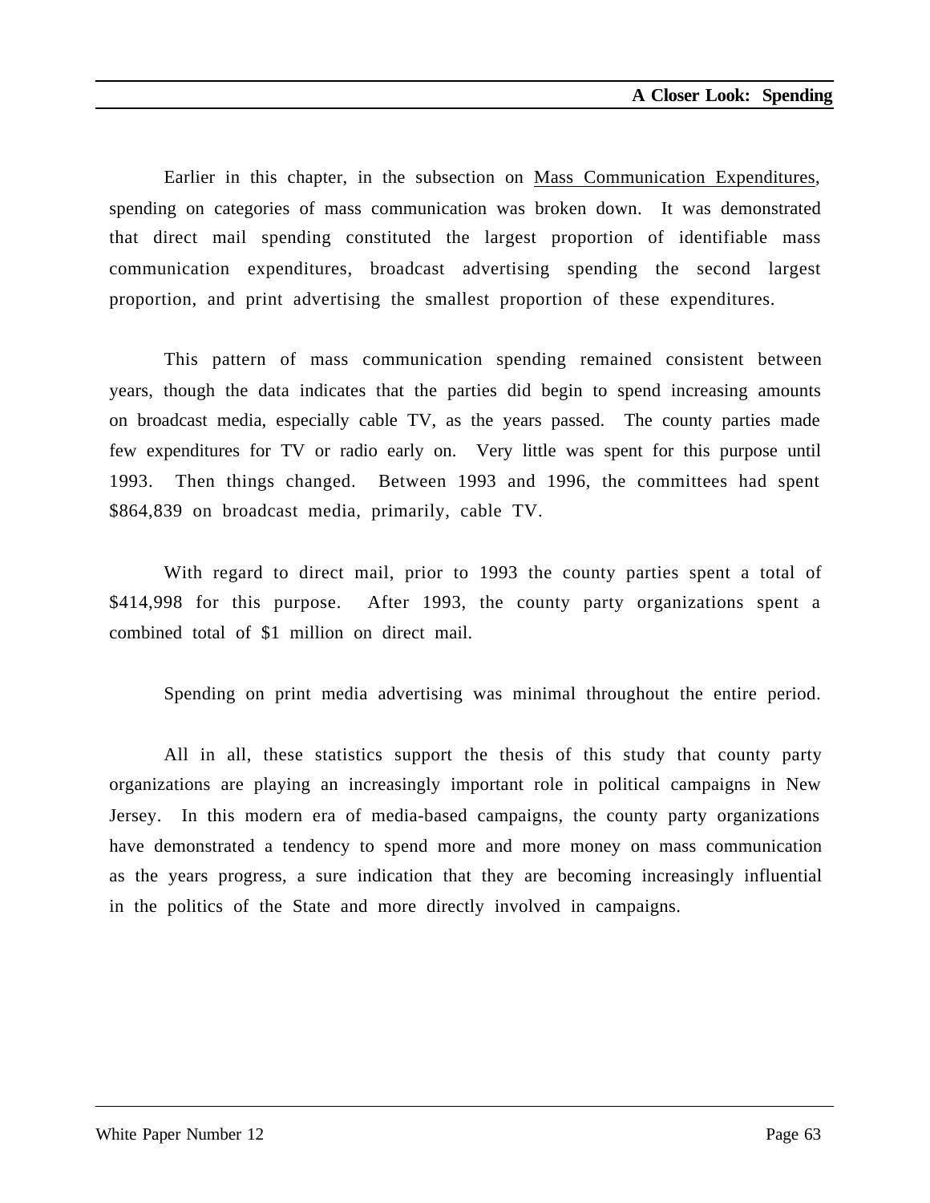Earlier in this chapter, in the subsection on Mass Communication Expenditures, spending on categories of mass communication was broken down. It was demonstrated that direct mail spending constituted the largest proportion of identifiable mass communication expenditures, broadcast advertising spending the second largest proportion, and print advertising the smallest proportion of these expenditures.

This pattern of mass communication spending remained consistent between years, though the data indicates that the parties did begin to spend increasing amounts on broadcast media, especially cable TV, as the years passed. The county parties made few expenditures for TV or radio early on. Very little was spent for this purpose until 1993. Then things changed. Between 1993 and 1996, the committees had spent $864,839 on broadcast media, primarily, cable TV.

With regard to direct mail, prior to 1993 the county parties spent a total of $414,998 for this purpose. After 1993, the county party organizations spent a combined total of $1 million on direct mail.

Spending on print media advertising was minimal throughout the entire period.

All in all, these statistics support the thesis of this study that county party organizations are playing an increasingly important role in political campaigns in New Jersey. In this modern era of media-based campaigns, the county party organizations have demonstrated a tendency to spend more and more money on mass communication as the years progress, a sure indication that they are becoming increasingly influential in the politics of the State and more directly involved in campaigns.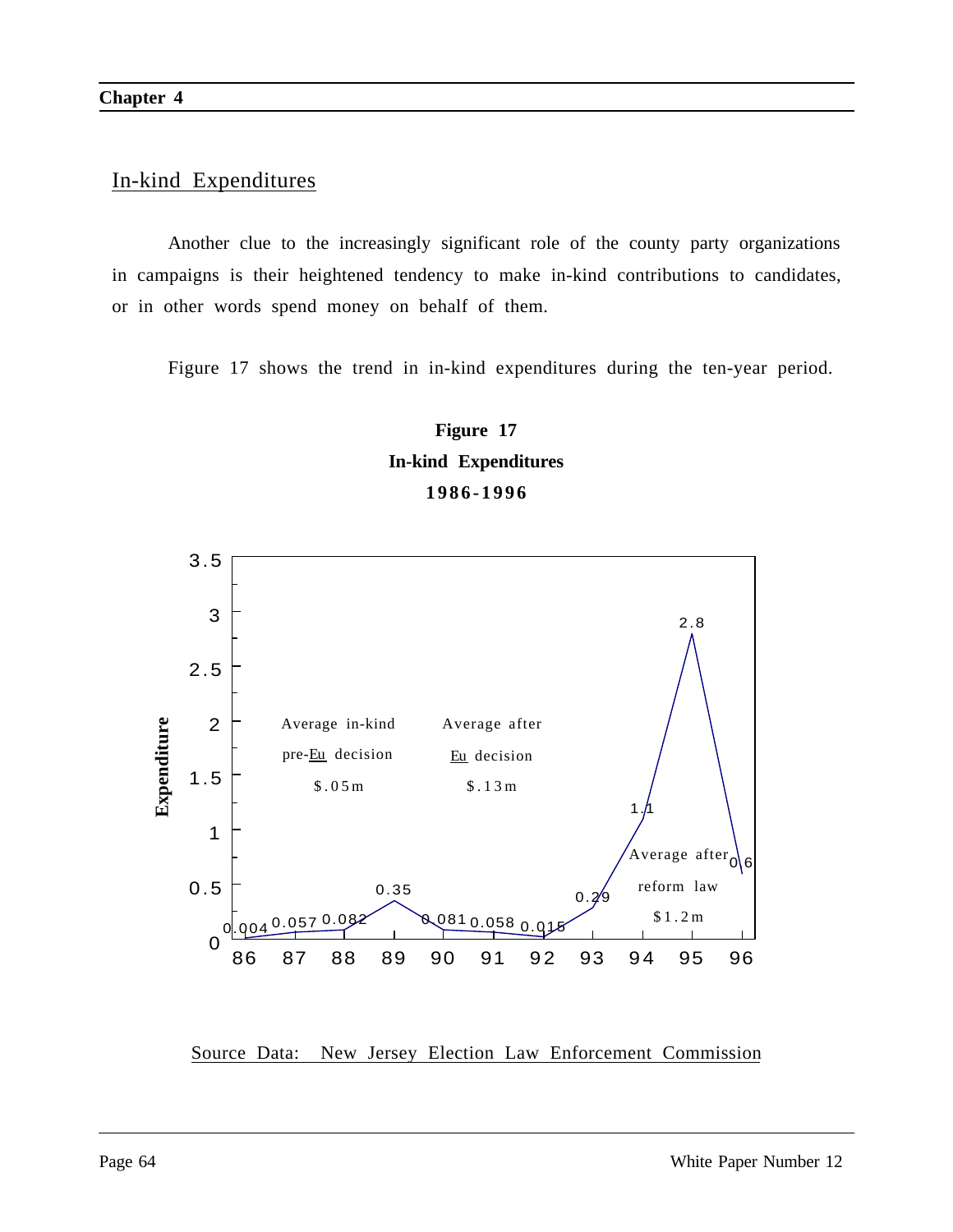## In-kind Expenditures

Another clue to the increasingly significant role of the county party organizations in campaigns is their heightened tendency to make in-kind contributions to candidates, or in other words spend money on behalf of them.

Figure 17 shows the trend in in-kind expenditures during the ten-year period.

**Figure 17**
**In-kind Expenditures**
**1986-1996**

| Year | 86 | 87 | 88 | 89 | 90 | 91 | 92 | 93 | 94 | 95 | 96 |
|---|---|---|---|---|---|---|---|---|---|---|---|
| Expenditure | 0.004 | 0.057 | 0.082 | 0.35 | 0.081 | 0.058 | 0.015 | 0.29 | 1.1 | 2.8 | 0.6 |

Average in-kind pre-Eu decision $.05m

Average after Eu decision $.13m

Average after reform law $1.2m

Source Data: New Jersey Election Law Enforcement Commission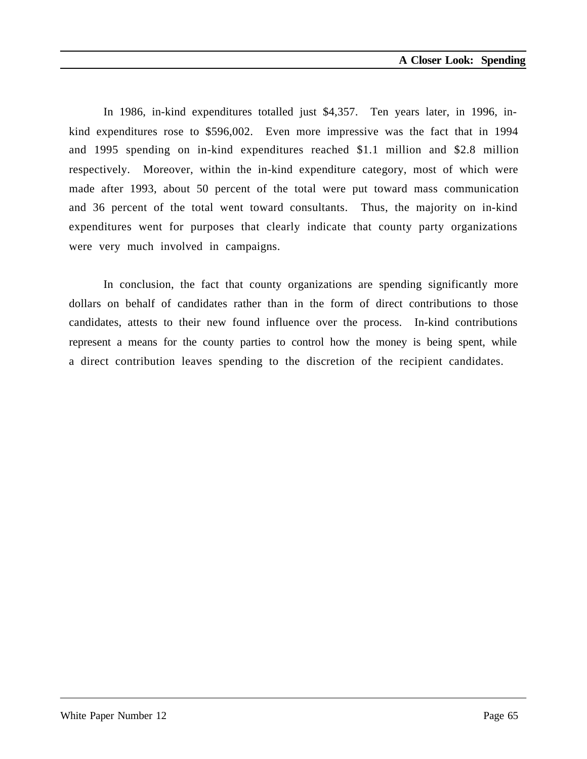In 1986, in-kind expenditures totalled just $4,357. Ten years later, in 1996, in-kind expenditures rose to $596,002. Even more impressive was the fact that in 1994 and 1995 spending on in-kind expenditures reached $1.1 million and $2.8 million respectively. Moreover, within the in-kind expenditure category, most of which were made after 1993, about 50 percent of the total were put toward mass communication and 36 percent of the total went toward consultants. Thus, the majority on in-kind expenditures went for purposes that clearly indicate that county party organizations were very much involved in campaigns.

In conclusion, the fact that county organizations are spending significantly more dollars on behalf of candidates rather than in the form of direct contributions to those candidates, attests to their new found influence over the process. In-kind contributions represent a means for the county parties to control how the money is being spent, while a direct contribution leaves spending to the discretion of the recipient candidates.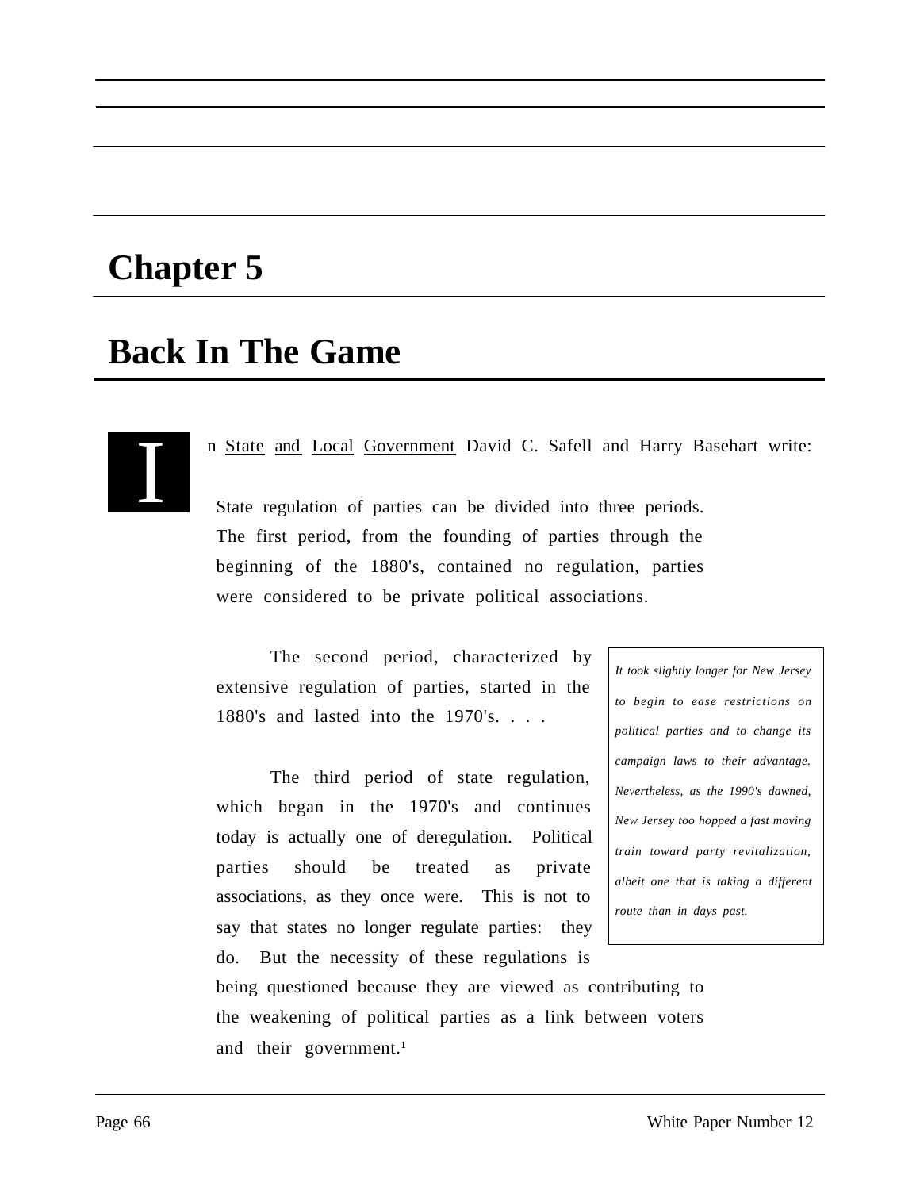# Chapter 5

# Back In The Game

In State and Local Government David C. Safell and Harry Basehart write:

> State regulation of parties can be divided into three periods. The first period, from the founding of parties through the beginning of the 1880's, contained no regulation, parties were considered to be private political associations.
>
> The second period, characterized by extensive regulation of parties, started in the 1880's and lasted into the 1970's. . . .
>
> The third period of state regulation, which began in the 1970's and continues today is actually one of deregulation. Political parties should be treated as private associations, as they once were. This is not to say that states no longer regulate parties: they do. But the necessity of these regulations is being questioned because they are viewed as contributing to the weakening of political parties as a link between voters and their government.[1]

*It took slightly longer for New Jersey to begin to ease restrictions on political parties and to change its campaign laws to their advantage. Nevertheless, as the 1990's dawned, New Jersey too hopped a fast moving train toward party revitalization, albeit one that is taking a different route than in days past.*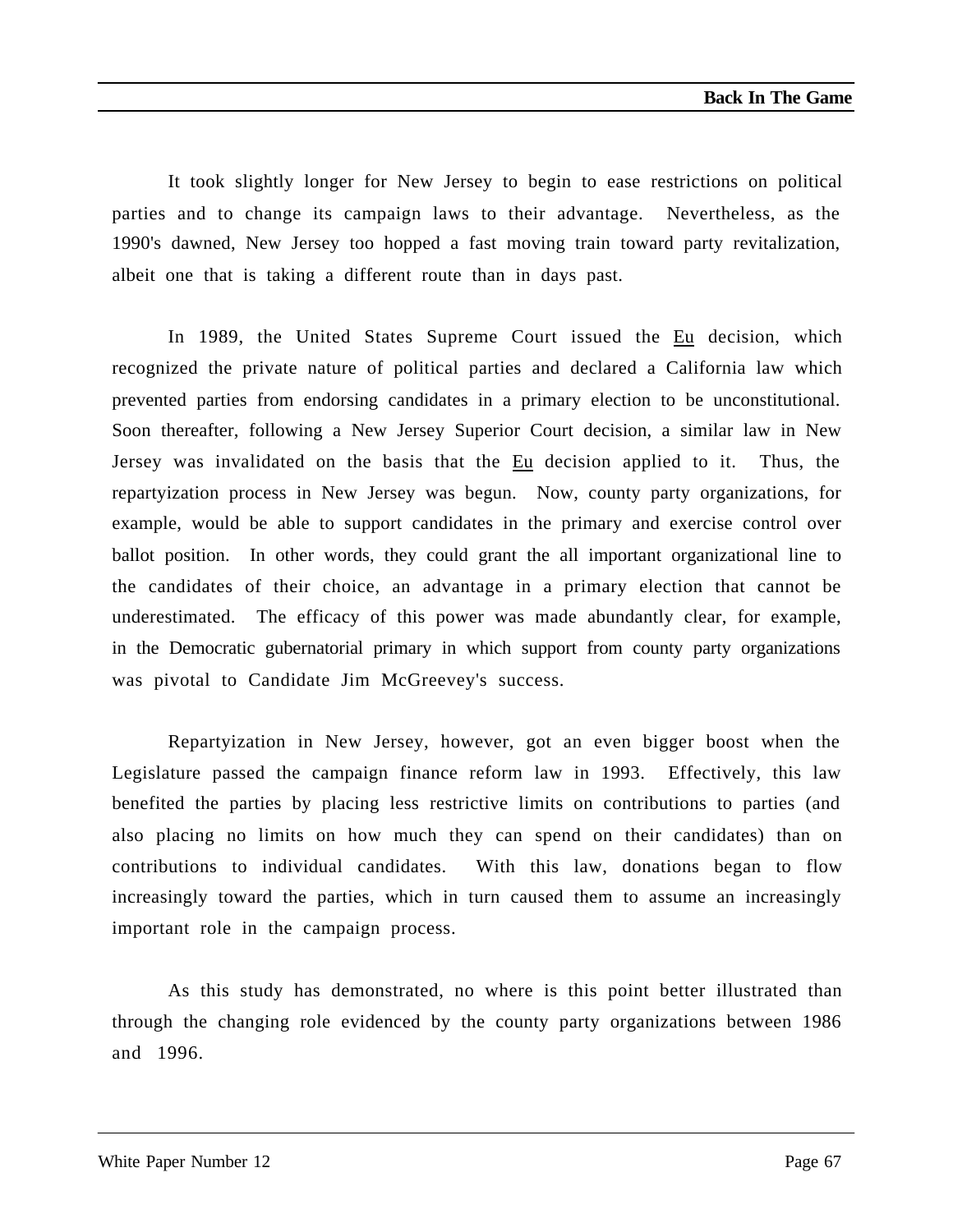It took slightly longer for New Jersey to begin to ease restrictions on political parties and to change its campaign laws to their advantage. Nevertheless, as the 1990's dawned, New Jersey too hopped a fast moving train toward party revitalization, albeit one that is taking a different route than in days past.

In 1989, the United States Supreme Court issued the Eu decision, which recognized the private nature of political parties and declared a California law which prevented parties from endorsing candidates in a primary election to be unconstitutional. Soon thereafter, following a New Jersey Superior Court decision, a similar law in New Jersey was invalidated on the basis that the Eu decision applied to it. Thus, the repartyization process in New Jersey was begun. Now, county party organizations, for example, would be able to support candidates in the primary and exercise control over ballot position. In other words, they could grant the all important organizational line to the candidates of their choice, an advantage in a primary election that cannot be underestimated. The efficacy of this power was made abundantly clear, for example, in the Democratic gubernatorial primary in which support from county party organizations was pivotal to Candidate Jim McGreevey's success.

Repartyization in New Jersey, however, got an even bigger boost when the Legislature passed the campaign finance reform law in 1993. Effectively, this law benefited the parties by placing less restrictive limits on contributions to parties (and also placing no limits on how much they can spend on their candidates) than on contributions to individual candidates. With this law, donations began to flow increasingly toward the parties, which in turn caused them to assume an increasingly important role in the campaign process.

As this study has demonstrated, no where is this point better illustrated than through the changing role evidenced by the county party organizations between 1986 and 1996.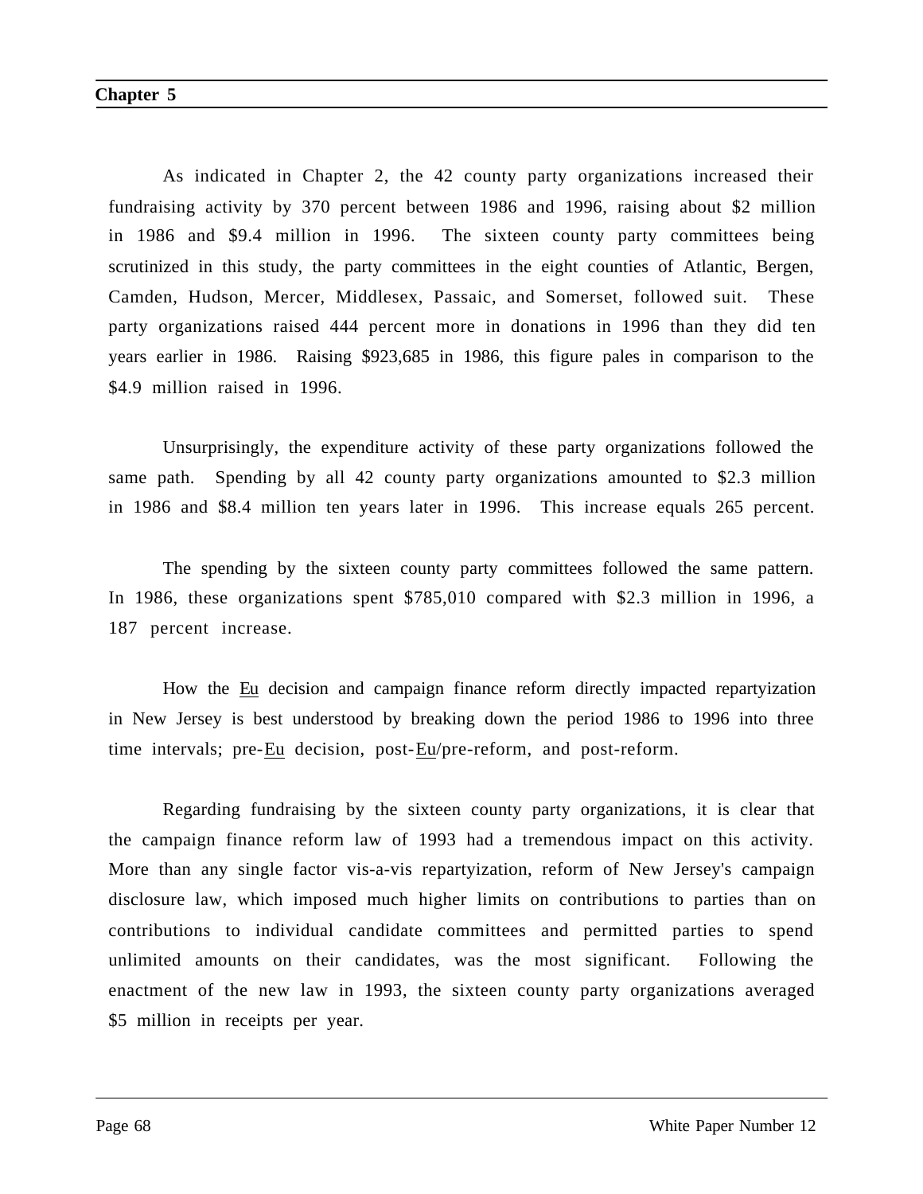As indicated in Chapter 2, the 42 county party organizations increased their fundraising activity by 370 percent between 1986 and 1996, raising about $2 million in 1986 and $9.4 million in 1996. The sixteen county party committees being scrutinized in this study, the party committees in the eight counties of Atlantic, Bergen, Camden, Hudson, Mercer, Middlesex, Passaic, and Somerset, followed suit. These party organizations raised 444 percent more in donations in 1996 than they did ten years earlier in 1986. Raising $923,685 in 1986, this figure pales in comparison to the $4.9 million raised in 1996.

Unsurprisingly, the expenditure activity of these party organizations followed the same path. Spending by all 42 county party organizations amounted to $2.3 million in 1986 and $8.4 million ten years later in 1996. This increase equals 265 percent.

The spending by the sixteen county party committees followed the same pattern. In 1986, these organizations spent $785,010 compared with $2.3 million in 1996, a 187 percent increase.

How the Eu decision and campaign finance reform directly impacted repartyization in New Jersey is best understood by breaking down the period 1986 to 1996 into three time intervals; pre-Eu decision, post-Eu/pre-reform, and post-reform.

Regarding fundraising by the sixteen county party organizations, it is clear that the campaign finance reform law of 1993 had a tremendous impact on this activity. More than any single factor vis-a-vis repartyization, reform of New Jersey's campaign disclosure law, which imposed much higher limits on contributions to parties than on contributions to individual candidate committees and permitted parties to spend unlimited amounts on their candidates, was the most significant. Following the enactment of the new law in 1993, the sixteen county party organizations averaged $5 million in receipts per year.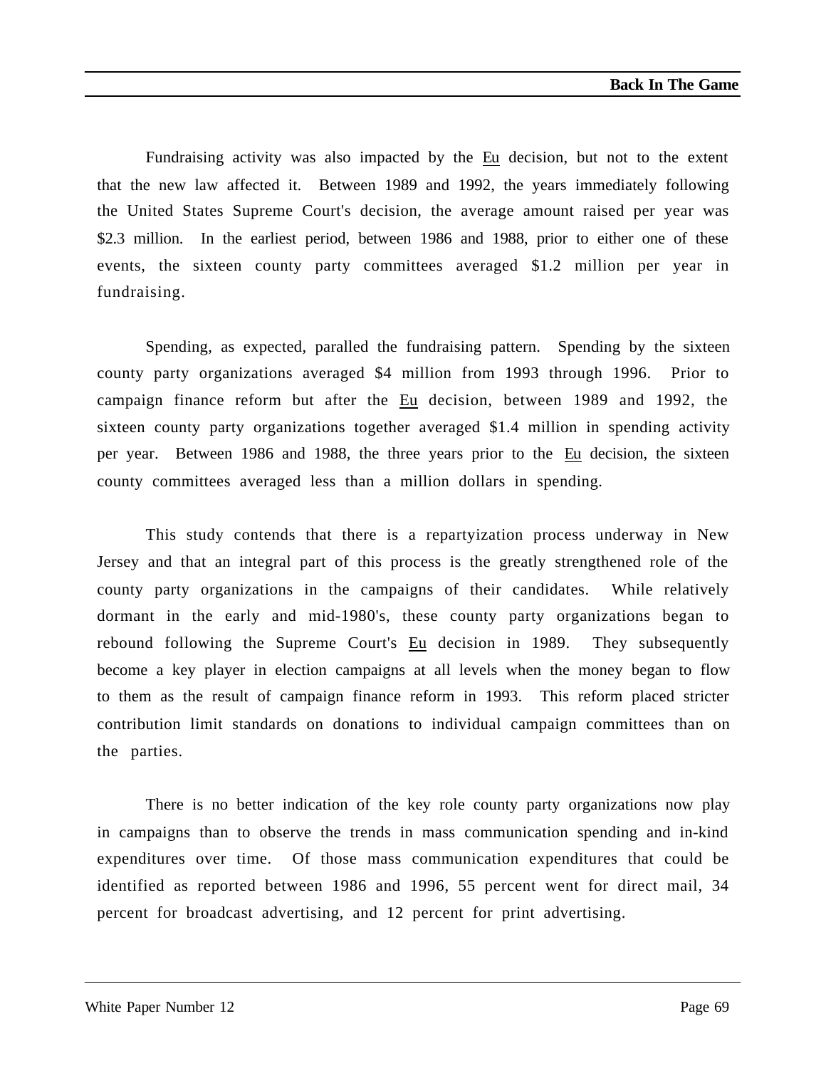Fundraising activity was also impacted by the Eu decision, but not to the extent that the new law affected it. Between 1989 and 1992, the years immediately following the United States Supreme Court's decision, the average amount raised per year was \$2.3 million. In the earliest period, between 1986 and 1988, prior to either one of these events, the sixteen county party committees averaged \$1.2 million per year in fundraising.

Spending, as expected, paralled the fundraising pattern. Spending by the sixteen county party organizations averaged \$4 million from 1993 through 1996. Prior to campaign finance reform but after the Eu decision, between 1989 and 1992, the sixteen county party organizations together averaged \$1.4 million in spending activity per year. Between 1986 and 1988, the three years prior to the Eu decision, the sixteen county committees averaged less than a million dollars in spending.

This study contends that there is a repartyization process underway in New Jersey and that an integral part of this process is the greatly strengthened role of the county party organizations in the campaigns of their candidates. While relatively dormant in the early and mid-1980's, these county party organizations began to rebound following the Supreme Court's Eu decision in 1989. They subsequently become a key player in election campaigns at all levels when the money began to flow to them as the result of campaign finance reform in 1993. This reform placed stricter contribution limit standards on donations to individual campaign committees than on the parties.

There is no better indication of the key role county party organizations now play in campaigns than to observe the trends in mass communication spending and in-kind expenditures over time. Of those mass communication expenditures that could be identified as reported between 1986 and 1996, 55 percent went for direct mail, 34 percent for broadcast advertising, and 12 percent for print advertising.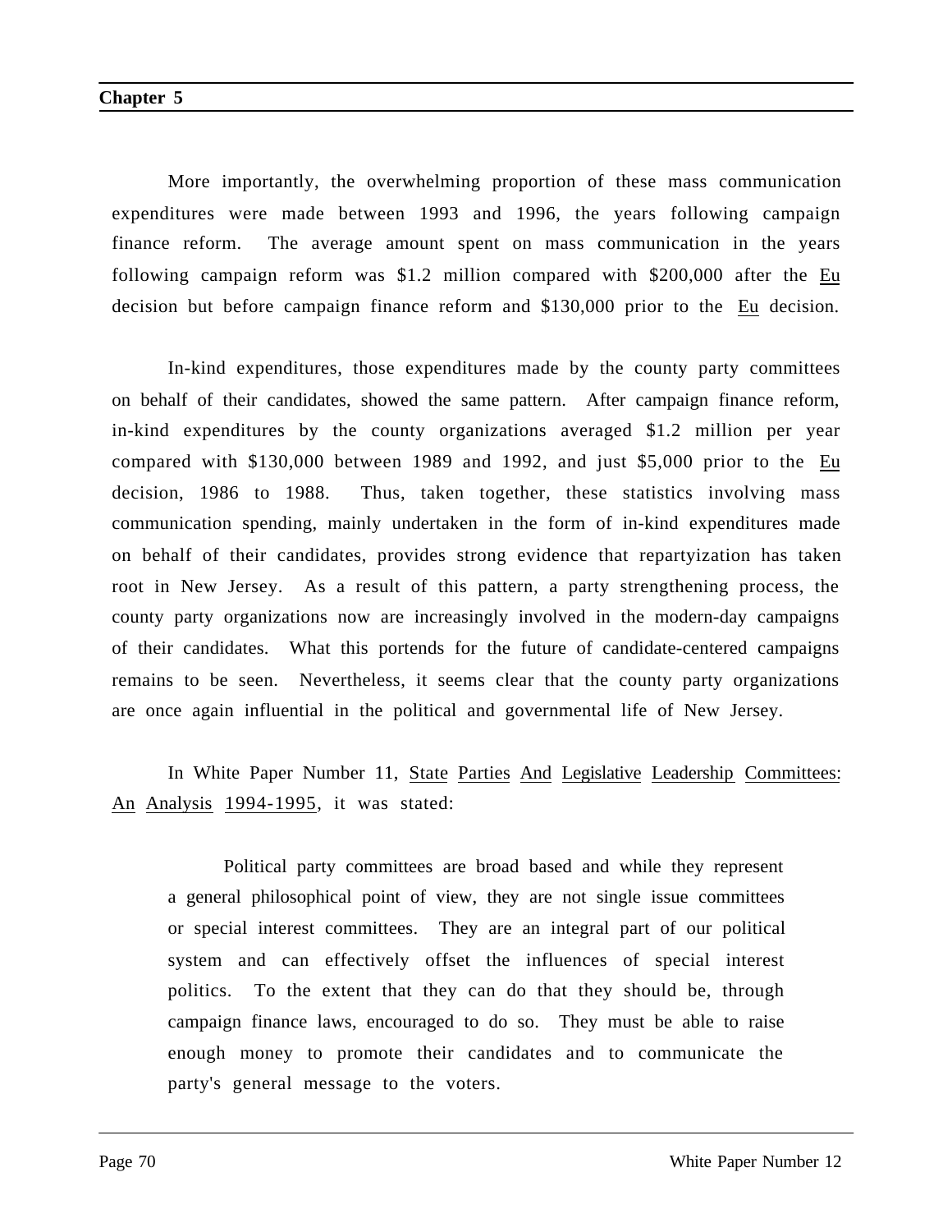More importantly, the overwhelming proportion of these mass communication expenditures were made between 1993 and 1996, the years following campaign finance reform. The average amount spent on mass communication in the years following campaign reform was $1.2 million compared with $200,000 after the Eu decision but before campaign finance reform and $130,000 prior to the Eu decision.

In-kind expenditures, those expenditures made by the county party committees on behalf of their candidates, showed the same pattern. After campaign finance reform, in-kind expenditures by the county organizations averaged $1.2 million per year compared with $130,000 between 1989 and 1992, and just $5,000 prior to the Eu decision, 1986 to 1988. Thus, taken together, these statistics involving mass communication spending, mainly undertaken in the form of in-kind expenditures made on behalf of their candidates, provides strong evidence that repartyization has taken root in New Jersey. As a result of this pattern, a party strengthening process, the county party organizations now are increasingly involved in the modern-day campaigns of their candidates. What this portends for the future of candidate-centered campaigns remains to be seen. Nevertheless, it seems clear that the county party organizations are once again influential in the political and governmental life of New Jersey.

In White Paper Number 11, State Parties And Legislative Leadership Committees: An Analysis 1994-1995, it was stated:

> Political party committees are broad based and while they represent a general philosophical point of view, they are not single issue committees or special interest committees. They are an integral part of our political system and can effectively offset the influences of special interest politics. To the extent that they can do that they should be, through campaign finance laws, encouraged to do so. They must be able to raise enough money to promote their candidates and to communicate the party's general message to the voters.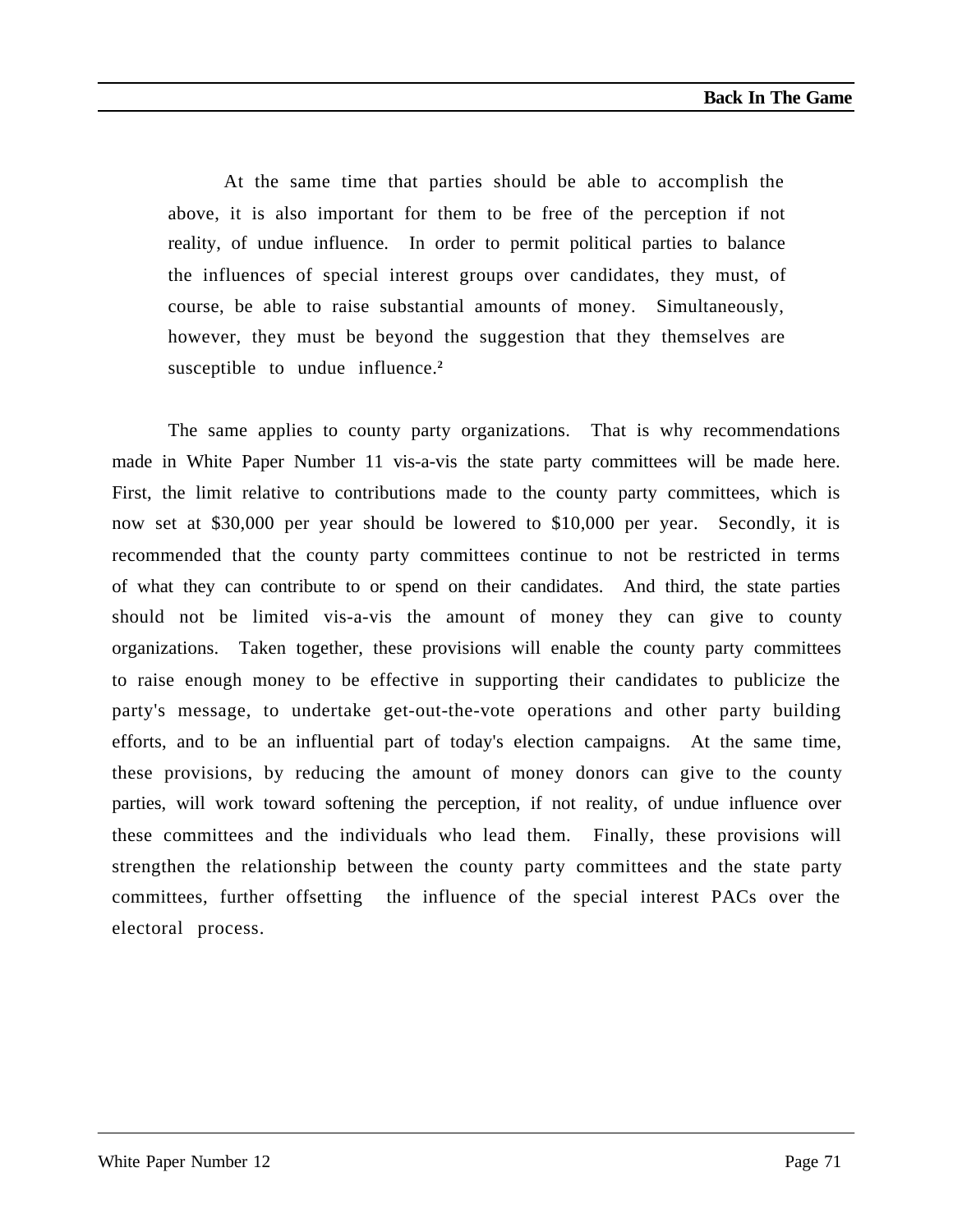> At the same time that parties should be able to accomplish the above, it is also important for them to be free of the perception if not reality, of undue influence. In order to permit political parties to balance the influences of special interest groups over candidates, they must, of course, be able to raise substantial amounts of money. Simultaneously, however, they must be beyond the suggestion that they themselves are susceptible to undue influence.[2]

The same applies to county party organizations. That is why recommendations made in White Paper Number 11 vis-a-vis the state party committees will be made here. First, the limit relative to contributions made to the county party committees, which is now set at $30,000 per year should be lowered to $10,000 per year. Secondly, it is recommended that the county party committees continue to not be restricted in terms of what they can contribute to or spend on their candidates. And third, the state parties should not be limited vis-a-vis the amount of money they can give to county organizations. Taken together, these provisions will enable the county party committees to raise enough money to be effective in supporting their candidates to publicize the party's message, to undertake get-out-the-vote operations and other party building efforts, and to be an influential part of today's election campaigns. At the same time, these provisions, by reducing the amount of money donors can give to the county parties, will work toward softening the perception, if not reality, of undue influence over these committees and the individuals who lead them. Finally, these provisions will strengthen the relationship between the county party committees and the state party committees, further offsetting the influence of the special interest PACs over the electoral process.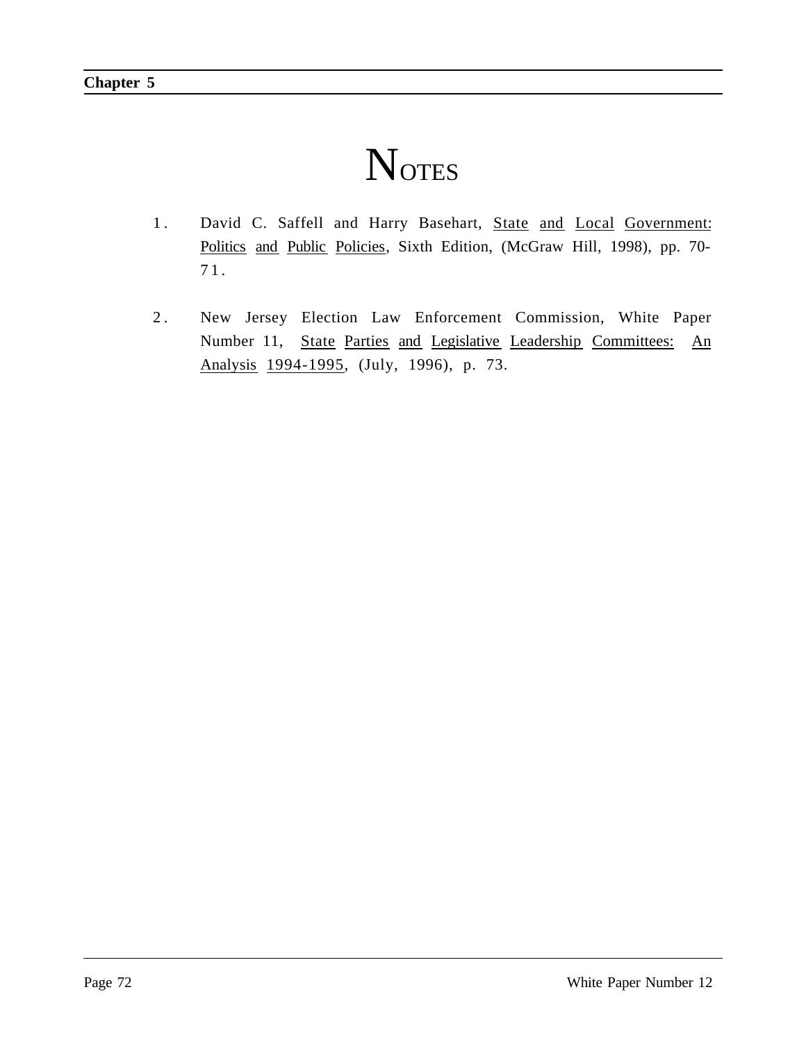# NOTES

1. David C. Saffell and Harry Basehart, State and Local Government: Politics and Public Policies, Sixth Edition, (McGraw Hill, 1998), pp. 70-71.

2. New Jersey Election Law Enforcement Commission, White Paper Number 11, State Parties and Legislative Leadership Committees: An Analysis 1994-1995, (July, 1996), p. 73.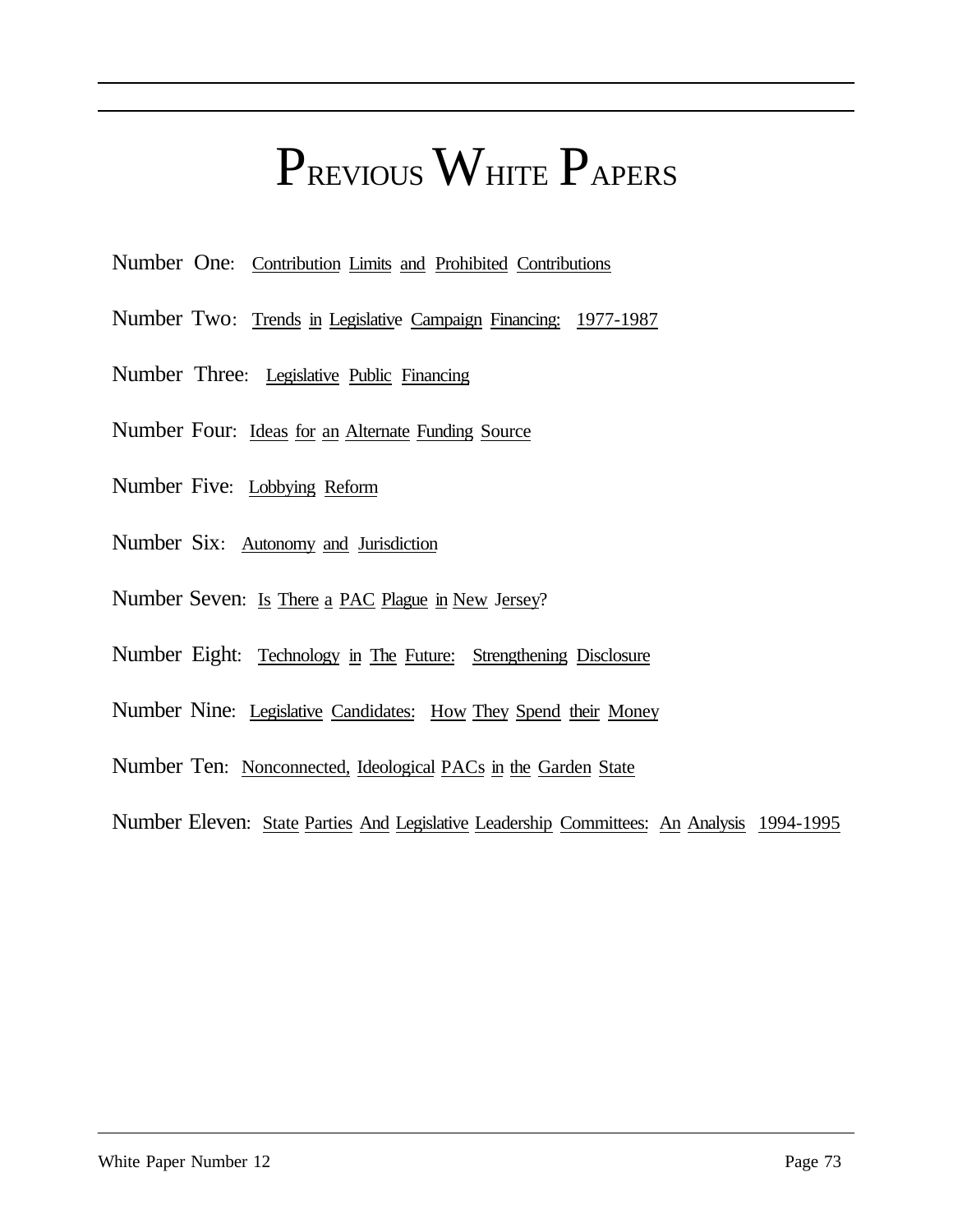# Previous White Papers

Number One: Contribution Limits and Prohibited Contributions

Number Two: Trends in Legislative Campaign Financing: 1977-1987

Number Three: Legislative Public Financing

Number Four: Ideas for an Alternate Funding Source

Number Five: Lobbying Reform

Number Six: Autonomy and Jurisdiction

Number Seven: Is There a PAC Plague in New Jersey?

Number Eight: Technology in The Future: Strengthening Disclosure

Number Nine: Legislative Candidates: How They Spend their Money

Number Ten: Nonconnected, Ideological PACs in the Garden State

Number Eleven: State Parties And Legislative Leadership Committees: An Analysis 1994-1995